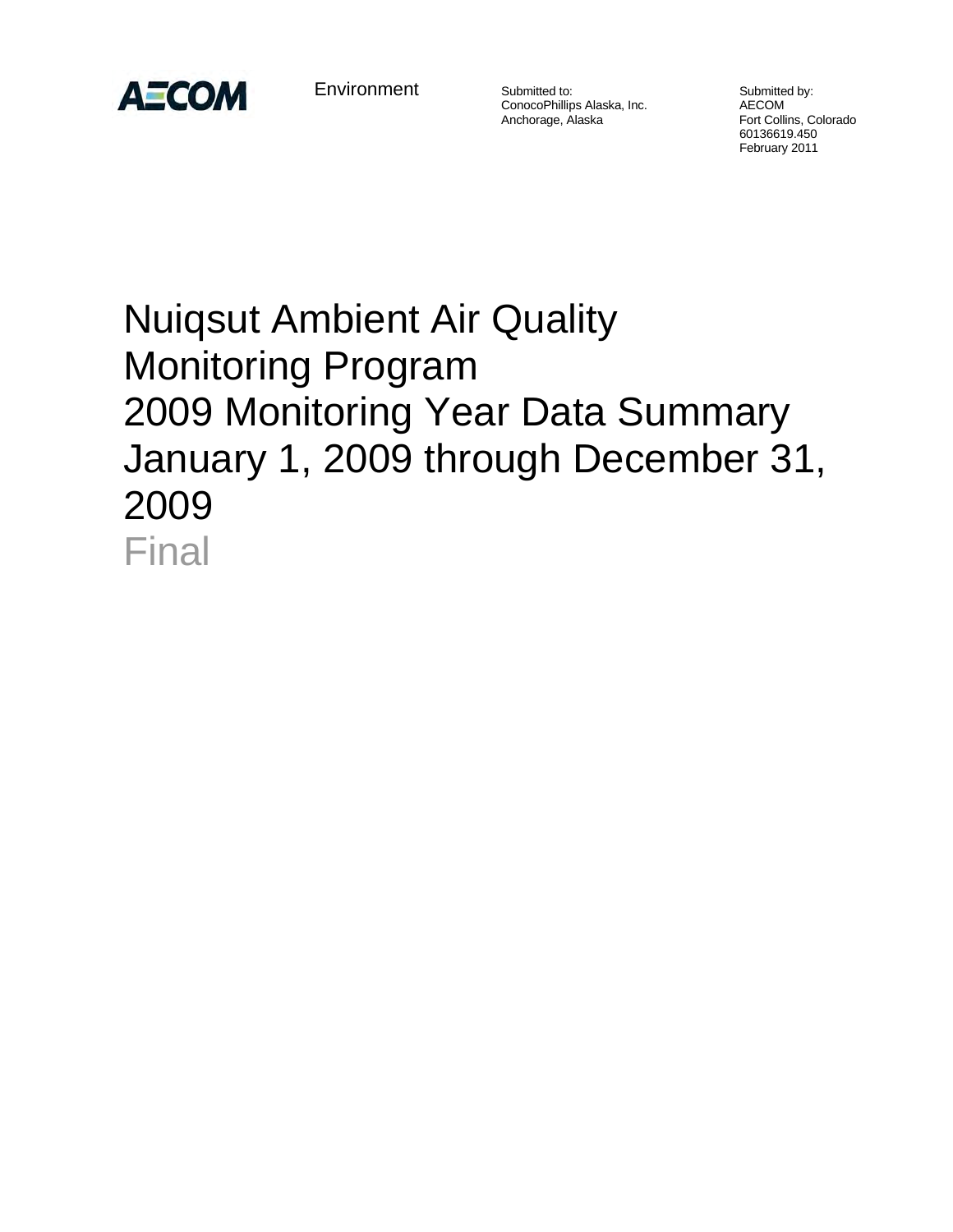AECOM

Environment

Submitted to:
ConocoPhillips Alaska, Inc.
Anchorage, Alaska

Submitted by:
AECOM
Fort Collins, Colorado
60136619.450
February 2011

# Nuiqsut Ambient Air Quality Monitoring Program 2009 Monitoring Year Data Summary January 1, 2009 through December 31, 2009

Final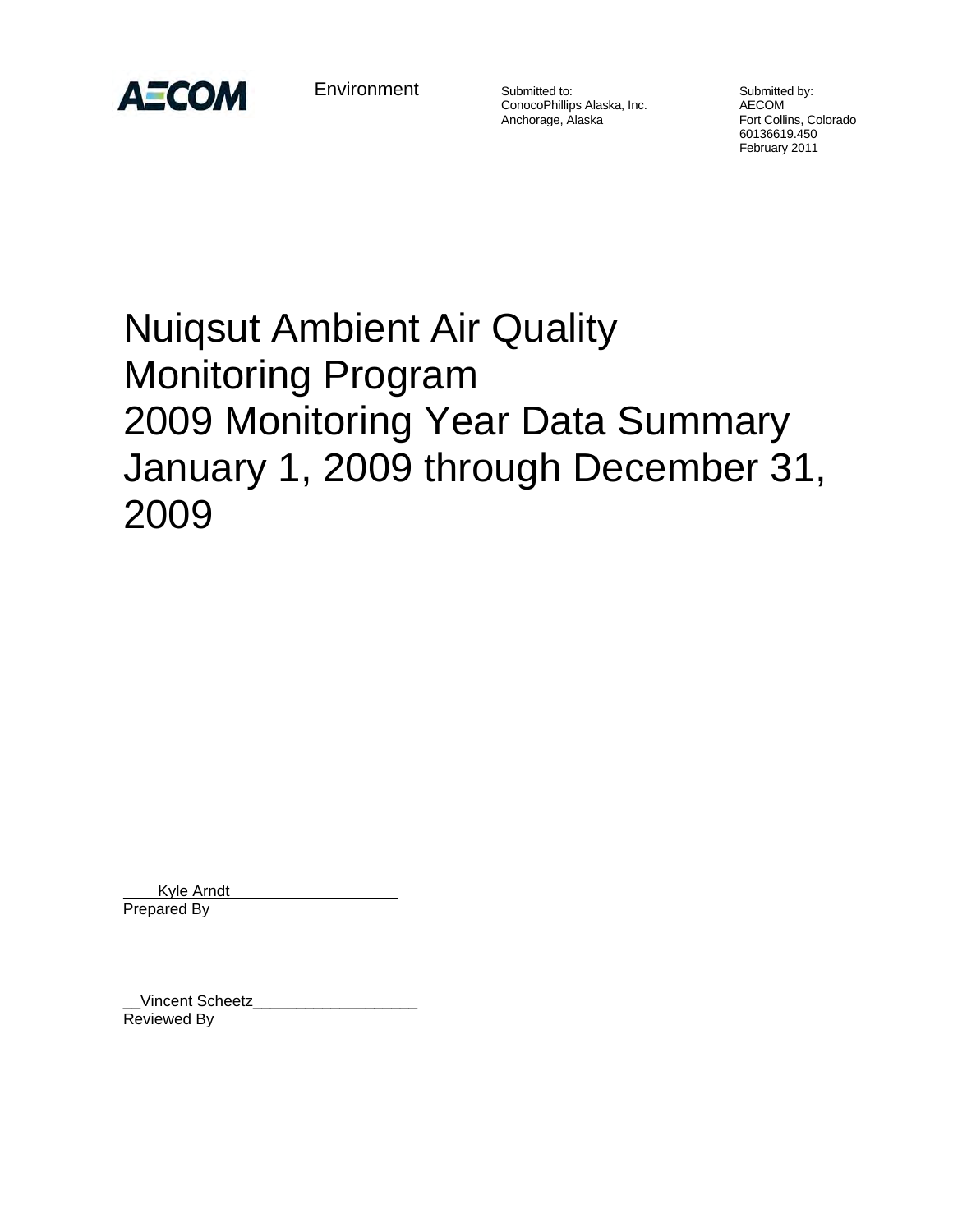AECOM

Environment

Submitted to:
ConocoPhillips Alaska, Inc.
Anchorage, Alaska

Submitted by:
AECOM
Fort Collins, Colorado
60136619.450
February 2011

# Nuiqsut Ambient Air Quality Monitoring Program 2009 Monitoring Year Data Summary January 1, 2009 through December 31, 2009

Kyle Arndt
Prepared By

Vincent Scheetz
Reviewed By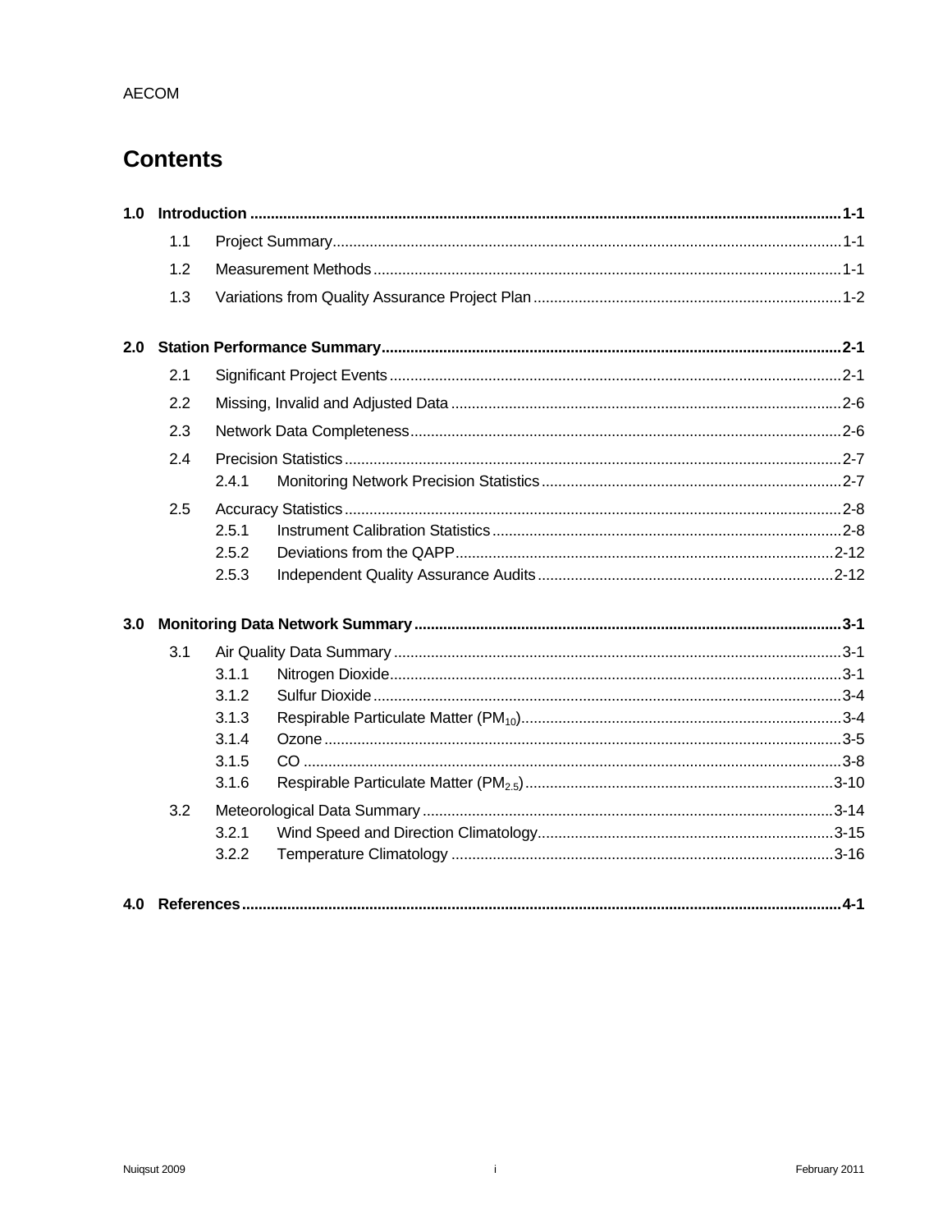# Contents

**1.0 Introduction ........ 1-1**

- 1.1 Project Summary ........ 1-1
- 1.2 Measurement Methods ........ 1-1
- 1.3 Variations from Quality Assurance Project Plan ........ 1-2

**2.0 Station Performance Summary ........ 2-1**

- 2.1 Significant Project Events ........ 2-1
- 2.2 Missing, Invalid and Adjusted Data ........ 2-6
- 2.3 Network Data Completeness ........ 2-6
- 2.4 Precision Statistics ........ 2-7
  - 2.4.1 Monitoring Network Precision Statistics ........ 2-7
- 2.5 Accuracy Statistics ........ 2-8
  - 2.5.1 Instrument Calibration Statistics ........ 2-8
  - 2.5.2 Deviations from the QAPP ........ 2-12
  - 2.5.3 Independent Quality Assurance Audits ........ 2-12

**3.0 Monitoring Data Network Summary ........ 3-1**

- 3.1 Air Quality Data Summary ........ 3-1
  - 3.1.1 Nitrogen Dioxide ........ 3-1
  - 3.1.2 Sulfur Dioxide ........ 3-4
  - 3.1.3 Respirable Particulate Matter ($PM_{10}$) ........ 3-4
  - 3.1.4 Ozone ........ 3-5
  - 3.1.5 CO ........ 3-8
  - 3.1.6 Respirable Particulate Matter ($PM_{2.5}$) ........ 3-10
- 3.2 Meteorological Data Summary ........ 3-14
  - 3.2.1 Wind Speed and Direction Climatology ........ 3-15
  - 3.2.2 Temperature Climatology ........ 3-16

**4.0 References ........ 4-1**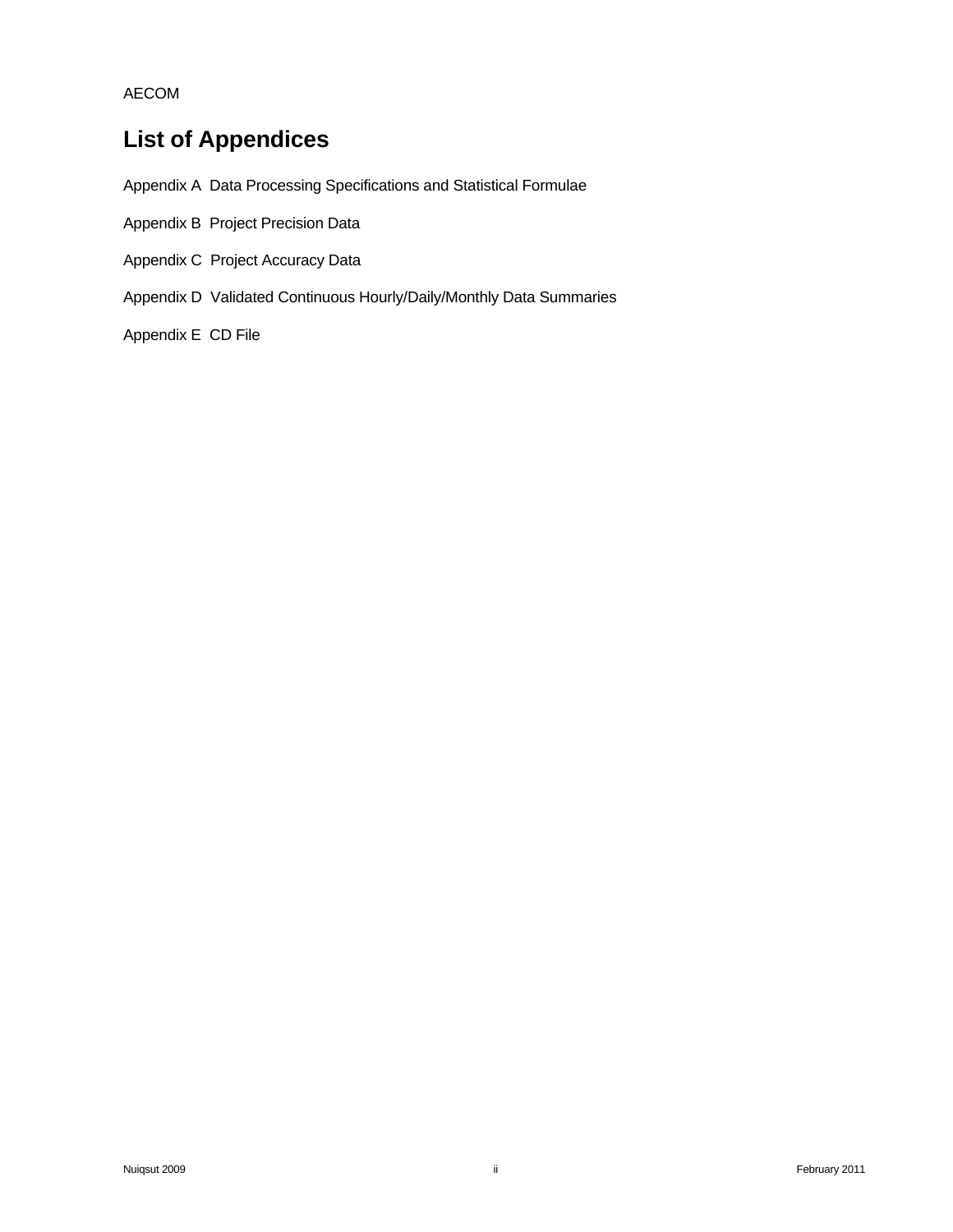# List of Appendices

Appendix A  Data Processing Specifications and Statistical Formulae

Appendix B  Project Precision Data

Appendix C  Project Accuracy Data

Appendix D  Validated Continuous Hourly/Daily/Monthly Data Summaries

Appendix E  CD File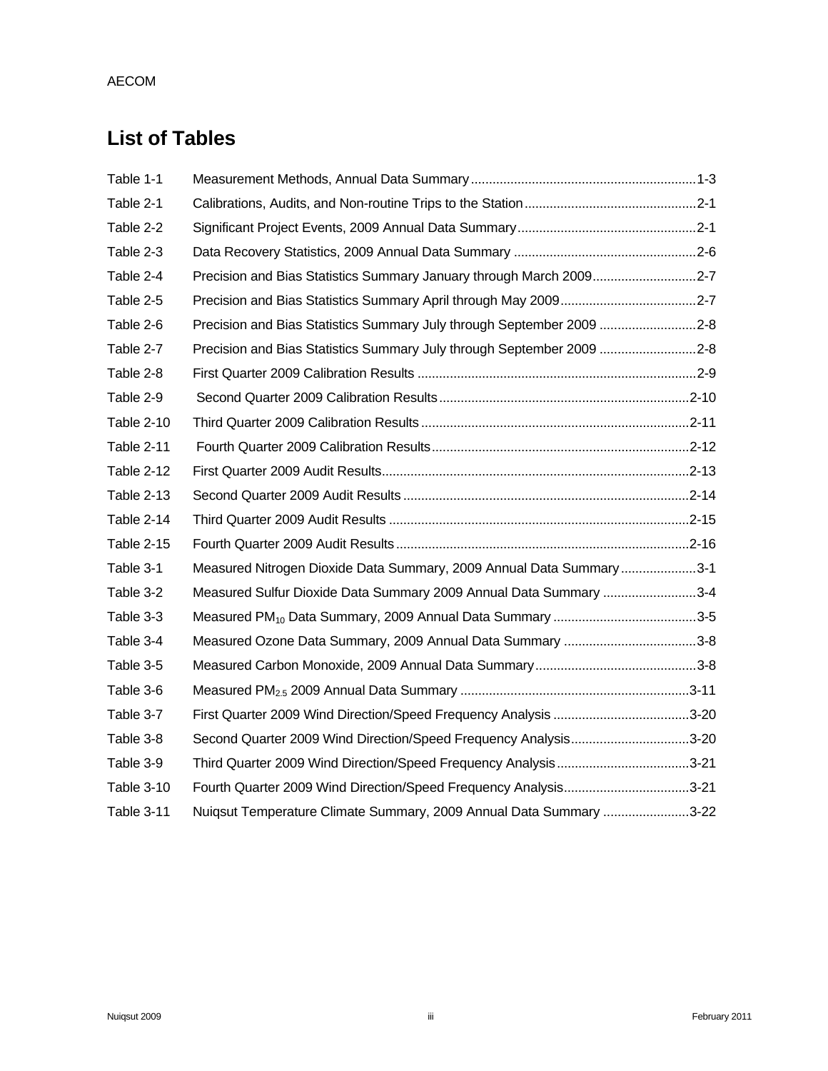# List of Tables

| | | |
|---|---|---|
| Table 1-1 | Measurement Methods, Annual Data Summary | 1-3 |
| Table 2-1 | Calibrations, Audits, and Non-routine Trips to the Station | 2-1 |
| Table 2-2 | Significant Project Events, 2009 Annual Data Summary | 2-1 |
| Table 2-3 | Data Recovery Statistics, 2009 Annual Data Summary | 2-6 |
| Table 2-4 | Precision and Bias Statistics Summary January through March 2009 | 2-7 |
| Table 2-5 | Precision and Bias Statistics Summary April through May 2009 | 2-7 |
| Table 2-6 | Precision and Bias Statistics Summary July through September 2009 | 2-8 |
| Table 2-7 | Precision and Bias Statistics Summary July through September 2009 | 2-8 |
| Table 2-8 | First Quarter 2009 Calibration Results | 2-9 |
| Table 2-9 | Second Quarter 2009 Calibration Results | 2-10 |
| Table 2-10 | Third Quarter 2009 Calibration Results | 2-11 |
| Table 2-11 | Fourth Quarter 2009 Calibration Results | 2-12 |
| Table 2-12 | First Quarter 2009 Audit Results | 2-13 |
| Table 2-13 | Second Quarter 2009 Audit Results | 2-14 |
| Table 2-14 | Third Quarter 2009 Audit Results | 2-15 |
| Table 2-15 | Fourth Quarter 2009 Audit Results | 2-16 |
| Table 3-1 | Measured Nitrogen Dioxide Data Summary, 2009 Annual Data Summary | 3-1 |
| Table 3-2 | Measured Sulfur Dioxide Data Summary 2009 Annual Data Summary | 3-4 |
| Table 3-3 | Measured $PM_{10}$ Data Summary, 2009 Annual Data Summary | 3-5 |
| Table 3-4 | Measured Ozone Data Summary, 2009 Annual Data Summary | 3-8 |
| Table 3-5 | Measured Carbon Monoxide, 2009 Annual Data Summary | 3-8 |
| Table 3-6 | Measured $PM_{2.5}$ 2009 Annual Data Summary | 3-11 |
| Table 3-7 | First Quarter 2009 Wind Direction/Speed Frequency Analysis | 3-20 |
| Table 3-8 | Second Quarter 2009 Wind Direction/Speed Frequency Analysis | 3-20 |
| Table 3-9 | Third Quarter 2009 Wind Direction/Speed Frequency Analysis | 3-21 |
| Table 3-10 | Fourth Quarter 2009 Wind Direction/Speed Frequency Analysis | 3-21 |
| Table 3-11 | Nuiqsut Temperature Climate Summary, 2009 Annual Data Summary | 3-22 |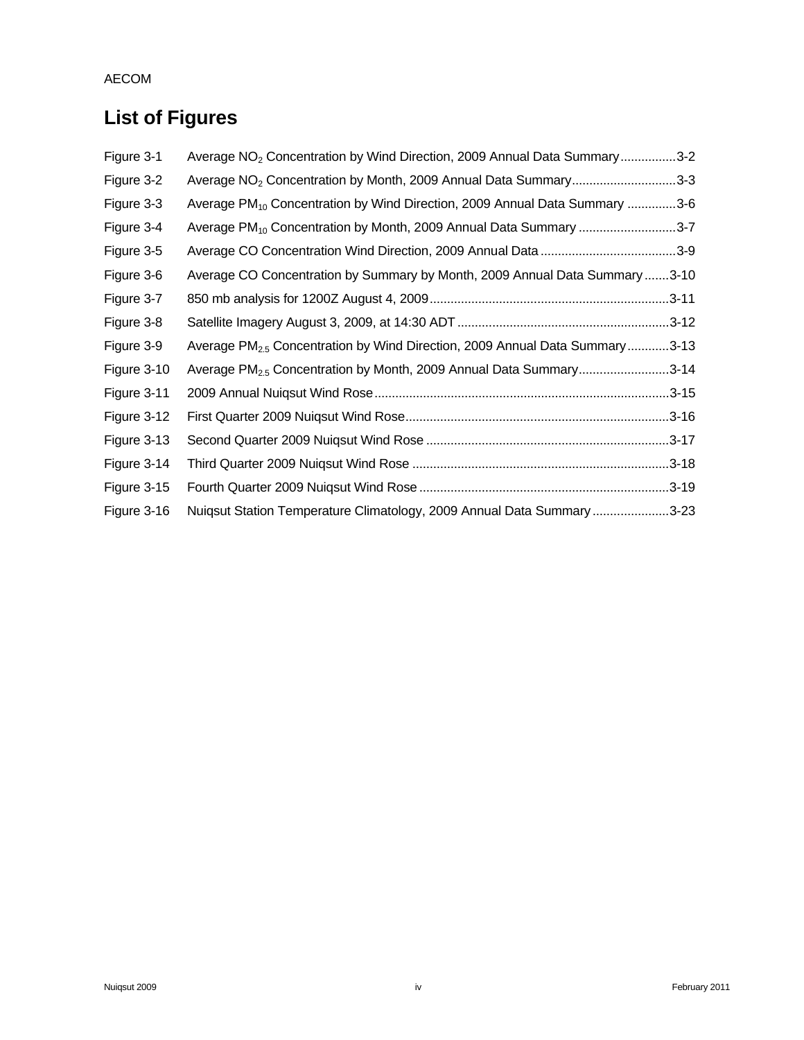# List of Figures

Figure 3-1 Average $NO_2$ Concentration by Wind Direction, 2009 Annual Data Summary................3-2

Figure 3-2 Average $NO_2$ Concentration by Month, 2009 Annual Data Summary.............................3-3

Figure 3-3 Average $PM_{10}$ Concentration by Wind Direction, 2009 Annual Data Summary ..............3-6

Figure 3-4 Average $PM_{10}$ Concentration by Month, 2009 Annual Data Summary ............................3-7

Figure 3-5 Average CO Concentration Wind Direction, 2009 Annual Data .......................................3-9

Figure 3-6 Average CO Concentration by Summary by Month, 2009 Annual Data Summary.......3-10

Figure 3-7 850 mb analysis for 1200Z August 4, 2009....................................................................3-11

Figure 3-8 Satellite Imagery August 3, 2009, at 14:30 ADT ............................................................3-12

Figure 3-9 Average $PM_{2.5}$ Concentration by Wind Direction, 2009 Annual Data Summary............3-13

Figure 3-10 Average $PM_{2.5}$ Concentration by Month, 2009 Annual Data Summary..........................3-14

Figure 3-11 2009 Annual Nuiqsut Wind Rose....................................................................................3-15

Figure 3-12 First Quarter 2009 Nuiqsut Wind Rose...........................................................................3-16

Figure 3-13 Second Quarter 2009 Nuiqsut Wind Rose .....................................................................3-17

Figure 3-14 Third Quarter 2009 Nuiqsut Wind Rose .........................................................................3-18

Figure 3-15 Fourth Quarter 2009 Nuiqsut Wind Rose .......................................................................3-19

Figure 3-16 Nuiqsut Station Temperature Climatology, 2009 Annual Data Summary......................3-23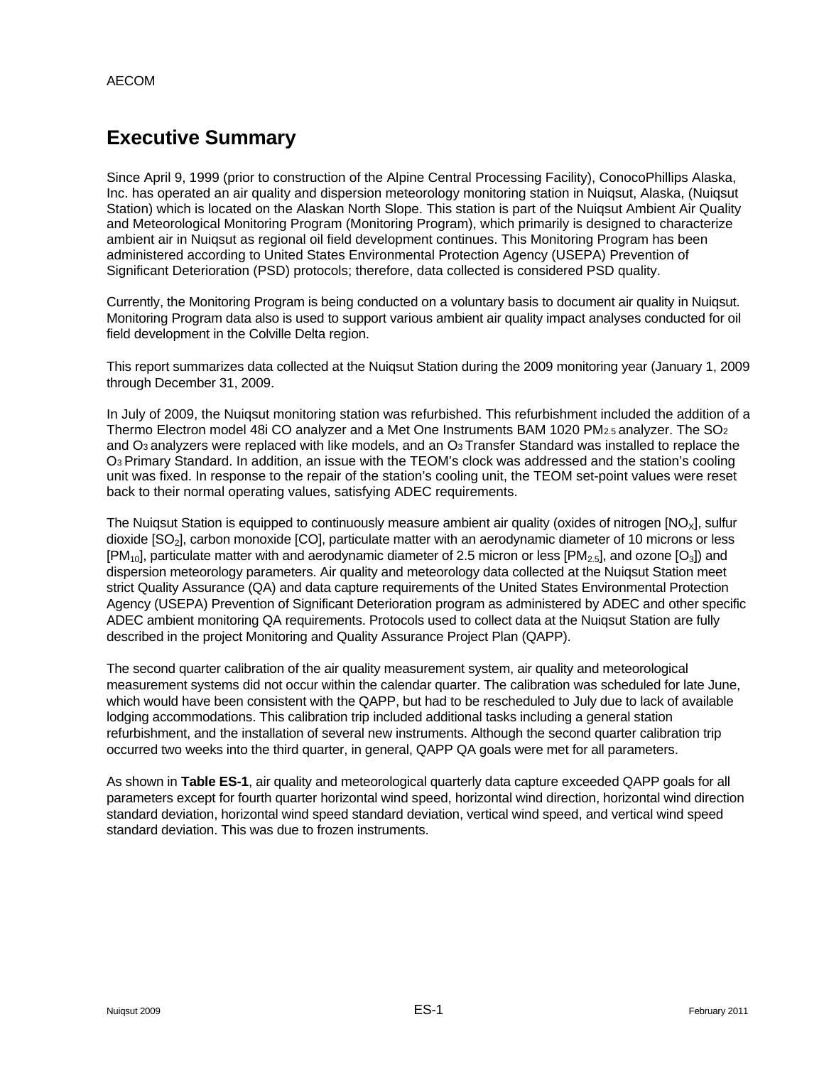# Executive Summary

Since April 9, 1999 (prior to construction of the Alpine Central Processing Facility), ConocoPhillips Alaska, Inc. has operated an air quality and dispersion meteorology monitoring station in Nuiqsut, Alaska, (Nuiqsut Station) which is located on the Alaskan North Slope. This station is part of the Nuiqsut Ambient Air Quality and Meteorological Monitoring Program (Monitoring Program), which primarily is designed to characterize ambient air in Nuiqsut as regional oil field development continues. This Monitoring Program has been administered according to United States Environmental Protection Agency (USEPA) Prevention of Significant Deterioration (PSD) protocols; therefore, data collected is considered PSD quality.

Currently, the Monitoring Program is being conducted on a voluntary basis to document air quality in Nuiqsut. Monitoring Program data also is used to support various ambient air quality impact analyses conducted for oil field development in the Colville Delta region.

This report summarizes data collected at the Nuiqsut Station during the 2009 monitoring year (January 1, 2009 through December 31, 2009.

In July of 2009, the Nuiqsut monitoring station was refurbished. This refurbishment included the addition of a Thermo Electron model 48i CO analyzer and a Met One Instruments BAM 1020 $PM_{2.5}$ analyzer. The $SO_2$ and $O_3$ analyzers were replaced with like models, and an $O_3$ Transfer Standard was installed to replace the $O_3$ Primary Standard. In addition, an issue with the TEOM's clock was addressed and the station's cooling unit was fixed. In response to the repair of the station's cooling unit, the TEOM set-point values were reset back to their normal operating values, satisfying ADEC requirements.

The Nuiqsut Station is equipped to continuously measure ambient air quality (oxides of nitrogen [$NO_X$], sulfur dioxide [$SO_2$], carbon monoxide [CO], particulate matter with an aerodynamic diameter of 10 microns or less [$PM_{10}$], particulate matter with and aerodynamic diameter of 2.5 micron or less [$PM_{2.5}$], and ozone [$O_3$]) and dispersion meteorology parameters. Air quality and meteorology data collected at the Nuiqsut Station meet strict Quality Assurance (QA) and data capture requirements of the United States Environmental Protection Agency (USEPA) Prevention of Significant Deterioration program as administered by ADEC and other specific ADEC ambient monitoring QA requirements. Protocols used to collect data at the Nuiqsut Station are fully described in the project Monitoring and Quality Assurance Project Plan (QAPP).

The second quarter calibration of the air quality measurement system, air quality and meteorological measurement systems did not occur within the calendar quarter. The calibration was scheduled for late June, which would have been consistent with the QAPP, but had to be rescheduled to July due to lack of available lodging accommodations. This calibration trip included additional tasks including a general station refurbishment, and the installation of several new instruments. Although the second quarter calibration trip occurred two weeks into the third quarter, in general, QAPP QA goals were met for all parameters.

As shown in **Table ES-1**, air quality and meteorological quarterly data capture exceeded QAPP goals for all parameters except for fourth quarter horizontal wind speed, horizontal wind direction, horizontal wind direction standard deviation, horizontal wind speed standard deviation, vertical wind speed, and vertical wind speed standard deviation. This was due to frozen instruments.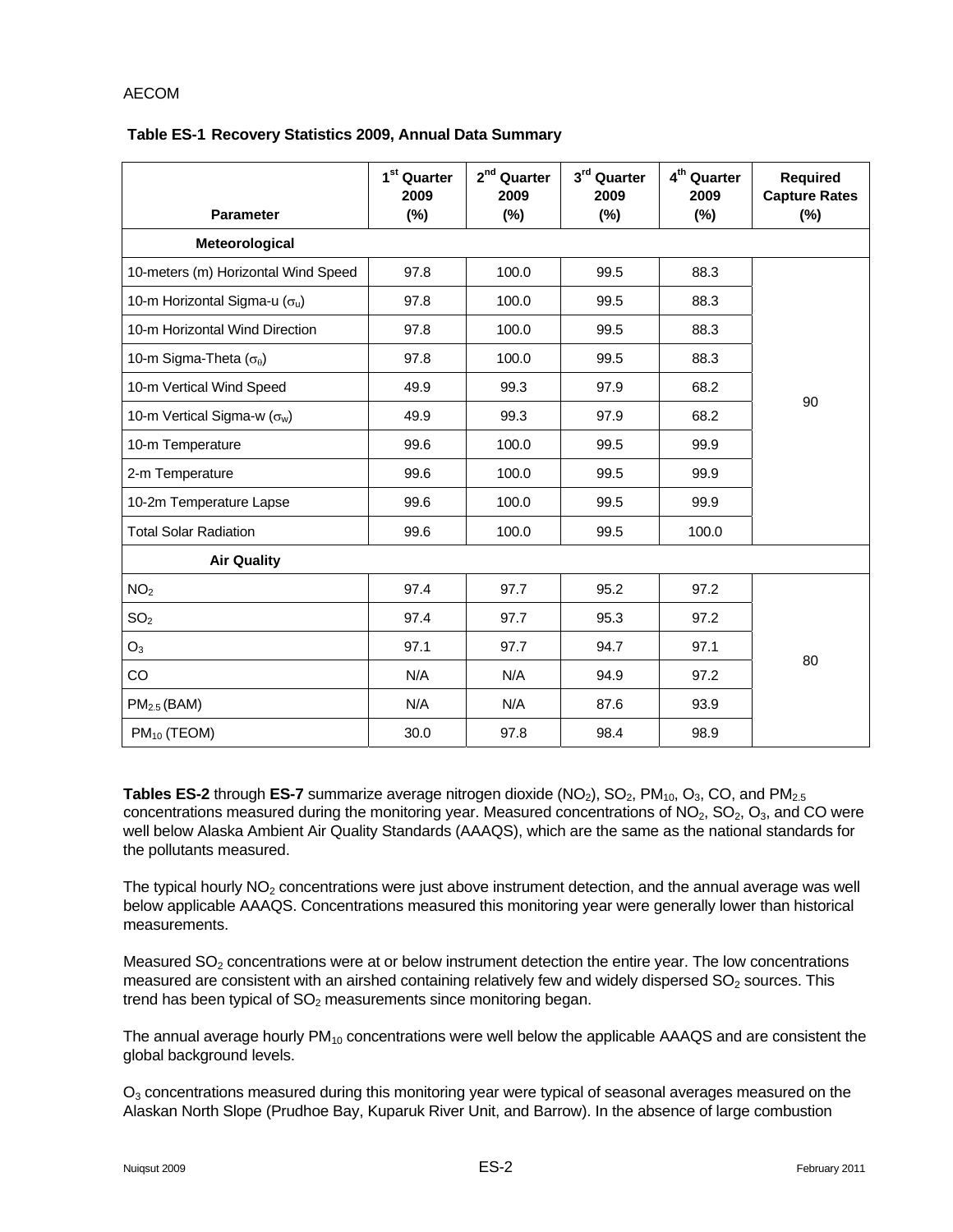**Table ES-1 Recovery Statistics 2009, Annual Data Summary**

| Parameter | 1st Quarter 2009 (%) | 2nd Quarter 2009 (%) | 3rd Quarter 2009 (%) | 4th Quarter 2009 (%) | Required Capture Rates (%) |
|---|---|---|---|---|---|
| **Meteorological** | | | | | |
| 10-meters (m) Horizontal Wind Speed | 97.8 | 100.0 | 99.5 | 88.3 | 90 |
| 10-m Horizontal Sigma-u ($\sigma_u$) | 97.8 | 100.0 | 99.5 | 88.3 | |
| 10-m Horizontal Wind Direction | 97.8 | 100.0 | 99.5 | 88.3 | |
| 10-m Sigma-Theta ($\sigma_\theta$) | 97.8 | 100.0 | 99.5 | 88.3 | |
| 10-m Vertical Wind Speed | 49.9 | 99.3 | 97.9 | 68.2 | |
| 10-m Vertical Sigma-w ($\sigma_w$) | 49.9 | 99.3 | 97.9 | 68.2 | |
| 10-m Temperature | 99.6 | 100.0 | 99.5 | 99.9 | |
| 2-m Temperature | 99.6 | 100.0 | 99.5 | 99.9 | |
| 10-2m Temperature Lapse | 99.6 | 100.0 | 99.5 | 99.9 | |
| Total Solar Radiation | 99.6 | 100.0 | 99.5 | 100.0 | |
| **Air Quality** | | | | | |
| $NO_2$ | 97.4 | 97.7 | 95.2 | 97.2 | 80 |
| $SO_2$ | 97.4 | 97.7 | 95.3 | 97.2 | |
| $O_3$ | 97.1 | 97.7 | 94.7 | 97.1 | |
| CO | N/A | N/A | 94.9 | 97.2 | |
| $PM_{2.5}$ (BAM) | N/A | N/A | 87.6 | 93.9 | |
| $PM_{10}$ (TEOM) | 30.0 | 97.8 | 98.4 | 98.9 | |

**Tables ES-2** through **ES-7** summarize average nitrogen dioxide ($NO_2$), $SO_2$, $PM_{10}$, $O_3$, CO, and $PM_{2.5}$ concentrations measured during the monitoring year. Measured concentrations of $NO_2$, $SO_2$, $O_3$, and CO were well below Alaska Ambient Air Quality Standards (AAAQS), which are the same as the national standards for the pollutants measured.

The typical hourly $NO_2$ concentrations were just above instrument detection, and the annual average was well below applicable AAAQS. Concentrations measured this monitoring year were generally lower than historical measurements.

Measured $SO_2$ concentrations were at or below instrument detection the entire year. The low concentrations measured are consistent with an airshed containing relatively few and widely dispersed $SO_2$ sources. This trend has been typical of $SO_2$ measurements since monitoring began.

The annual average hourly $PM_{10}$ concentrations were well below the applicable AAAQS and are consistent the global background levels.

$O_3$ concentrations measured during this monitoring year were typical of seasonal averages measured on the Alaskan North Slope (Prudhoe Bay, Kuparuk River Unit, and Barrow). In the absence of large combustion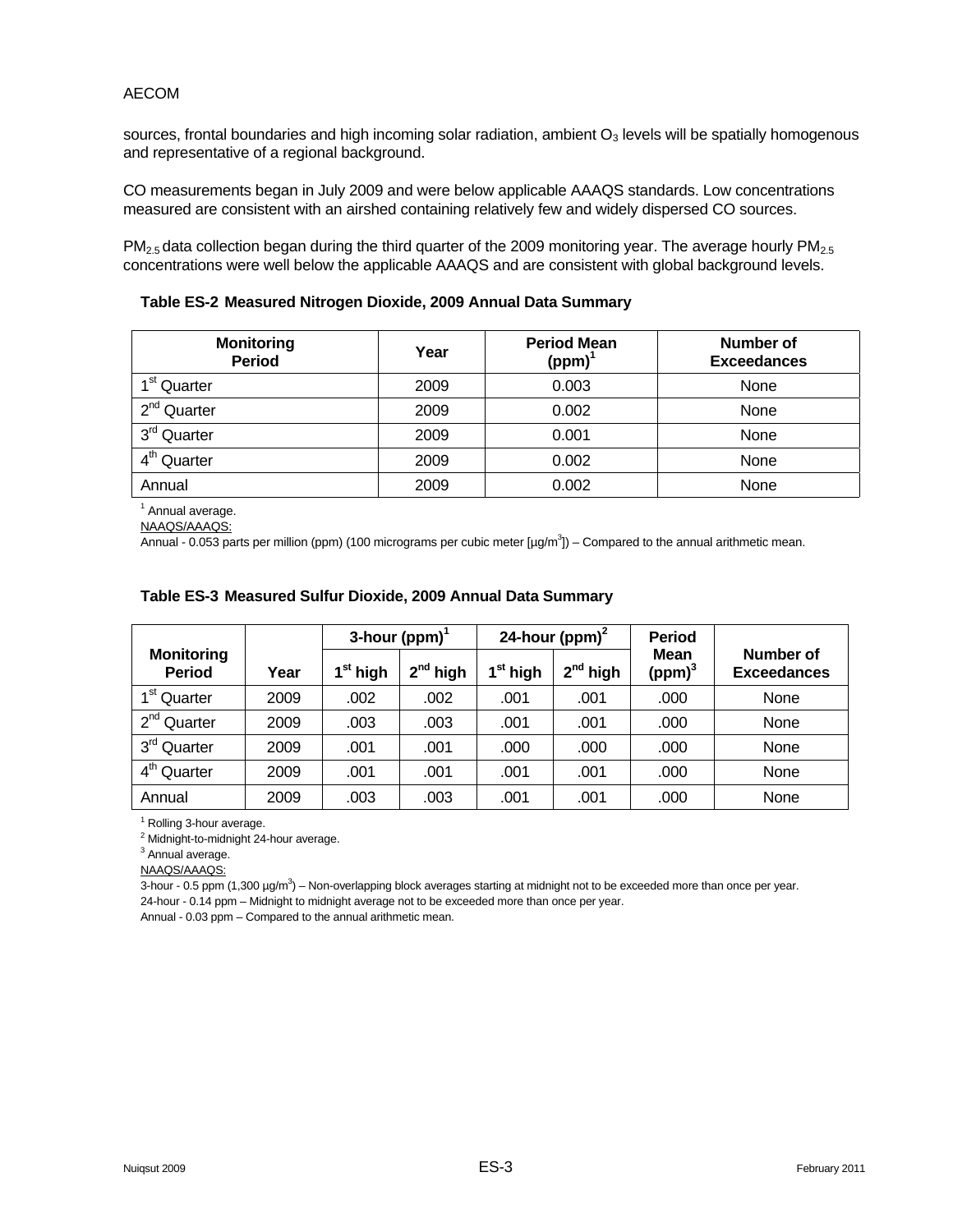sources, frontal boundaries and high incoming solar radiation, ambient $O_3$ levels will be spatially homogenous and representative of a regional background.

CO measurements began in July 2009 and were below applicable AAAQS standards. Low concentrations measured are consistent with an airshed containing relatively few and widely dispersed CO sources.

$PM_{2.5}$ data collection began during the third quarter of the 2009 monitoring year. The average hourly $PM_{2.5}$ concentrations were well below the applicable AAAQS and are consistent with global background levels.

**Table ES-2 Measured Nitrogen Dioxide, 2009 Annual Data Summary**

| Monitoring Period | Year | Period Mean (ppm)[1] | Number of Exceedances |
|---|---|---|---|
| 1st Quarter | 2009 | 0.003 | None |
| 2nd Quarter | 2009 | 0.002 | None |
| 3rd Quarter | 2009 | 0.001 | None |
| 4th Quarter | 2009 | 0.002 | None |
| Annual | 2009 | 0.002 | None |

[1] Annual average.

NAAQS/AAAQS:

Annual - 0.053 parts per million (ppm) (100 micrograms per cubic meter [µg/m³]) – Compared to the annual arithmetic mean.

**Table ES-3 Measured Sulfur Dioxide, 2009 Annual Data Summary**

| Monitoring Period | Year | 3-hour (ppm)[1] | | 24-hour (ppm)[2] | | Period Mean (ppm)[3] | Number of Exceedances |
|---|---|---|---|---|---|---|---|
| | | 1st high | 2nd high | 1st high | 2nd high | | |
| 1st Quarter | 2009 | .002 | .002 | .001 | .001 | .000 | None |
| 2nd Quarter | 2009 | .003 | .003 | .001 | .001 | .000 | None |
| 3rd Quarter | 2009 | .001 | .001 | .000 | .000 | .000 | None |
| 4th Quarter | 2009 | .001 | .001 | .001 | .001 | .000 | None |
| Annual | 2009 | .003 | .003 | .001 | .001 | .000 | None |

[1] Rolling 3-hour average.

[2] Midnight-to-midnight 24-hour average.

[3] Annual average.

NAAQS/AAAQS:

3-hour - 0.5 ppm (1,300 µg/m³) – Non-overlapping block averages starting at midnight not to be exceeded more than once per year.

24-hour - 0.14 ppm – Midnight to midnight average not to be exceeded more than once per year.

Annual - 0.03 ppm – Compared to the annual arithmetic mean.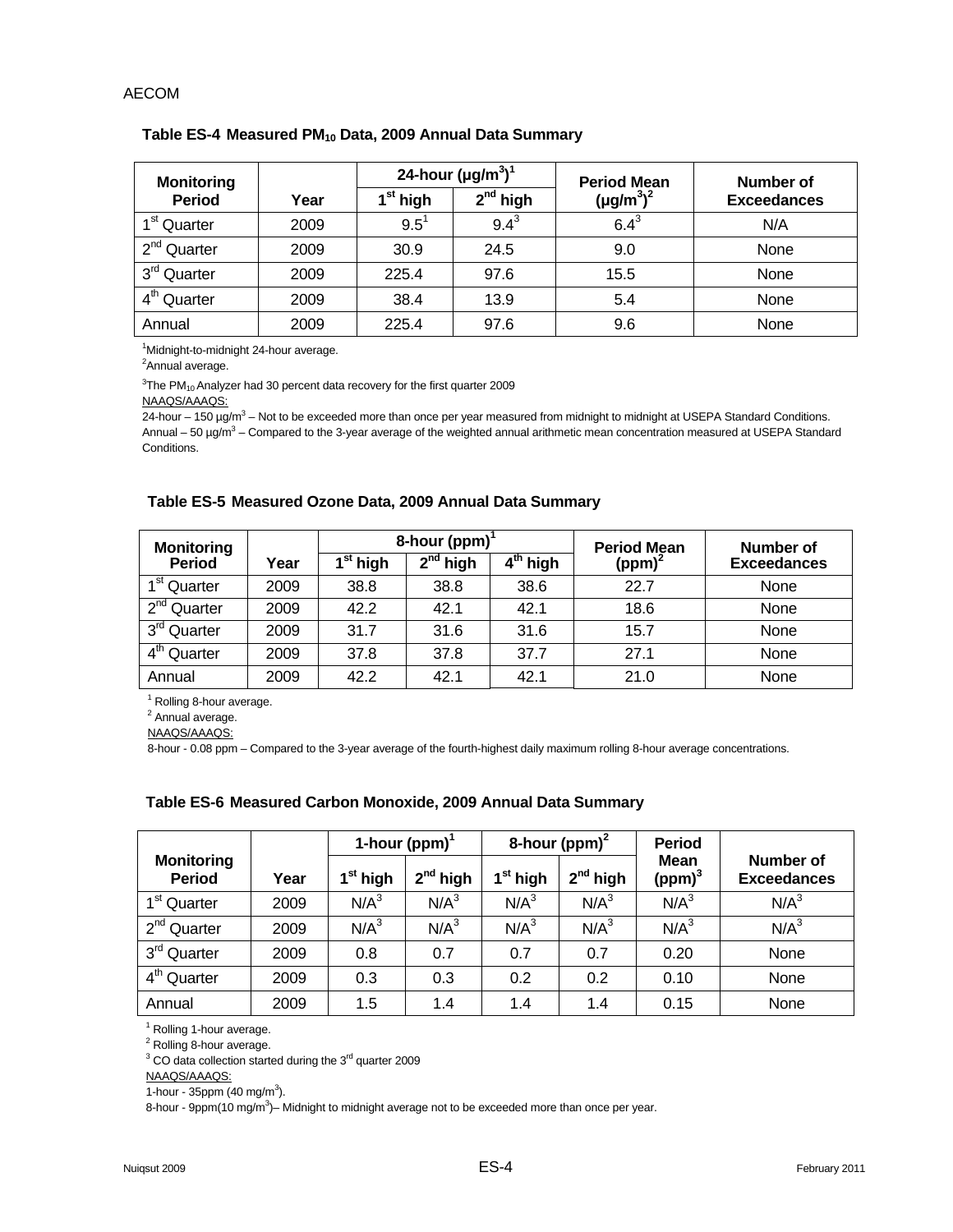### Table ES-4 Measured $PM_{10}$ Data, 2009 Annual Data Summary

| Monitoring Period | Year | 24-hour (µg/m³)[1] | | Period Mean (µg/m³)[2] | Number of Exceedances |
|---|---|---|---|---|---|
| | | 1st high | 2nd high | | |
| 1st Quarter | 2009 | 9.5[1] | 9.4[3] | 6.4[3] | N/A |
| 2nd Quarter | 2009 | 30.9 | 24.5 | 9.0 | None |
| 3rd Quarter | 2009 | 225.4 | 97.6 | 15.5 | None |
| 4th Quarter | 2009 | 38.4 | 13.9 | 5.4 | None |
| Annual | 2009 | 225.4 | 97.6 | 9.6 | None |

[1]Midnight-to-midnight 24-hour average.
[2]Annual average.
[3]The $PM_{10}$ Analyzer had 30 percent data recovery for the first quarter 2009

NAAQS/AAAQS:

24-hour – 150 µg/m³ – Not to be exceeded more than once per year measured from midnight to midnight at USEPA Standard Conditions.
Annual – 50 µg/m³ – Compared to the 3-year average of the weighted annual arithmetic mean concentration measured at USEPA Standard Conditions.

### Table ES-5 Measured Ozone Data, 2009 Annual Data Summary

| Monitoring Period | Year | 8-hour (ppm)[1] | | | Period Mean (ppm)[2] | Number of Exceedances |
|---|---|---|---|---|---|---|
| | | 1st high | 2nd high | 4th high | | |
| 1st Quarter | 2009 | 38.8 | 38.8 | 38.6 | 22.7 | None |
| 2nd Quarter | 2009 | 42.2 | 42.1 | 42.1 | 18.6 | None |
| 3rd Quarter | 2009 | 31.7 | 31.6 | 31.6 | 15.7 | None |
| 4th Quarter | 2009 | 37.8 | 37.8 | 37.7 | 27.1 | None |
| Annual | 2009 | 42.2 | 42.1 | 42.1 | 21.0 | None |

[1] Rolling 8-hour average.
[2] Annual average.

NAAQS/AAAQS:

8-hour - 0.08 ppm – Compared to the 3-year average of the fourth-highest daily maximum rolling 8-hour average concentrations.

### Table ES-6 Measured Carbon Monoxide, 2009 Annual Data Summary

| Monitoring Period | Year | 1-hour (ppm)[1] | | 8-hour (ppm)[2] | | Period Mean (ppm)[3] | Number of Exceedances |
|---|---|---|---|---|---|---|---|
| | | 1st high | 2nd high | 1st high | 2nd high | | |
| 1st Quarter | 2009 | N/A[3] | N/A[3] | N/A[3] | N/A[3] | N/A[3] | N/A[3] |
| 2nd Quarter | 2009 | N/A[3] | N/A[3] | N/A[3] | N/A[3] | N/A[3] | N/A[3] |
| 3rd Quarter | 2009 | 0.8 | 0.7 | 0.7 | 0.7 | 0.20 | None |
| 4th Quarter | 2009 | 0.3 | 0.3 | 0.2 | 0.2 | 0.10 | None |
| Annual | 2009 | 1.5 | 1.4 | 1.4 | 1.4 | 0.15 | None |

[1] Rolling 1-hour average.
[2] Rolling 8-hour average.
[3] CO data collection started during the 3rd quarter 2009

NAAQS/AAAQS:

1-hour - 35ppm (40 mg/m³).
8-hour - 9ppm(10 mg/m³)– Midnight to midnight average not to be exceeded more than once per year.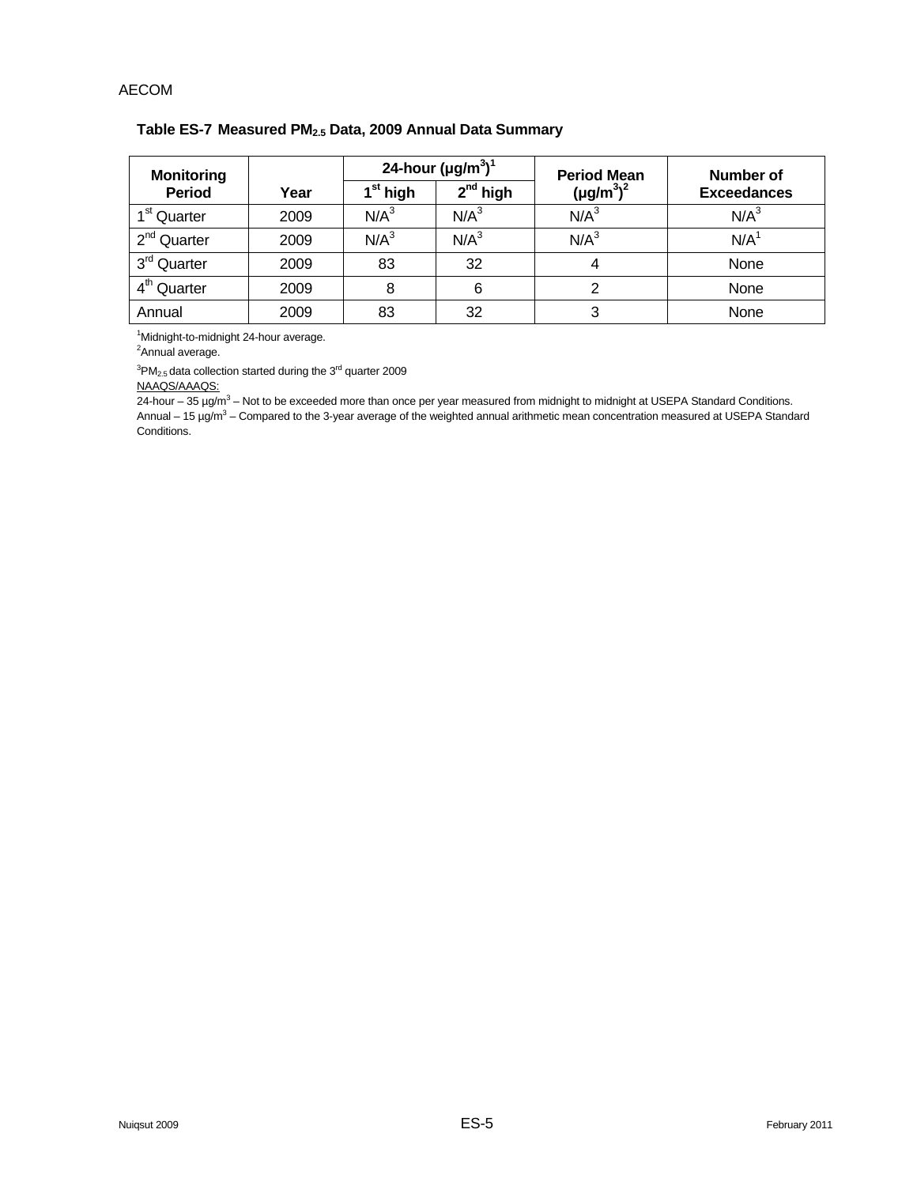**Table ES-7 Measured $PM_{2.5}$ Data, 2009 Annual Data Summary**

| Monitoring Period | Year | 24-hour (µg/m³)[1] | | Period Mean (µg/m³)[2] | Number of Exceedances |
|---|---|---|---|---|---|
| | | 1st high | 2nd high | | |
| 1st Quarter | 2009 | N/A[3] | N/A[3] | N/A[3] | N/A[3] |
| 2nd Quarter | 2009 | N/A[3] | N/A[3] | N/A[3] | N/A[1] |
| 3rd Quarter | 2009 | 83 | 32 | 4 | None |
| 4th Quarter | 2009 | 8 | 6 | 2 | None |
| Annual | 2009 | 83 | 32 | 3 | None |

[1]Midnight-to-midnight 24-hour average.
[2]Annual average.
[3]$PM_{2.5}$ data collection started during the 3rd quarter 2009

NAAQS/AAAQS:
24-hour – 35 µg/m³ – Not to be exceeded more than once per year measured from midnight to midnight at USEPA Standard Conditions.
Annual – 15 µg/m³ – Compared to the 3-year average of the weighted annual arithmetic mean concentration measured at USEPA Standard Conditions.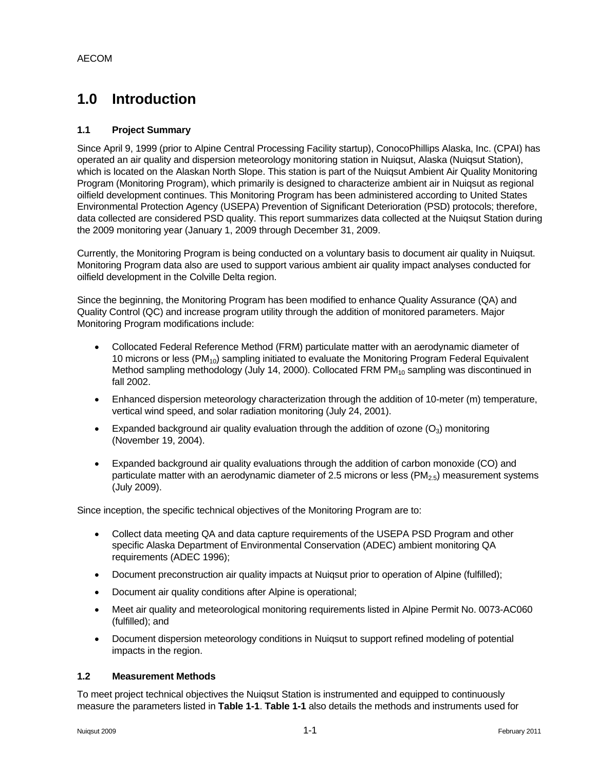# 1.0 Introduction

### 1.1 Project Summary

Since April 9, 1999 (prior to Alpine Central Processing Facility startup), ConocoPhillips Alaska, Inc. (CPAI) has operated an air quality and dispersion meteorology monitoring station in Nuiqsut, Alaska (Nuiqsut Station), which is located on the Alaskan North Slope. This station is part of the Nuiqsut Ambient Air Quality Monitoring Program (Monitoring Program), which primarily is designed to characterize ambient air in Nuiqsut as regional oilfield development continues. This Monitoring Program has been administered according to United States Environmental Protection Agency (USEPA) Prevention of Significant Deterioration (PSD) protocols; therefore, data collected are considered PSD quality. This report summarizes data collected at the Nuiqsut Station during the 2009 monitoring year (January 1, 2009 through December 31, 2009.

Currently, the Monitoring Program is being conducted on a voluntary basis to document air quality in Nuiqsut. Monitoring Program data also are used to support various ambient air quality impact analyses conducted for oilfield development in the Colville Delta region.

Since the beginning, the Monitoring Program has been modified to enhance Quality Assurance (QA) and Quality Control (QC) and increase program utility through the addition of monitored parameters. Major Monitoring Program modifications include:

- Collocated Federal Reference Method (FRM) particulate matter with an aerodynamic diameter of 10 microns or less ($PM_{10}$) sampling initiated to evaluate the Monitoring Program Federal Equivalent Method sampling methodology (July 14, 2000). Collocated FRM $PM_{10}$ sampling was discontinued in fall 2002.
- Enhanced dispersion meteorology characterization through the addition of 10-meter (m) temperature, vertical wind speed, and solar radiation monitoring (July 24, 2001).
- Expanded background air quality evaluation through the addition of ozone ($O_3$) monitoring (November 19, 2004).
- Expanded background air quality evaluations through the addition of carbon monoxide (CO) and particulate matter with an aerodynamic diameter of 2.5 microns or less ($PM_{2.5}$) measurement systems (July 2009).

Since inception, the specific technical objectives of the Monitoring Program are to:

- Collect data meeting QA and data capture requirements of the USEPA PSD Program and other specific Alaska Department of Environmental Conservation (ADEC) ambient monitoring QA requirements (ADEC 1996);
- Document preconstruction air quality impacts at Nuiqsut prior to operation of Alpine (fulfilled);
- Document air quality conditions after Alpine is operational;
- Meet air quality and meteorological monitoring requirements listed in Alpine Permit No. 0073-AC060 (fulfilled); and
- Document dispersion meteorology conditions in Nuiqsut to support refined modeling of potential impacts in the region.

### 1.2 Measurement Methods

To meet project technical objectives the Nuiqsut Station is instrumented and equipped to continuously measure the parameters listed in **Table 1-1**. **Table 1-1** also details the methods and instruments used for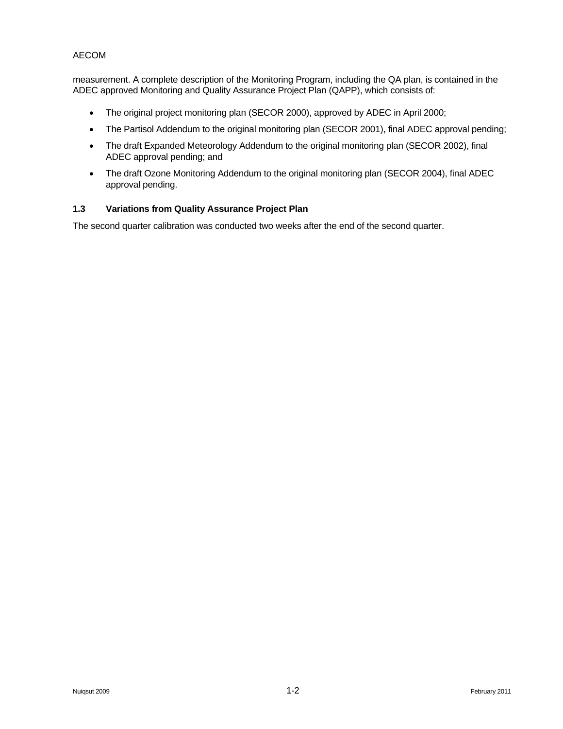measurement. A complete description of the Monitoring Program, including the QA plan, is contained in the ADEC approved Monitoring and Quality Assurance Project Plan (QAPP), which consists of:

- The original project monitoring plan (SECOR 2000), approved by ADEC in April 2000;
- The Partisol Addendum to the original monitoring plan (SECOR 2001), final ADEC approval pending;
- The draft Expanded Meteorology Addendum to the original monitoring plan (SECOR 2002), final ADEC approval pending; and
- The draft Ozone Monitoring Addendum to the original monitoring plan (SECOR 2004), final ADEC approval pending.

### 1.3 Variations from Quality Assurance Project Plan

The second quarter calibration was conducted two weeks after the end of the second quarter.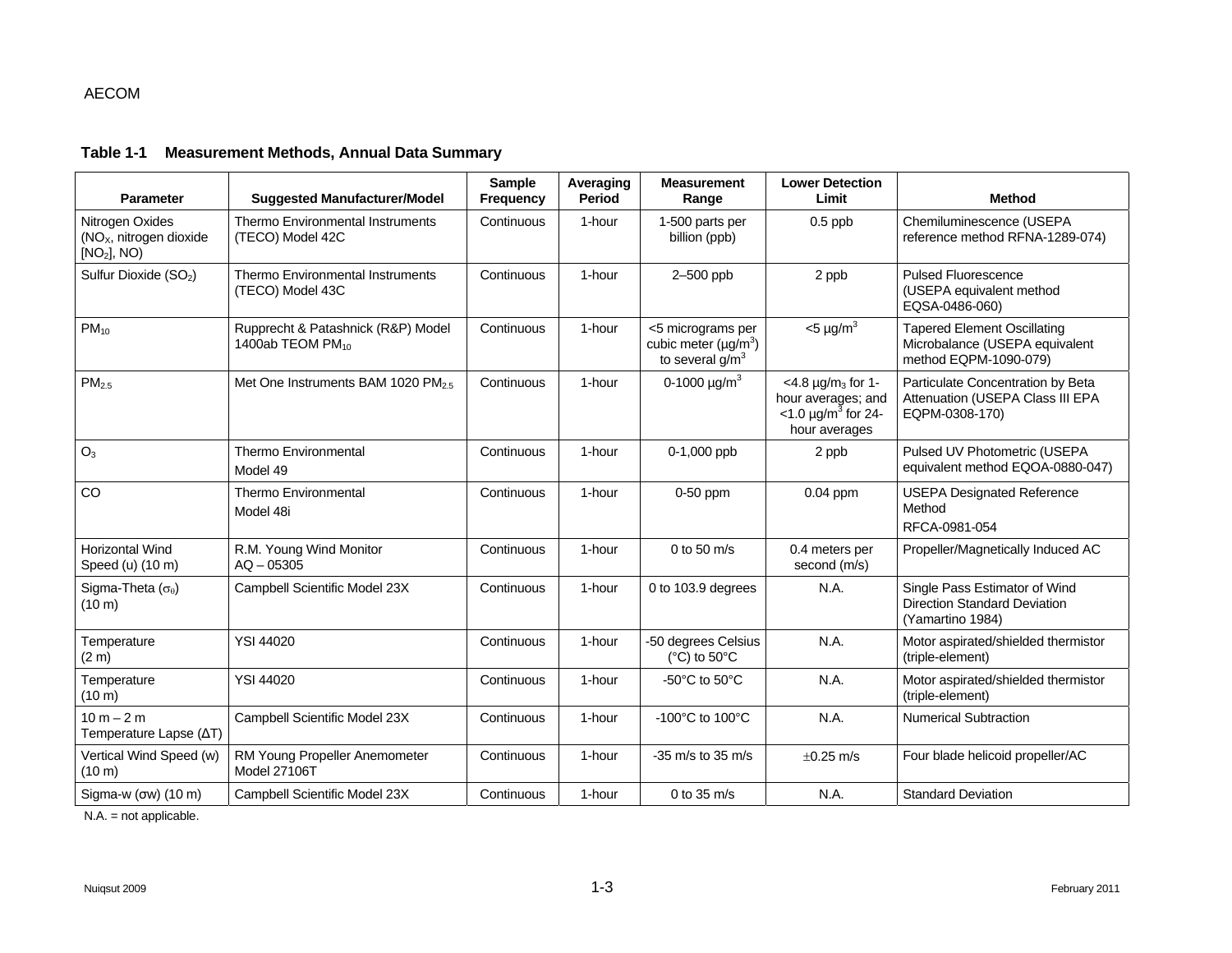**Table 1-1 Measurement Methods, Annual Data Summary**

| Parameter | Suggested Manufacturer/Model | Sample Frequency | Averaging Period | Measurement Range | Lower Detection Limit | Method |
|---|---|---|---|---|---|---|
| Nitrogen Oxides ($NO_X$, nitrogen dioxide [$NO_2$], NO) | Thermo Environmental Instruments (TECO) Model 42C | Continuous | 1-hour | 1-500 parts per billion (ppb) | 0.5 ppb | Chemiluminescence (USEPA reference method RFNA-1289-074) |
| Sulfur Dioxide ($SO_2$) | Thermo Environmental Instruments (TECO) Model 43C | Continuous | 1-hour | 2–500 ppb | 2 ppb | Pulsed Fluorescence (USEPA equivalent method EQSA-0486-060) |
| $PM_{10}$ | Rupprecht & Patashnick (R&P) Model 1400ab TEOM $PM_{10}$ | Continuous | 1-hour | <5 micrograms per cubic meter (µg/m$^3$) to several g/m$^3$ | <5 µg/m$^3$ | Tapered Element Oscillating Microbalance (USEPA equivalent method EQPM-1090-079) |
| $PM_{2.5}$ | Met One Instruments BAM 1020 $PM_{2.5}$ | Continuous | 1-hour | 0-1000 µg/m$^3$ | <4.8 µg/m$_3$ for 1-hour averages; and <1.0 µg/m$^3$ for 24-hour averages | Particulate Concentration by Beta Attenuation (USEPA Class III EPA EQPM-0308-170) |
| $O_3$ | Thermo Environmental Model 49 | Continuous | 1-hour | 0-1,000 ppb | 2 ppb | Pulsed UV Photometric (USEPA equivalent method EQOA-0880-047) |
| CO | Thermo Environmental Model 48i | Continuous | 1-hour | 0-50 ppm | 0.04 ppm | USEPA Designated Reference Method RFCA-0981-054 |
| Horizontal Wind Speed (u) (10 m) | R.M. Young Wind Monitor AQ – 05305 | Continuous | 1-hour | 0 to 50 m/s | 0.4 meters per second (m/s) | Propeller/Magnetically Induced AC |
| Sigma-Theta ($\sigma_\theta$) (10 m) | Campbell Scientific Model 23X | Continuous | 1-hour | 0 to 103.9 degrees | N.A. | Single Pass Estimator of Wind Direction Standard Deviation (Yamartino 1984) |
| Temperature (2 m) | YSI 44020 | Continuous | 1-hour | -50 degrees Celsius (°C) to 50°C | N.A. | Motor aspirated/shielded thermistor (triple-element) |
| Temperature (10 m) | YSI 44020 | Continuous | 1-hour | -50°C to 50°C | N.A. | Motor aspirated/shielded thermistor (triple-element) |
| 10 m – 2 m Temperature Lapse (ΔT) | Campbell Scientific Model 23X | Continuous | 1-hour | -100°C to 100°C | N.A. | Numerical Subtraction |
| Vertical Wind Speed (w) (10 m) | RM Young Propeller Anemometer Model 27106T | Continuous | 1-hour | -35 m/s to 35 m/s | ±0.25 m/s | Four blade helicoid propeller/AC |
| Sigma-w (σw) (10 m) | Campbell Scientific Model 23X | Continuous | 1-hour | 0 to 35 m/s | N.A. | Standard Deviation |

N.A. = not applicable.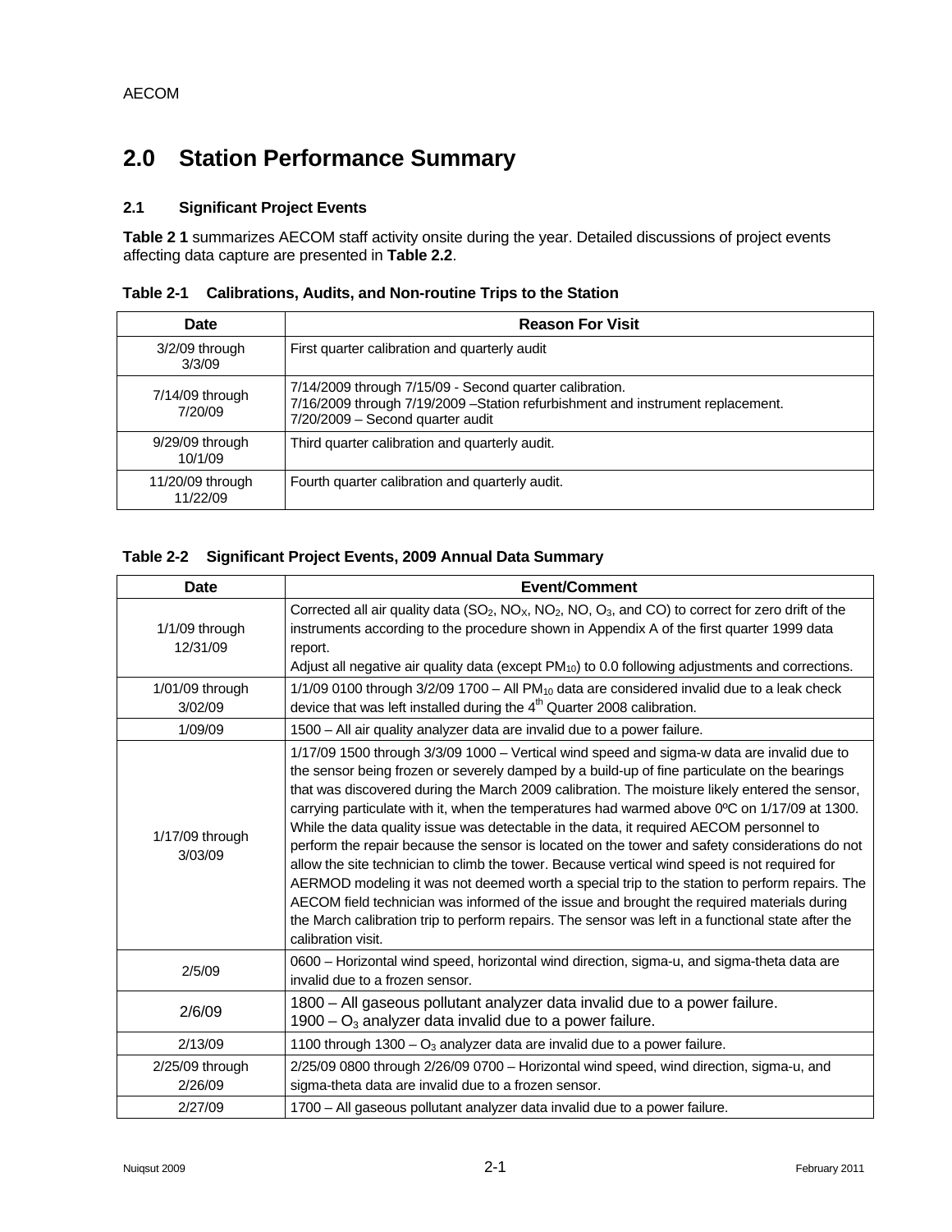# 2.0 Station Performance Summary

## 2.1 Significant Project Events

**Table 2 1** summarizes AECOM staff activity onsite during the year. Detailed discussions of project events affecting data capture are presented in **Table 2.2**.

**Table 2-1 Calibrations, Audits, and Non-routine Trips to the Station**

| Date | Reason For Visit |
|---|---|
| 3/2/09 through 3/3/09 | First quarter calibration and quarterly audit |
| 7/14/09 through 7/20/09 | 7/14/2009 through 7/15/09 - Second quarter calibration.<br>7/16/2009 through 7/19/2009 –Station refurbishment and instrument replacement.<br>7/20/2009 – Second quarter audit |
| 9/29/09 through 10/1/09 | Third quarter calibration and quarterly audit. |
| 11/20/09 through 11/22/09 | Fourth quarter calibration and quarterly audit. |

**Table 2-2 Significant Project Events, 2009 Annual Data Summary**

| Date | Event/Comment |
|---|---|
| 1/1/09 through 12/31/09 | Corrected all air quality data ($SO_2$, $NO_X$, $NO_2$, NO, $O_3$, and CO) to correct for zero drift of the instruments according to the procedure shown in Appendix A of the first quarter 1999 data report.<br>Adjust all negative air quality data (except $PM_{10}$) to 0.0 following adjustments and corrections. |
| 1/01/09 through 3/02/09 | 1/1/09 0100 through 3/2/09 1700 – All $PM_{10}$ data are considered invalid due to a leak check device that was left installed during the 4th Quarter 2008 calibration. |
| 1/09/09 | 1500 – All air quality analyzer data are invalid due to a power failure. |
| 1/17/09 through 3/03/09 | 1/17/09 1500 through 3/3/09 1000 – Vertical wind speed and sigma-w data are invalid due to the sensor being frozen or severely damped by a build-up of fine particulate on the bearings that was discovered during the March 2009 calibration. The moisture likely entered the sensor, carrying particulate with it, when the temperatures had warmed above 0ºC on 1/17/09 at 1300. While the data quality issue was detectable in the data, it required AECOM personnel to perform the repair because the sensor is located on the tower and safety considerations do not allow the site technician to climb the tower. Because vertical wind speed is not required for AERMOD modeling it was not deemed worth a special trip to the station to perform repairs. The AECOM field technician was informed of the issue and brought the required materials during the March calibration trip to perform repairs. The sensor was left in a functional state after the calibration visit. |
| 2/5/09 | 0600 – Horizontal wind speed, horizontal wind direction, sigma-u, and sigma-theta data are invalid due to a frozen sensor. |
| 2/6/09 | 1800 – All gaseous pollutant analyzer data invalid due to a power failure.<br>1900 – $O_3$ analyzer data invalid due to a power failure. |
| 2/13/09 | 1100 through 1300 – $O_3$ analyzer data are invalid due to a power failure. |
| 2/25/09 through 2/26/09 | 2/25/09 0800 through 2/26/09 0700 – Horizontal wind speed, wind direction, sigma-u, and sigma-theta data are invalid due to a frozen sensor. |
| 2/27/09 | 1700 – All gaseous pollutant analyzer data invalid due to a power failure. |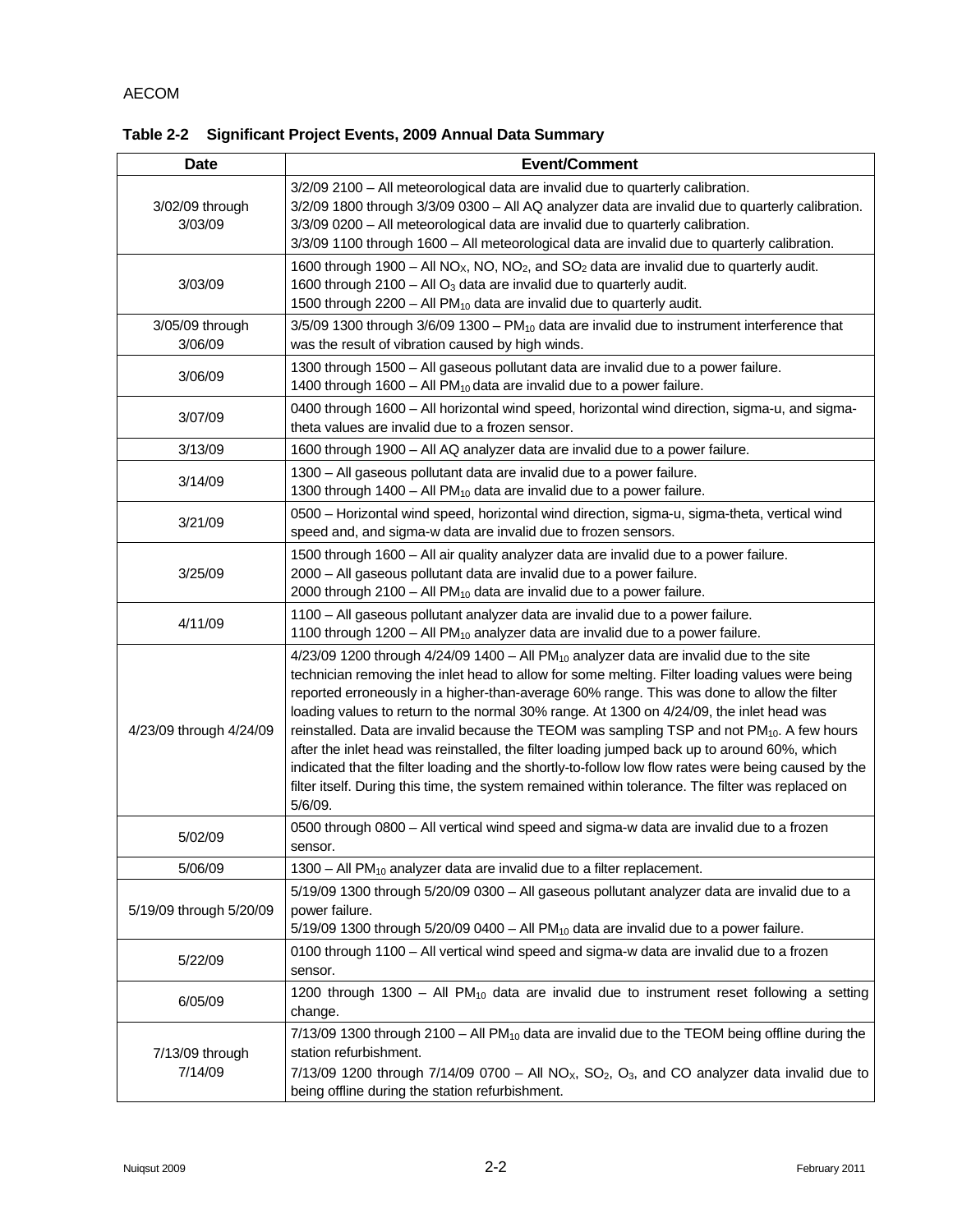**Table 2-2 Significant Project Events, 2009 Annual Data Summary**

| Date | Event/Comment |
|---|---|
| 3/02/09 through 3/03/09 | 3/2/09 2100 – All meteorological data are invalid due to quarterly calibration.<br>3/2/09 1800 through 3/3/09 0300 – All AQ analyzer data are invalid due to quarterly calibration.<br>3/3/09 0200 – All meteorological data are invalid due to quarterly calibration.<br>3/3/09 1100 through 1600 – All meteorological data are invalid due to quarterly calibration. |
| 3/03/09 | 1600 through 1900 – All $NO_X$, NO, $NO_2$, and $SO_2$ data are invalid due to quarterly audit.<br>1600 through 2100 – All $O_3$ data are invalid due to quarterly audit.<br>1500 through 2200 – All $PM_{10}$ data are invalid due to quarterly audit. |
| 3/05/09 through 3/06/09 | 3/5/09 1300 through 3/6/09 1300 – $PM_{10}$ data are invalid due to instrument interference that was the result of vibration caused by high winds. |
| 3/06/09 | 1300 through 1500 – All gaseous pollutant data are invalid due to a power failure.<br>1400 through 1600 – All $PM_{10}$ data are invalid due to a power failure. |
| 3/07/09 | 0400 through 1600 – All horizontal wind speed, horizontal wind direction, sigma-u, and sigma-theta values are invalid due to a frozen sensor. |
| 3/13/09 | 1600 through 1900 – All AQ analyzer data are invalid due to a power failure. |
| 3/14/09 | 1300 – All gaseous pollutant data are invalid due to a power failure.<br>1300 through 1400 – All $PM_{10}$ data are invalid due to a power failure. |
| 3/21/09 | 0500 – Horizontal wind speed, horizontal wind direction, sigma-u, sigma-theta, vertical wind speed and, and sigma-w data are invalid due to frozen sensors. |
| 3/25/09 | 1500 through 1600 – All air quality analyzer data are invalid due to a power failure.<br>2000 – All gaseous pollutant data are invalid due to a power failure.<br>2000 through 2100 – All $PM_{10}$ data are invalid due to a power failure. |
| 4/11/09 | 1100 – All gaseous pollutant analyzer data are invalid due to a power failure.<br>1100 through 1200 – All $PM_{10}$ analyzer data are invalid due to a power failure. |
| 4/23/09 through 4/24/09 | 4/23/09 1200 through 4/24/09 1400 – All $PM_{10}$ analyzer data are invalid due to the site technician removing the inlet head to allow for some melting. Filter loading values were being reported erroneously in a higher-than-average 60% range. This was done to allow the filter loading values to return to the normal 30% range. At 1300 on 4/24/09, the inlet head was reinstalled. Data are invalid because the TEOM was sampling TSP and not $PM_{10}$. A few hours after the inlet head was reinstalled, the filter loading jumped back up to around 60%, which indicated that the filter loading and the shortly-to-follow low flow rates were being caused by the filter itself. During this time, the system remained within tolerance. The filter was replaced on 5/6/09. |
| 5/02/09 | 0500 through 0800 – All vertical wind speed and sigma-w data are invalid due to a frozen sensor. |
| 5/06/09 | 1300 – All $PM_{10}$ analyzer data are invalid due to a filter replacement. |
| 5/19/09 through 5/20/09 | 5/19/09 1300 through 5/20/09 0300 – All gaseous pollutant analyzer data are invalid due to a power failure.<br>5/19/09 1300 through 5/20/09 0400 – All $PM_{10}$ data are invalid due to a power failure. |
| 5/22/09 | 0100 through 1100 – All vertical wind speed and sigma-w data are invalid due to a frozen sensor. |
| 6/05/09 | 1200 through 1300 – All $PM_{10}$ data are invalid due to instrument reset following a setting change. |
| 7/13/09 through 7/14/09 | 7/13/09 1300 through 2100 – All $PM_{10}$ data are invalid due to the TEOM being offline during the station refurbishment.<br>7/13/09 1200 through 7/14/09 0700 – All $NO_X$, $SO_2$, $O_3$, and CO analyzer data invalid due to being offline during the station refurbishment. |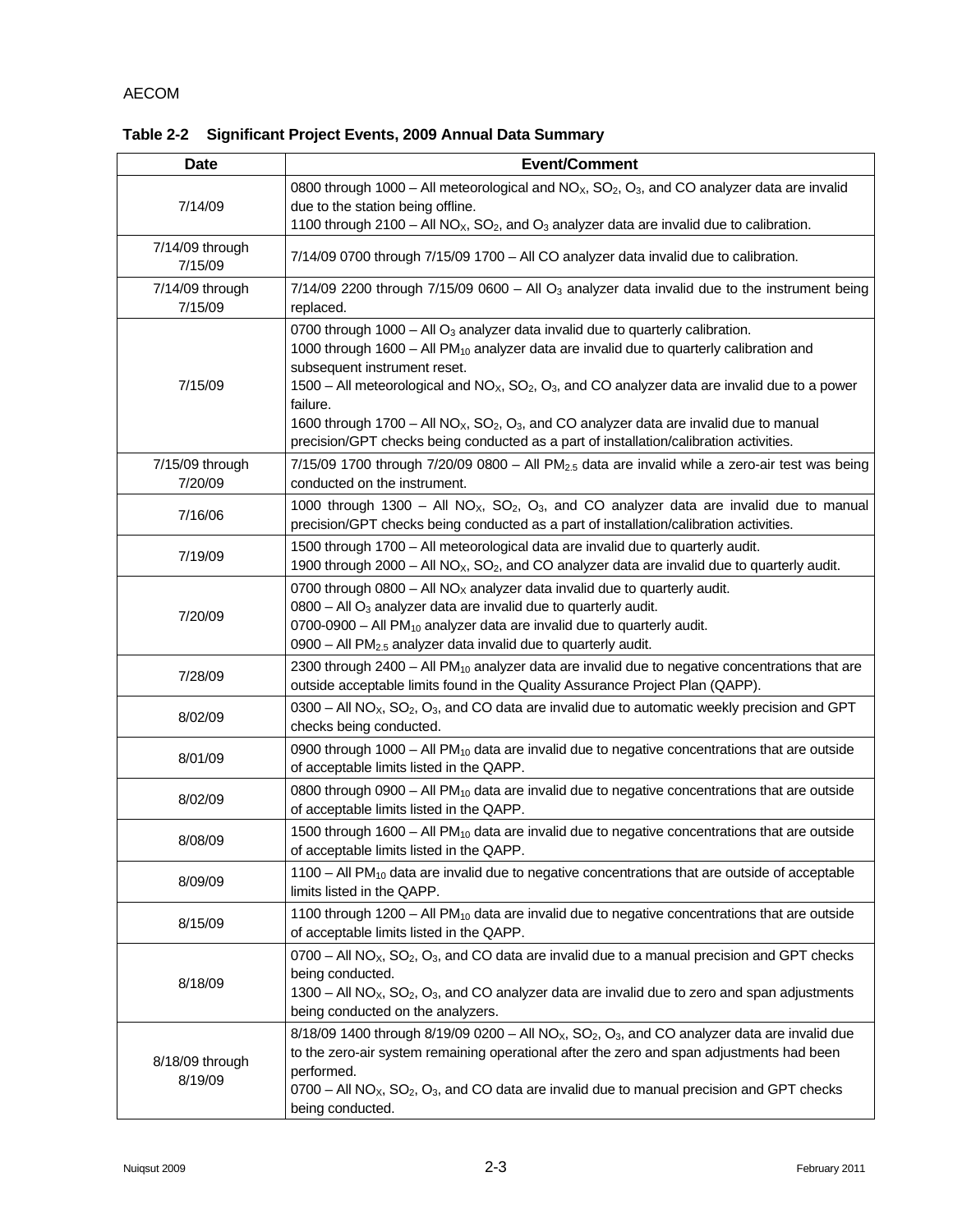**Table 2-2 Significant Project Events, 2009 Annual Data Summary**

| Date | Event/Comment |
|---|---|
| 7/14/09 | 0800 through 1000 – All meteorological and $NO_X$, $SO_2$, $O_3$, and CO analyzer data are invalid due to the station being offline.<br>1100 through 2100 – All $NO_X$, $SO_2$, and $O_3$ analyzer data are invalid due to calibration. |
| 7/14/09 through 7/15/09 | 7/14/09 0700 through 7/15/09 1700 – All CO analyzer data invalid due to calibration. |
| 7/14/09 through 7/15/09 | 7/14/09 2200 through 7/15/09 0600 – All $O_3$ analyzer data invalid due to the instrument being replaced. |
| 7/15/09 | 0700 through 1000 – All $O_3$ analyzer data invalid due to quarterly calibration.<br>1000 through 1600 – All $PM_{10}$ analyzer data are invalid due to quarterly calibration and subsequent instrument reset.<br>1500 – All meteorological and $NO_X$, $SO_2$, $O_3$, and CO analyzer data are invalid due to a power failure.<br>1600 through 1700 – All $NO_X$, $SO_2$, $O_3$, and CO analyzer data are invalid due to manual precision/GPT checks being conducted as a part of installation/calibration activities. |
| 7/15/09 through 7/20/09 | 7/15/09 1700 through 7/20/09 0800 – All $PM_{2.5}$ data are invalid while a zero-air test was being conducted on the instrument. |
| 7/16/06 | 1000 through 1300 – All $NO_X$, $SO_2$, $O_3$, and CO analyzer data are invalid due to manual precision/GPT checks being conducted as a part of installation/calibration activities. |
| 7/19/09 | 1500 through 1700 – All meteorological data are invalid due to quarterly audit.<br>1900 through 2000 – All $NO_X$, $SO_2$, and CO analyzer data are invalid due to quarterly audit. |
| 7/20/09 | 0700 through 0800 – All $NO_X$ analyzer data invalid due to quarterly audit.<br>0800 – All $O_3$ analyzer data are invalid due to quarterly audit.<br>0700-0900 – All $PM_{10}$ analyzer data are invalid due to quarterly audit.<br>0900 – All $PM_{2.5}$ analyzer data invalid due to quarterly audit. |
| 7/28/09 | 2300 through 2400 – All $PM_{10}$ analyzer data are invalid due to negative concentrations that are outside acceptable limits found in the Quality Assurance Project Plan (QAPP). |
| 8/02/09 | 0300 – All $NO_X$, $SO_2$, $O_3$, and CO data are invalid due to automatic weekly precision and GPT checks being conducted. |
| 8/01/09 | 0900 through 1000 – All $PM_{10}$ data are invalid due to negative concentrations that are outside of acceptable limits listed in the QAPP. |
| 8/02/09 | 0800 through 0900 – All $PM_{10}$ data are invalid due to negative concentrations that are outside of acceptable limits listed in the QAPP. |
| 8/08/09 | 1500 through 1600 – All $PM_{10}$ data are invalid due to negative concentrations that are outside of acceptable limits listed in the QAPP. |
| 8/09/09 | 1100 – All $PM_{10}$ data are invalid due to negative concentrations that are outside of acceptable limits listed in the QAPP. |
| 8/15/09 | 1100 through 1200 – All $PM_{10}$ data are invalid due to negative concentrations that are outside of acceptable limits listed in the QAPP. |
| 8/18/09 | 0700 – All $NO_X$, $SO_2$, $O_3$, and CO data are invalid due to a manual precision and GPT checks being conducted.<br>1300 – All $NO_X$, $SO_2$, $O_3$, and CO analyzer data are invalid due to zero and span adjustments being conducted on the analyzers. |
| 8/18/09 through 8/19/09 | 8/18/09 1400 through 8/19/09 0200 – All $NO_X$, $SO_2$, $O_3$, and CO analyzer data are invalid due to the zero-air system remaining operational after the zero and span adjustments had been performed.<br>0700 – All $NO_X$, $SO_2$, $O_3$, and CO data are invalid due to manual precision and GPT checks being conducted. |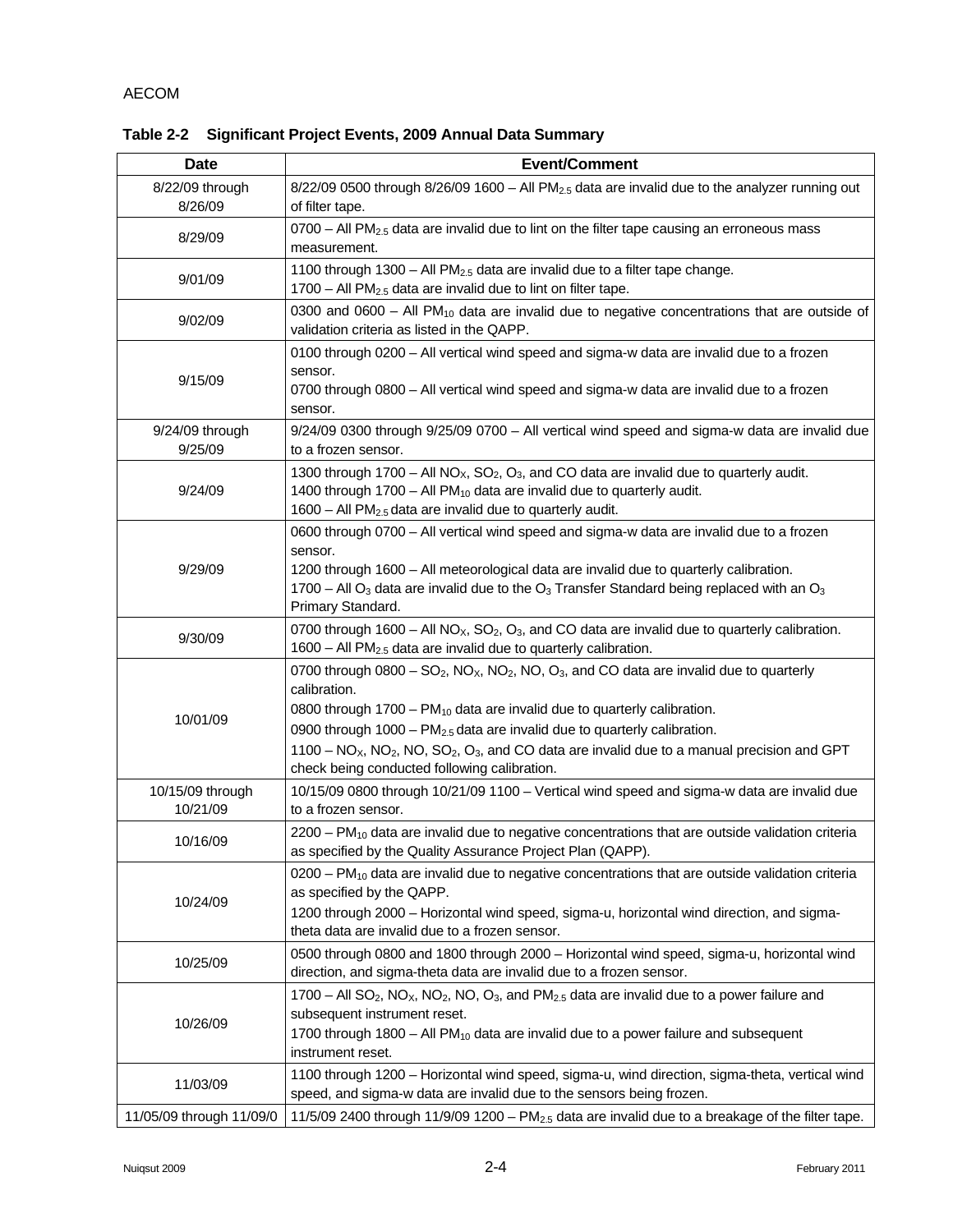**Table 2-2 Significant Project Events, 2009 Annual Data Summary**

| Date | Event/Comment |
|---|---|
| 8/22/09 through 8/26/09 | 8/22/09 0500 through 8/26/09 1600 – All $PM_{2.5}$ data are invalid due to the analyzer running out of filter tape. |
| 8/29/09 | 0700 – All $PM_{2.5}$ data are invalid due to lint on the filter tape causing an erroneous mass measurement. |
| 9/01/09 | 1100 through 1300 – All $PM_{2.5}$ data are invalid due to a filter tape change.<br>1700 – All $PM_{2.5}$ data are invalid due to lint on filter tape. |
| 9/02/09 | 0300 and 0600 – All $PM_{10}$ data are invalid due to negative concentrations that are outside of validation criteria as listed in the QAPP. |
| 9/15/09 | 0100 through 0200 – All vertical wind speed and sigma-w data are invalid due to a frozen sensor.<br>0700 through 0800 – All vertical wind speed and sigma-w data are invalid due to a frozen sensor. |
| 9/24/09 through 9/25/09 | 9/24/09 0300 through 9/25/09 0700 – All vertical wind speed and sigma-w data are invalid due to a frozen sensor. |
| 9/24/09 | 1300 through 1700 – All $NO_X$, $SO_2$, $O_3$, and CO data are invalid due to quarterly audit.<br>1400 through 1700 – All $PM_{10}$ data are invalid due to quarterly audit.<br>1600 – All $PM_{2.5}$ data are invalid due to quarterly audit. |
| 9/29/09 | 0600 through 0700 – All vertical wind speed and sigma-w data are invalid due to a frozen sensor.<br>1200 through 1600 – All meteorological data are invalid due to quarterly calibration.<br>1700 – All $O_3$ data are invalid due to the $O_3$ Transfer Standard being replaced with an $O_3$ Primary Standard. |
| 9/30/09 | 0700 through 1600 – All $NO_X$, $SO_2$, $O_3$, and CO data are invalid due to quarterly calibration.<br>1600 – All $PM_{2.5}$ data are invalid due to quarterly calibration. |
| 10/01/09 | 0700 through 0800 – $SO_2$, $NO_X$, $NO_2$, NO, $O_3$, and CO data are invalid due to quarterly calibration.<br>0800 through 1700 – $PM_{10}$ data are invalid due to quarterly calibration.<br>0900 through 1000 – $PM_{2.5}$ data are invalid due to quarterly calibration.<br>1100 – $NO_X$, $NO_2$, NO, $SO_2$, $O_3$, and CO data are invalid due to a manual precision and GPT check being conducted following calibration. |
| 10/15/09 through 10/21/09 | 10/15/09 0800 through 10/21/09 1100 – Vertical wind speed and sigma-w data are invalid due to a frozen sensor. |
| 10/16/09 | 2200 – $PM_{10}$ data are invalid due to negative concentrations that are outside validation criteria as specified by the Quality Assurance Project Plan (QAPP). |
| 10/24/09 | 0200 – $PM_{10}$ data are invalid due to negative concentrations that are outside validation criteria as specified by the QAPP.<br>1200 through 2000 – Horizontal wind speed, sigma-u, horizontal wind direction, and sigma-theta data are invalid due to a frozen sensor. |
| 10/25/09 | 0500 through 0800 and 1800 through 2000 – Horizontal wind speed, sigma-u, horizontal wind direction, and sigma-theta data are invalid due to a frozen sensor. |
| 10/26/09 | 1700 – All $SO_2$, $NO_X$, $NO_2$, NO, $O_3$, and $PM_{2.5}$ data are invalid due to a power failure and subsequent instrument reset.<br>1700 through 1800 – All $PM_{10}$ data are invalid due to a power failure and subsequent instrument reset. |
| 11/03/09 | 1100 through 1200 – Horizontal wind speed, sigma-u, wind direction, sigma-theta, vertical wind speed, and sigma-w data are invalid due to the sensors being frozen. |
| 11/05/09 through 11/09/0 | 11/5/09 2400 through 11/9/09 1200 – $PM_{2.5}$ data are invalid due to a breakage of the filter tape. |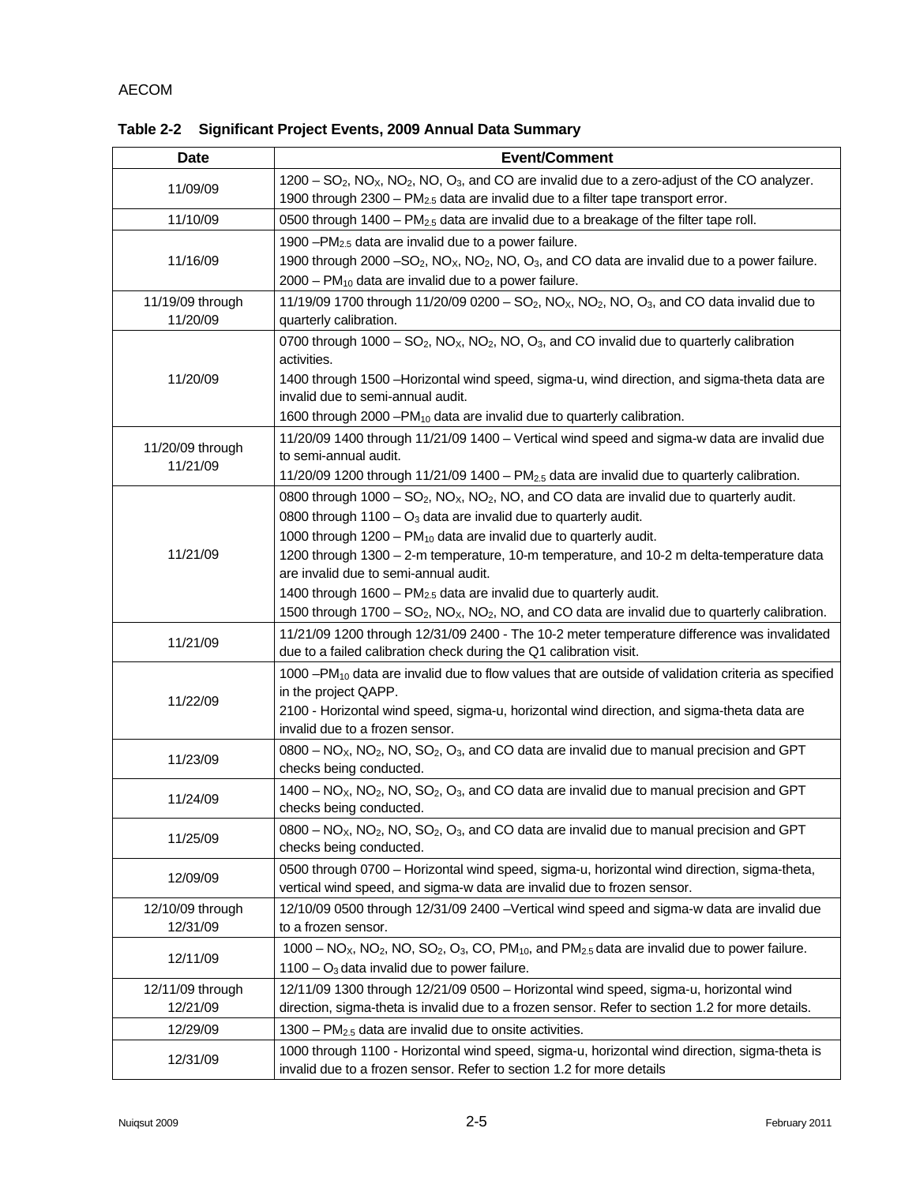**Table 2-2 Significant Project Events, 2009 Annual Data Summary**

| Date | Event/Comment |
|---|---|
| 11/09/09 | 1200 – $SO_2$, $NO_X$, $NO_2$, NO, $O_3$, and CO are invalid due to a zero-adjust of the CO analyzer.<br>1900 through 2300 – $PM_{2.5}$ data are invalid due to a filter tape transport error. |
| 11/10/09 | 0500 through 1400 – $PM_{2.5}$ data are invalid due to a breakage of the filter tape roll. |
| 11/16/09 | 1900 –$PM_{2.5}$ data are invalid due to a power failure.<br>1900 through 2000 –$SO_2$, $NO_X$, $NO_2$, NO, $O_3$, and CO data are invalid due to a power failure.<br>2000 – $PM_{10}$ data are invalid due to a power failure. |
| 11/19/09 through 11/20/09 | 11/19/09 1700 through 11/20/09 0200 – $SO_2$, $NO_X$, $NO_2$, NO, $O_3$, and CO data invalid due to quarterly calibration. |
| 11/20/09 | 0700 through 1000 – $SO_2$, $NO_X$, $NO_2$, NO, $O_3$, and CO invalid due to quarterly calibration activities.<br>1400 through 1500 –Horizontal wind speed, sigma-u, wind direction, and sigma-theta data are invalid due to semi-annual audit.<br>1600 through 2000 –$PM_{10}$ data are invalid due to quarterly calibration. |
| 11/20/09 through 11/21/09 | 11/20/09 1400 through 11/21/09 1400 – Vertical wind speed and sigma-w data are invalid due to semi-annual audit.<br>11/20/09 1200 through 11/21/09 1400 – $PM_{2.5}$ data are invalid due to quarterly calibration. |
| 11/21/09 | 0800 through 1000 – $SO_2$, $NO_X$, $NO_2$, NO, and CO data are invalid due to quarterly audit.<br>0800 through 1100 – $O_3$ data are invalid due to quarterly audit.<br>1000 through 1200 – $PM_{10}$ data are invalid due to quarterly audit.<br>1200 through 1300 – 2-m temperature, 10-m temperature, and 10-2 m delta-temperature data are invalid due to semi-annual audit.<br>1400 through 1600 – $PM_{2.5}$ data are invalid due to quarterly audit.<br>1500 through 1700 – $SO_2$, $NO_X$, $NO_2$, NO, and CO data are invalid due to quarterly calibration. |
| 11/21/09 | 11/21/09 1200 through 12/31/09 2400 - The 10-2 meter temperature difference was invalidated due to a failed calibration check during the Q1 calibration visit. |
| 11/22/09 | 1000 –$PM_{10}$ data are invalid due to flow values that are outside of validation criteria as specified in the project QAPP.<br>2100 - Horizontal wind speed, sigma-u, horizontal wind direction, and sigma-theta data are invalid due to a frozen sensor. |
| 11/23/09 | 0800 – $NO_X$, $NO_2$, NO, $SO_2$, $O_3$, and CO data are invalid due to manual precision and GPT checks being conducted. |
| 11/24/09 | 1400 – $NO_X$, $NO_2$, NO, $SO_2$, $O_3$, and CO data are invalid due to manual precision and GPT checks being conducted. |
| 11/25/09 | 0800 – $NO_X$, $NO_2$, NO, $SO_2$, $O_3$, and CO data are invalid due to manual precision and GPT checks being conducted. |
| 12/09/09 | 0500 through 0700 – Horizontal wind speed, sigma-u, horizontal wind direction, sigma-theta, vertical wind speed, and sigma-w data are invalid due to frozen sensor. |
| 12/10/09 through 12/31/09 | 12/10/09 0500 through 12/31/09 2400 –Vertical wind speed and sigma-w data are invalid due to a frozen sensor. |
| 12/11/09 | 1000 – $NO_X$, $NO_2$, NO, $SO_2$, $O_3$, CO, $PM_{10}$, and $PM_{2.5}$ data are invalid due to power failure.<br>1100 – $O_3$ data invalid due to power failure. |
| 12/11/09 through 12/21/09 | 12/11/09 1300 through 12/21/09 0500 – Horizontal wind speed, sigma-u, horizontal wind direction, sigma-theta is invalid due to a frozen sensor. Refer to section 1.2 for more details. |
| 12/29/09 | 1300 – $PM_{2.5}$ data are invalid due to onsite activities. |
| 12/31/09 | 1000 through 1100 - Horizontal wind speed, sigma-u, horizontal wind direction, sigma-theta is invalid due to a frozen sensor. Refer to section 1.2 for more details |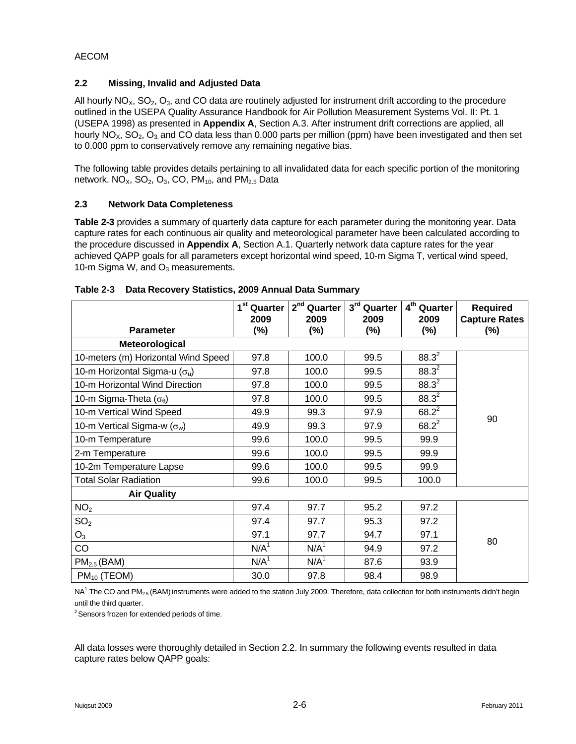## 2.2 Missing, Invalid and Adjusted Data

All hourly $NO_X$, $SO_2$, $O_3$, and CO data are routinely adjusted for instrument drift according to the procedure outlined in the USEPA Quality Assurance Handbook for Air Pollution Measurement Systems Vol. II: Pt. 1 (USEPA 1998) as presented in **Appendix A**, Section A.3. After instrument drift corrections are applied, all hourly $NO_X$, $SO_2$, $O_3$, and CO data less than 0.000 parts per million (ppm) have been investigated and then set to 0.000 ppm to conservatively remove any remaining negative bias.

The following table provides details pertaining to all invalidated data for each specific portion of the monitoring network. $NO_X$, $SO_2$, $O_3$, CO, $PM_{10}$, and $PM_{2.5}$ Data

## 2.3 Network Data Completeness

**Table 2-3** provides a summary of quarterly data capture for each parameter during the monitoring year. Data capture rates for each continuous air quality and meteorological parameter have been calculated according to the procedure discussed in **Appendix A**, Section A.1. Quarterly network data capture rates for the year achieved QAPP goals for all parameters except horizontal wind speed, 10-m Sigma T, vertical wind speed, 10-m Sigma W, and $O_3$ measurements.

**Table 2-3 Data Recovery Statistics, 2009 Annual Data Summary**

| Parameter | 1st Quarter 2009 (%) | 2nd Quarter 2009 (%) | 3rd Quarter 2009 (%) | 4th Quarter 2009 (%) | Required Capture Rates (%) |
|---|---|---|---|---|---|
| **Meteorological** | | | | | |
| 10-meters (m) Horizontal Wind Speed | 97.8 | 100.0 | 99.5 | 88.3[2] | 90 |
| 10-m Horizontal Sigma-u ($\sigma_u$) | 97.8 | 100.0 | 99.5 | 88.3[2] | |
| 10-m Horizontal Wind Direction | 97.8 | 100.0 | 99.5 | 88.3[2] | |
| 10-m Sigma-Theta ($\sigma_\theta$) | 97.8 | 100.0 | 99.5 | 88.3[2] | |
| 10-m Vertical Wind Speed | 49.9 | 99.3 | 97.9 | 68.2[2] | |
| 10-m Vertical Sigma-w ($\sigma_w$) | 49.9 | 99.3 | 97.9 | 68.2[2] | |
| 10-m Temperature | 99.6 | 100.0 | 99.5 | 99.9 | |
| 2-m Temperature | 99.6 | 100.0 | 99.5 | 99.9 | |
| 10-2m Temperature Lapse | 99.6 | 100.0 | 99.5 | 99.9 | |
| Total Solar Radiation | 99.6 | 100.0 | 99.5 | 100.0 | |
| **Air Quality** | | | | | |
| $NO_2$ | 97.4 | 97.7 | 95.2 | 97.2 | 80 |
| $SO_2$ | 97.4 | 97.7 | 95.3 | 97.2 | |
| $O_3$ | 97.1 | 97.7 | 94.7 | 97.1 | |
| CO | N/A[1] | N/A[1] | 94.9 | 97.2 | |
| $PM_{2.5}$ (BAM) | N/A[1] | N/A[1] | 87.6 | 93.9 | |
| $PM_{10}$ (TEOM) | 30.0 | 97.8 | 98.4 | 98.9 | |

NA[1] The CO and $PM_{2.5}$ (BAM) instruments were added to the station July 2009. Therefore, data collection for both instruments didn't begin until the third quarter.

[2] Sensors frozen for extended periods of time.

All data losses were thoroughly detailed in Section 2.2. In summary the following events resulted in data capture rates below QAPP goals: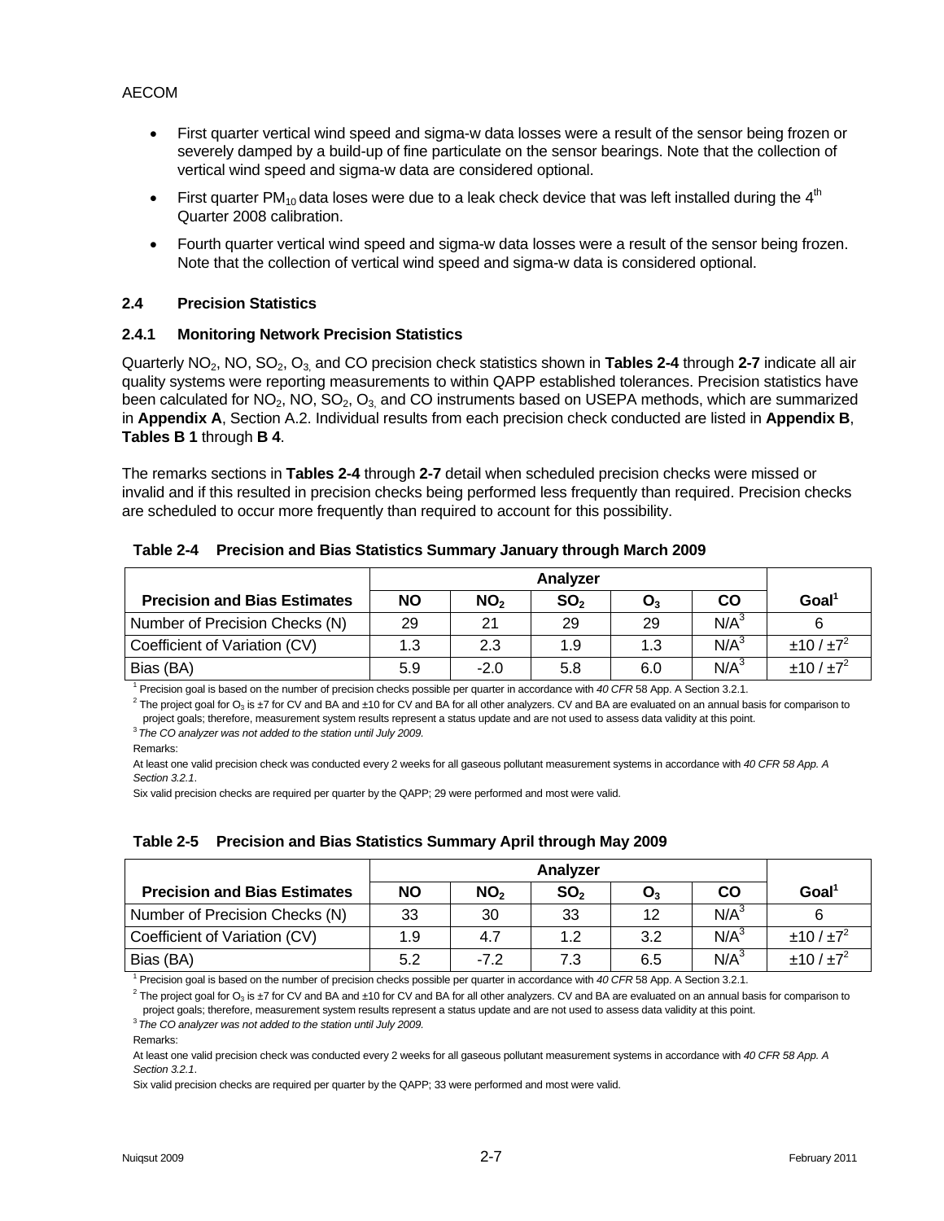- First quarter vertical wind speed and sigma-w data losses were a result of the sensor being frozen or severely damped by a build-up of fine particulate on the sensor bearings. Note that the collection of vertical wind speed and sigma-w data are considered optional.
- First quarter $PM_{10}$ data loses were due to a leak check device that was left installed during the $4^{th}$ Quarter 2008 calibration.
- Fourth quarter vertical wind speed and sigma-w data losses were a result of the sensor being frozen. Note that the collection of vertical wind speed and sigma-w data is considered optional.

### 2.4 Precision Statistics

#### 2.4.1 Monitoring Network Precision Statistics

Quarterly $NO_2$, NO, $SO_2$, $O_3$, and CO precision check statistics shown in **Tables 2-4** through **2-7** indicate all air quality systems were reporting measurements to within QAPP established tolerances. Precision statistics have been calculated for $NO_2$, NO, $SO_2$, $O_3$, and CO instruments based on USEPA methods, which are summarized in **Appendix A**, Section A.2. Individual results from each precision check conducted are listed in **Appendix B**, **Tables B 1** through **B 4**.

The remarks sections in **Tables 2-4** through **2-7** detail when scheduled precision checks were missed or invalid and if this resulted in precision checks being performed less frequently than required. Precision checks are scheduled to occur more frequently than required to account for this possibility.

**Table 2-4 Precision and Bias Statistics Summary January through March 2009**

| | Analyzer | | | | | |
|---|---|---|---|---|---|---|
| **Precision and Bias Estimates** | **NO** | **$NO_2$** | **$SO_2$** | **$O_3$** | **CO** | **Goal[1]** |
| Number of Precision Checks (N) | 29 | 21 | 29 | 29 | N/A[3] | 6 |
| Coefficient of Variation (CV) | 1.3 | 2.3 | 1.9 | 1.3 | N/A[3] | ±10 / ±7[2] |
| Bias (BA) | 5.9 | -2.0 | 5.8 | 6.0 | N/A[3] | ±10 / ±7[2] |

[1] Precision goal is based on the number of precision checks possible per quarter in accordance with *40 CFR* 58 App. A Section 3.2.1.

[2] The project goal for $O_3$ is ±7 for CV and BA and ±10 for CV and BA for all other analyzers. CV and BA are evaluated on an annual basis for comparison to project goals; therefore, measurement system results represent a status update and are not used to assess data validity at this point.

[3] *The CO analyzer was not added to the station until July 2009.*

Remarks:

At least one valid precision check was conducted every 2 weeks for all gaseous pollutant measurement systems in accordance with *40 CFR 58 App. A Section 3.2.1*.

Six valid precision checks are required per quarter by the QAPP; 29 were performed and most were valid.

**Table 2-5 Precision and Bias Statistics Summary April through May 2009**

| | Analyzer | | | | | |
|---|---|---|---|---|---|---|
| **Precision and Bias Estimates** | **NO** | **$NO_2$** | **$SO_2$** | **$O_3$** | **CO** | **Goal[1]** |
| Number of Precision Checks (N) | 33 | 30 | 33 | 12 | N/A[3] | 6 |
| Coefficient of Variation (CV) | 1.9 | 4.7 | 1.2 | 3.2 | N/A[3] | ±10 / ±7[2] |
| Bias (BA) | 5.2 | -7.2 | 7.3 | 6.5 | N/A[3] | ±10 / ±7[2] |

[1] Precision goal is based on the number of precision checks possible per quarter in accordance with *40 CFR* 58 App. A Section 3.2.1.

[2] The project goal for $O_3$ is ±7 for CV and BA and ±10 for CV and BA for all other analyzers. CV and BA are evaluated on an annual basis for comparison to project goals; therefore, measurement system results represent a status update and are not used to assess data validity at this point.

[3] *The CO analyzer was not added to the station until July 2009.*

Remarks:

At least one valid precision check was conducted every 2 weeks for all gaseous pollutant measurement systems in accordance with *40 CFR 58 App. A Section 3.2.1*.

Six valid precision checks are required per quarter by the QAPP; 33 were performed and most were valid.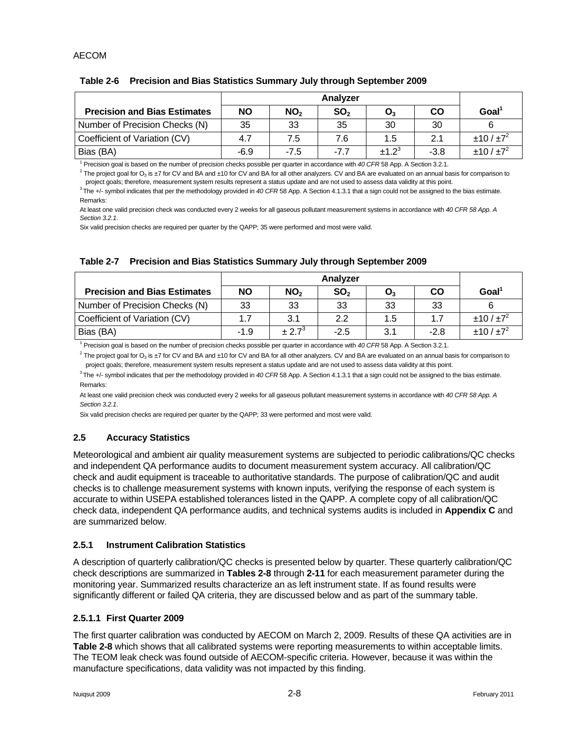**Table 2-6 Precision and Bias Statistics Summary July through September 2009**

| Precision and Bias Estimates | Analyzer | | | | | Goal[1] |
|---|---|---|---|---|---|---|
| | NO | $NO_2$ | $SO_2$ | $O_3$ | CO | |
| Number of Precision Checks (N) | 35 | 33 | 35 | 30 | 30 | 6 |
| Coefficient of Variation (CV) | 4.7 | 7.5 | 7.6 | 1.5 | 2.1 | ±10 / ±7[2] |
| Bias (BA) | -6.9 | -7.5 | -7.7 | ±1.2[3] | -3.8 | ±10 / ±7[2] |

[1] Precision goal is based on the number of precision checks possible per quarter in accordance with *40 CFR* 58 App. A Section 3.2.1.

[2] The project goal for $O_3$ is ±7 for CV and BA and ±10 for CV and BA for all other analyzers. CV and BA are evaluated on an annual basis for comparison to project goals; therefore, measurement system results represent a status update and are not used to assess data validity at this point.

[3] The +/- symbol indicates that per the methodology provided in *40 CFR* 58 App. A Section 4.1.3.1 that a sign could not be assigned to the bias estimate.

Remarks:

At least one valid precision check was conducted every 2 weeks for all gaseous pollutant measurement systems in accordance with *40 CFR 58 App. A Section 3.2.1*.

Six valid precision checks are required per quarter by the QAPP; 35 were performed and most were valid.

**Table 2-7 Precision and Bias Statistics Summary July through September 2009**

| Precision and Bias Estimates | Analyzer | | | | | Goal[1] |
|---|---|---|---|---|---|---|
| | NO | $NO_2$ | $SO_2$ | $O_3$ | CO | |
| Number of Precision Checks (N) | 33 | 33 | 33 | 33 | 33 | 6 |
| Coefficient of Variation (CV) | 1.7 | 3.1 | 2.2 | 1.5 | 1.7 | ±10 / ±7[2] |
| Bias (BA) | -1.9 | ± 2.7[3] | -2.5 | 3.1 | -2.8 | ±10 / ±7[2] |

[1] Precision goal is based on the number of precision checks possible per quarter in accordance with *40 CFR* 58 App. A Section 3.2.1.

[2] The project goal for $O_3$ is ±7 for CV and BA and ±10 for CV and BA for all other analyzers. CV and BA are evaluated on an annual basis for comparison to project goals; therefore, measurement system results represent a status update and are not used to assess data validity at this point.

[3] The +/- symbol indicates that per the methodology provided in *40 CFR* 58 App. A Section 4.1.3.1 that a sign could not be assigned to the bias estimate.

Remarks:

At least one valid precision check was conducted every 2 weeks for all gaseous pollutant measurement systems in accordance with *40 CFR 58 App. A Section 3.2.1*.

Six valid precision checks are required per quarter by the QAPP; 33 were performed and most were valid.

## 2.5 Accuracy Statistics

Meteorological and ambient air quality measurement systems are subjected to periodic calibrations/QC checks and independent QA performance audits to document measurement system accuracy. All calibration/QC check and audit equipment is traceable to authoritative standards. The purpose of calibration/QC and audit checks is to challenge measurement systems with known inputs, verifying the response of each system is accurate to within USEPA established tolerances listed in the QAPP. A complete copy of all calibration/QC check data, independent QA performance audits, and technical systems audits is included in **Appendix C** and are summarized below.

### 2.5.1 Instrument Calibration Statistics

A description of quarterly calibration/QC checks is presented below by quarter. These quarterly calibration/QC check descriptions are summarized in **Tables 2-8** through **2-11** for each measurement parameter during the monitoring year. Summarized results characterize an as left instrument state. If as found results were significantly different or failed QA criteria, they are discussed below and as part of the summary table.

#### 2.5.1.1 First Quarter 2009

The first quarter calibration was conducted by AECOM on March 2, 2009. Results of these QA activities are in **Table 2-8** which shows that all calibrated systems were reporting measurements to within acceptable limits. The TEOM leak check was found outside of AECOM-specific criteria. However, because it was within the manufacture specifications, data validity was not impacted by this finding.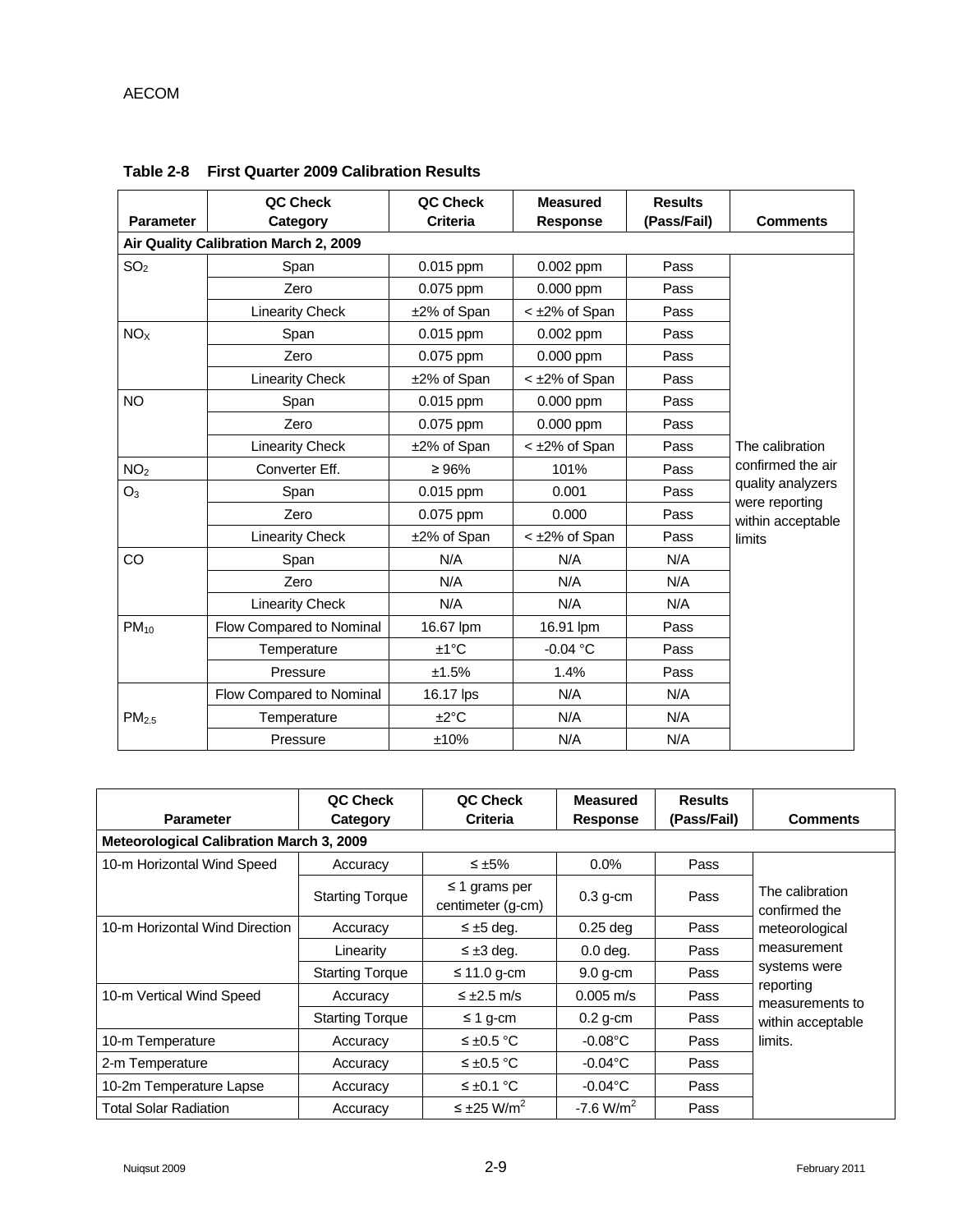**Table 2-8 First Quarter 2009 Calibration Results**

| Parameter | QC Check Category | QC Check Criteria | Measured Response | Results (Pass/Fail) | Comments |
|---|---|---|---|---|---|
| **Air Quality Calibration March 2, 2009** | | | | | |
| $SO_2$ | Span | 0.015 ppm | 0.002 ppm | Pass | The calibration confirmed the air quality analyzers were reporting within acceptable limits |
| | Zero | 0.075 ppm | 0.000 ppm | Pass | |
| | Linearity Check | ±2% of Span | < ±2% of Span | Pass | |
| $NO_X$ | Span | 0.015 ppm | 0.002 ppm | Pass | |
| | Zero | 0.075 ppm | 0.000 ppm | Pass | |
| | Linearity Check | ±2% of Span | < ±2% of Span | Pass | |
| NO | Span | 0.015 ppm | 0.000 ppm | Pass | |
| | Zero | 0.075 ppm | 0.000 ppm | Pass | |
| | Linearity Check | ±2% of Span | < ±2% of Span | Pass | |
| $NO_2$ | Converter Eff. | ≥ 96% | 101% | Pass | |
| $O_3$ | Span | 0.015 ppm | 0.001 | Pass | |
| | Zero | 0.075 ppm | 0.000 | Pass | |
| | Linearity Check | ±2% of Span | < ±2% of Span | Pass | |
| CO | Span | N/A | N/A | N/A | |
| | Zero | N/A | N/A | N/A | |
| | Linearity Check | N/A | N/A | N/A | |
| $PM_{10}$ | Flow Compared to Nominal | 16.67 lpm | 16.91 lpm | Pass | |
| | Temperature | ±1°C | -0.04 °C | Pass | |
| | Pressure | ±1.5% | 1.4% | Pass | |
| $PM_{2.5}$ | Flow Compared to Nominal | 16.17 lps | N/A | N/A | |
| | Temperature | ±2°C | N/A | N/A | |
| | Pressure | ±10% | N/A | N/A | |

| Parameter | QC Check Category | QC Check Criteria | Measured Response | Results (Pass/Fail) | Comments |
|---|---|---|---|---|---|
| **Meteorological Calibration March 3, 2009** | | | | | |
| 10-m Horizontal Wind Speed | Accuracy | ≤ ±5% | 0.0% | Pass | The calibration confirmed the meteorological measurement systems were reporting measurements to within acceptable limits. |
| | Starting Torque | ≤ 1 grams per centimeter (g-cm) | 0.3 g-cm | Pass | |
| 10-m Horizontal Wind Direction | Accuracy | ≤ ±5 deg. | 0.25 deg | Pass | |
| | Linearity | ≤ ±3 deg. | 0.0 deg. | Pass | |
| | Starting Torque | ≤ 11.0 g-cm | 9.0 g-cm | Pass | |
| 10-m Vertical Wind Speed | Accuracy | ≤ ±2.5 m/s | 0.005 m/s | Pass | |
| | Starting Torque | ≤ 1 g-cm | 0.2 g-cm | Pass | |
| 10-m Temperature | Accuracy | ≤ ±0.5 °C | -0.08°C | Pass | |
| 2-m Temperature | Accuracy | ≤ ±0.5 °C | -0.04°C | Pass | |
| 10-2m Temperature Lapse | Accuracy | ≤ ±0.1 °C | -0.04°C | Pass | |
| Total Solar Radiation | Accuracy | ≤ ±25 $W/m^2$ | -7.6 $W/m^2$ | Pass | |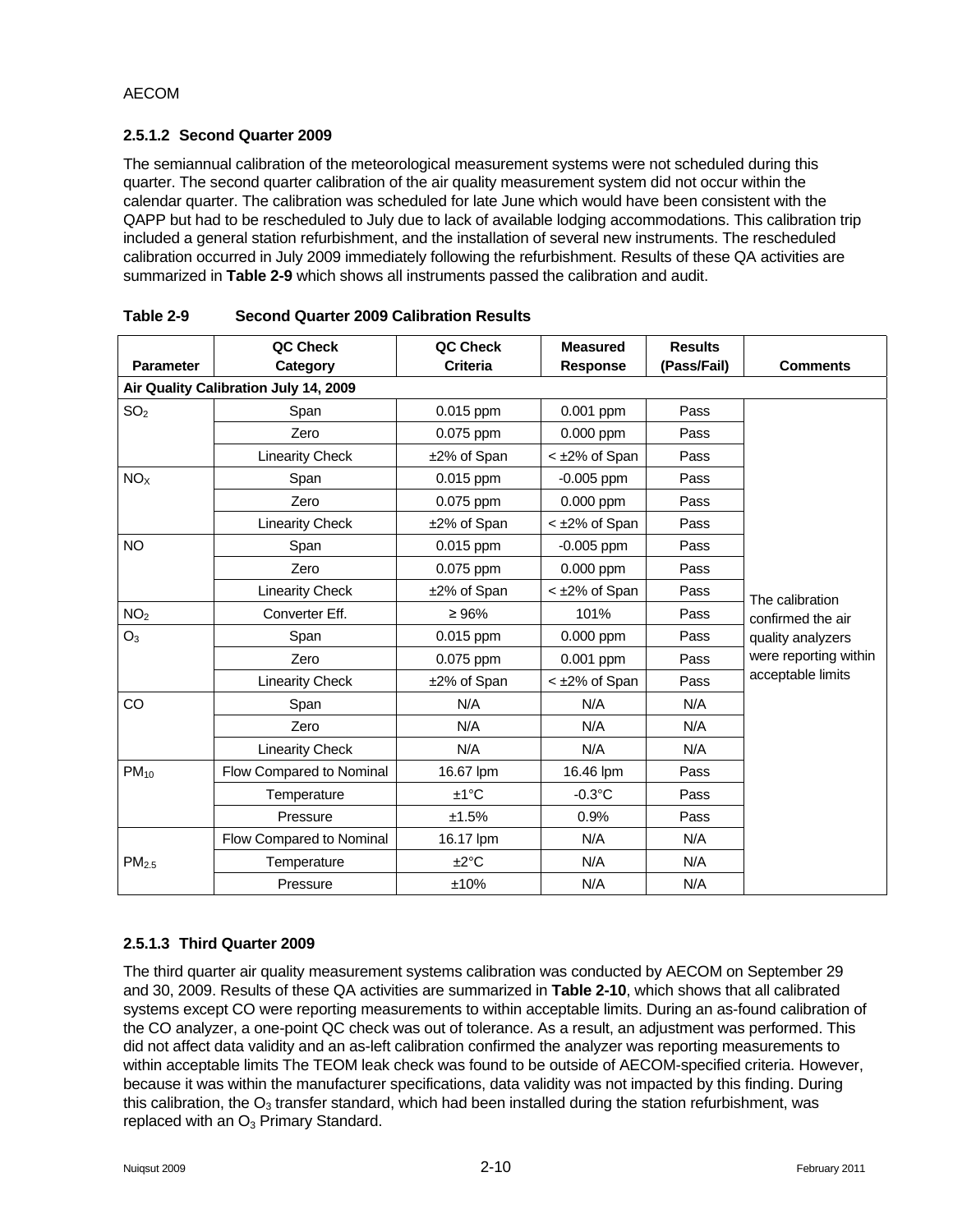AECOM

### 2.5.1.2 Second Quarter 2009

The semiannual calibration of the meteorological measurement systems were not scheduled during this quarter. The second quarter calibration of the air quality measurement system did not occur within the calendar quarter. The calibration was scheduled for late June which would have been consistent with the QAPP but had to be rescheduled to July due to lack of available lodging accommodations. This calibration trip included a general station refurbishment, and the installation of several new instruments. The rescheduled calibration occurred in July 2009 immediately following the refurbishment. Results of these QA activities are summarized in **Table 2-9** which shows all instruments passed the calibration and audit.

**Table 2-9 Second Quarter 2009 Calibration Results**

| Parameter | QC Check Category | QC Check Criteria | Measured Response | Results (Pass/Fail) | Comments |
|---|---|---|---|---|---|
| **Air Quality Calibration July 14, 2009** | | | | | |
| $SO_2$ | Span | 0.015 ppm | 0.001 ppm | Pass | The calibration confirmed the air quality analyzers were reporting within acceptable limits |
| | Zero | 0.075 ppm | 0.000 ppm | Pass | |
| | Linearity Check | ±2% of Span | < ±2% of Span | Pass | |
| $NO_X$ | Span | 0.015 ppm | -0.005 ppm | Pass | |
| | Zero | 0.075 ppm | 0.000 ppm | Pass | |
| | Linearity Check | ±2% of Span | < ±2% of Span | Pass | |
| NO | Span | 0.015 ppm | -0.005 ppm | Pass | |
| | Zero | 0.075 ppm | 0.000 ppm | Pass | |
| | Linearity Check | ±2% of Span | < ±2% of Span | Pass | |
| $NO_2$ | Converter Eff. | ≥ 96% | 101% | Pass | |
| $O_3$ | Span | 0.015 ppm | 0.000 ppm | Pass | |
| | Zero | 0.075 ppm | 0.001 ppm | Pass | |
| | Linearity Check | ±2% of Span | < ±2% of Span | Pass | |
| CO | Span | N/A | N/A | N/A | |
| | Zero | N/A | N/A | N/A | |
| | Linearity Check | N/A | N/A | N/A | |
| $PM_{10}$ | Flow Compared to Nominal | 16.67 lpm | 16.46 lpm | Pass | |
| | Temperature | ±1°C | -0.3°C | Pass | |
| | Pressure | ±1.5% | 0.9% | Pass | |
| $PM_{2.5}$ | Flow Compared to Nominal | 16.17 lpm | N/A | N/A | |
| | Temperature | ±2°C | N/A | N/A | |
| | Pressure | ±10% | N/A | N/A | |

### 2.5.1.3 Third Quarter 2009

The third quarter air quality measurement systems calibration was conducted by AECOM on September 29 and 30, 2009. Results of these QA activities are summarized in **Table 2-10**, which shows that all calibrated systems except CO were reporting measurements to within acceptable limits. During an as-found calibration of the CO analyzer, a one-point QC check was out of tolerance. As a result, an adjustment was performed. This did not affect data validity and an as-left calibration confirmed the analyzer was reporting measurements to within acceptable limits The TEOM leak check was found to be outside of AECOM-specified criteria. However, because it was within the manufacturer specifications, data validity was not impacted by this finding. During this calibration, the $O_3$ transfer standard, which had been installed during the station refurbishment, was replaced with an $O_3$ Primary Standard.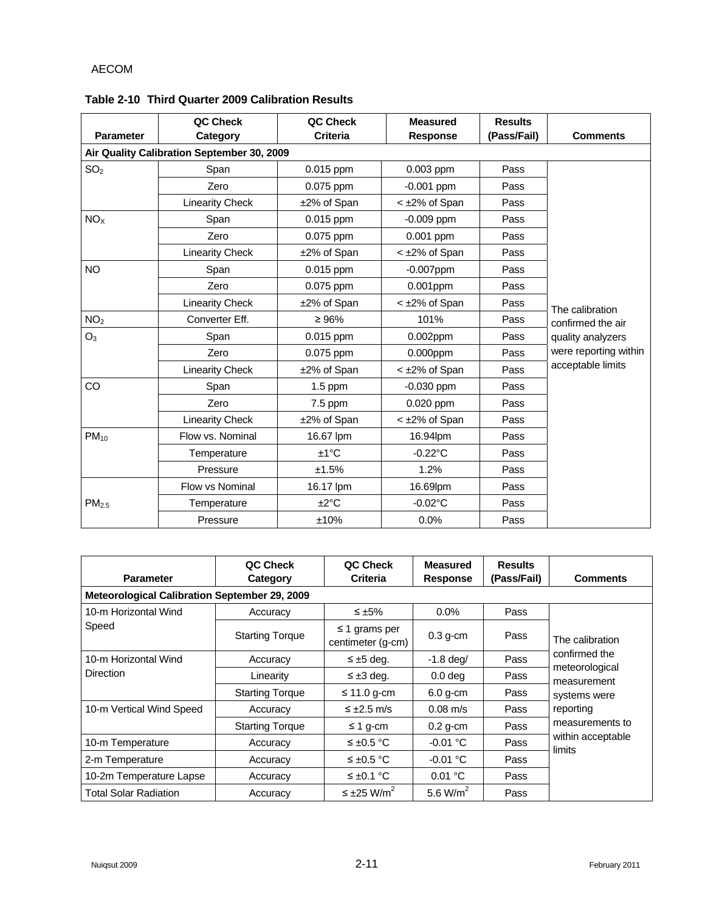**Table 2-10 Third Quarter 2009 Calibration Results**

| Parameter | QC Check Category | QC Check Criteria | Measured Response | Results (Pass/Fail) | Comments |
|---|---|---|---|---|---|
| **Air Quality Calibration September 30, 2009** | | | | | |
| $SO_2$ | Span | 0.015 ppm | 0.003 ppm | Pass | The calibration confirmed the air quality analyzers were reporting within acceptable limits |
| | Zero | 0.075 ppm | -0.001 ppm | Pass | |
| | Linearity Check | ±2% of Span | < ±2% of Span | Pass | |
| $NO_X$ | Span | 0.015 ppm | -0.009 ppm | Pass | |
| | Zero | 0.075 ppm | 0.001 ppm | Pass | |
| | Linearity Check | ±2% of Span | < ±2% of Span | Pass | |
| NO | Span | 0.015 ppm | -0.007ppm | Pass | |
| | Zero | 0.075 ppm | 0.001ppm | Pass | |
| | Linearity Check | ±2% of Span | < ±2% of Span | Pass | |
| $NO_2$ | Converter Eff. | ≥ 96% | 101% | Pass | |
| $O_3$ | Span | 0.015 ppm | 0.002ppm | Pass | |
| | Zero | 0.075 ppm | 0.000ppm | Pass | |
| | Linearity Check | ±2% of Span | < ±2% of Span | Pass | |
| CO | Span | 1.5 ppm | -0.030 ppm | Pass | |
| | Zero | 7.5 ppm | 0.020 ppm | Pass | |
| | Linearity Check | ±2% of Span | < ±2% of Span | Pass | |
| $PM_{10}$ | Flow vs. Nominal | 16.67 lpm | 16.94lpm | Pass | |
| | Temperature | ±1°C | -0.22°C | Pass | |
| | Pressure | ±1.5% | 1.2% | Pass | |
| $PM_{2.5}$ | Flow vs Nominal | 16.17 lpm | 16.69lpm | Pass | |
| | Temperature | ±2°C | -0.02°C | Pass | |
| | Pressure | ±10% | 0.0% | Pass | |

| Parameter | QC Check Category | QC Check Criteria | Measured Response | Results (Pass/Fail) | Comments |
|---|---|---|---|---|---|
| **Meteorological Calibration September 29, 2009** | | | | | |
| 10-m Horizontal Wind Speed | Accuracy | ≤ ±5% | 0.0% | Pass | The calibration confirmed the meteorological measurement systems were reporting measurements to within acceptable limits |
| | Starting Torque | ≤ 1 grams per centimeter (g-cm) | 0.3 g-cm | Pass | |
| 10-m Horizontal Wind Direction | Accuracy | ≤ ±5 deg. | -1.8 deg/ | Pass | |
| | Linearity | ≤ ±3 deg. | 0.0 deg | Pass | |
| | Starting Torque | ≤ 11.0 g-cm | 6.0 g-cm | Pass | |
| 10-m Vertical Wind Speed | Accuracy | ≤ ±2.5 m/s | 0.08 m/s | Pass | |
| | Starting Torque | ≤ 1 g-cm | 0.2 g-cm | Pass | |
| 10-m Temperature | Accuracy | ≤ ±0.5 °C | -0.01 °C | Pass | |
| 2-m Temperature | Accuracy | ≤ ±0.5 °C | -0.01 °C | Pass | |
| 10-2m Temperature Lapse | Accuracy | ≤ ±0.1 °C | 0.01 °C | Pass | |
| Total Solar Radiation | Accuracy | ≤ ±25 $W/m^2$ | 5.6 $W/m^2$ | Pass | |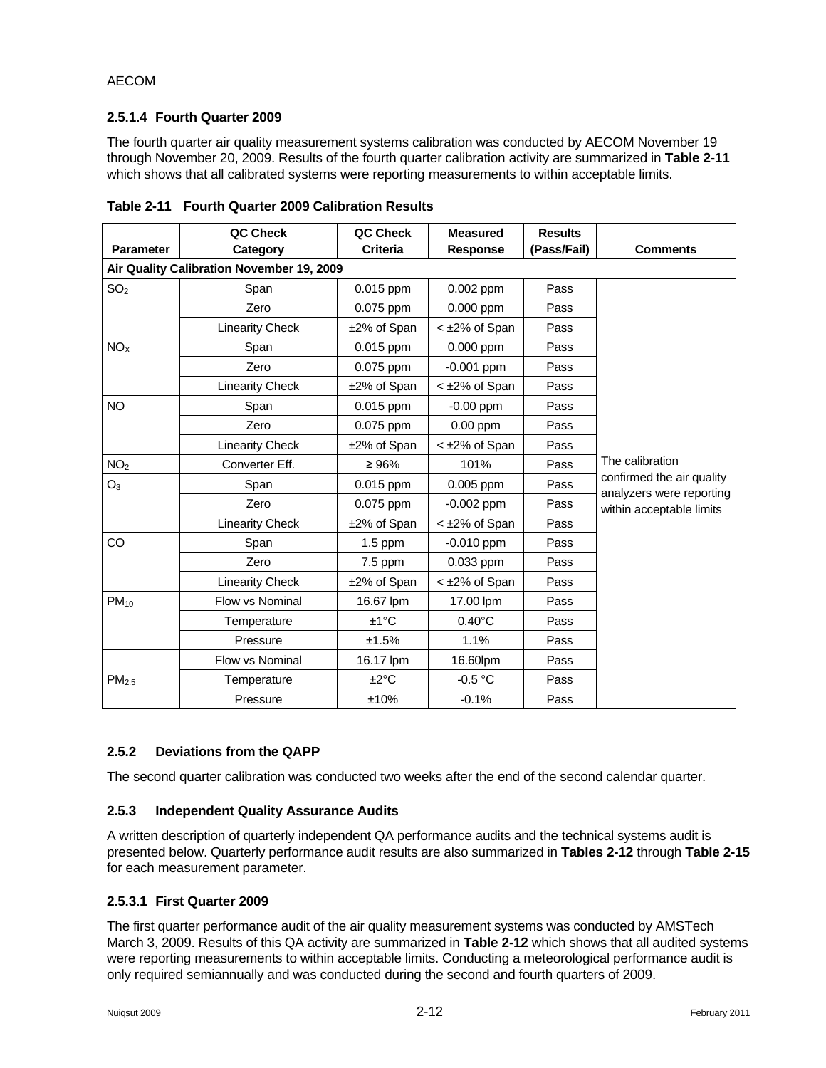#### 2.5.1.4 Fourth Quarter 2009

The fourth quarter air quality measurement systems calibration was conducted by AECOM November 19 through November 20, 2009. Results of the fourth quarter calibration activity are summarized in **Table 2-11** which shows that all calibrated systems were reporting measurements to within acceptable limits.

**Table 2-11 Fourth Quarter 2009 Calibration Results**

| Parameter | QC Check Category | QC Check Criteria | Measured Response | Results (Pass/Fail) | Comments |
|---|---|---|---|---|---|
| **Air Quality Calibration November 19, 2009** | | | | | |
| $SO_2$ | Span | 0.015 ppm | 0.002 ppm | Pass | The calibration confirmed the air quality analyzers were reporting within acceptable limits |
| | Zero | 0.075 ppm | 0.000 ppm | Pass | |
| | Linearity Check | ±2% of Span | < ±2% of Span | Pass | |
| $NO_X$ | Span | 0.015 ppm | 0.000 ppm | Pass | |
| | Zero | 0.075 ppm | -0.001 ppm | Pass | |
| | Linearity Check | ±2% of Span | < ±2% of Span | Pass | |
| NO | Span | 0.015 ppm | -0.00 ppm | Pass | |
| | Zero | 0.075 ppm | 0.00 ppm | Pass | |
| | Linearity Check | ±2% of Span | < ±2% of Span | Pass | |
| $NO_2$ | Converter Eff. | ≥ 96% | 101% | Pass | |
| $O_3$ | Span | 0.015 ppm | 0.005 ppm | Pass | |
| | Zero | 0.075 ppm | -0.002 ppm | Pass | |
| | Linearity Check | ±2% of Span | < ±2% of Span | Pass | |
| CO | Span | 1.5 ppm | -0.010 ppm | Pass | |
| | Zero | 7.5 ppm | 0.033 ppm | Pass | |
| | Linearity Check | ±2% of Span | < ±2% of Span | Pass | |
| $PM_{10}$ | Flow vs Nominal | 16.67 lpm | 17.00 lpm | Pass | |
| | Temperature | ±1°C | 0.40°C | Pass | |
| | Pressure | ±1.5% | 1.1% | Pass | |
| $PM_{2.5}$ | Flow vs Nominal | 16.17 lpm | 16.60lpm | Pass | |
| | Temperature | ±2°C | -0.5 °C | Pass | |
| | Pressure | ±10% | -0.1% | Pass | |

### 2.5.2 Deviations from the QAPP

The second quarter calibration was conducted two weeks after the end of the second calendar quarter.

### 2.5.3 Independent Quality Assurance Audits

A written description of quarterly independent QA performance audits and the technical systems audit is presented below. Quarterly performance audit results are also summarized in **Tables 2-12** through **Table 2-15** for each measurement parameter.

#### 2.5.3.1 First Quarter 2009

The first quarter performance audit of the air quality measurement systems was conducted by AMSTech March 3, 2009. Results of this QA activity are summarized in **Table 2-12** which shows that all audited systems were reporting measurements to within acceptable limits. Conducting a meteorological performance audit is only required semiannually and was conducted during the second and fourth quarters of 2009.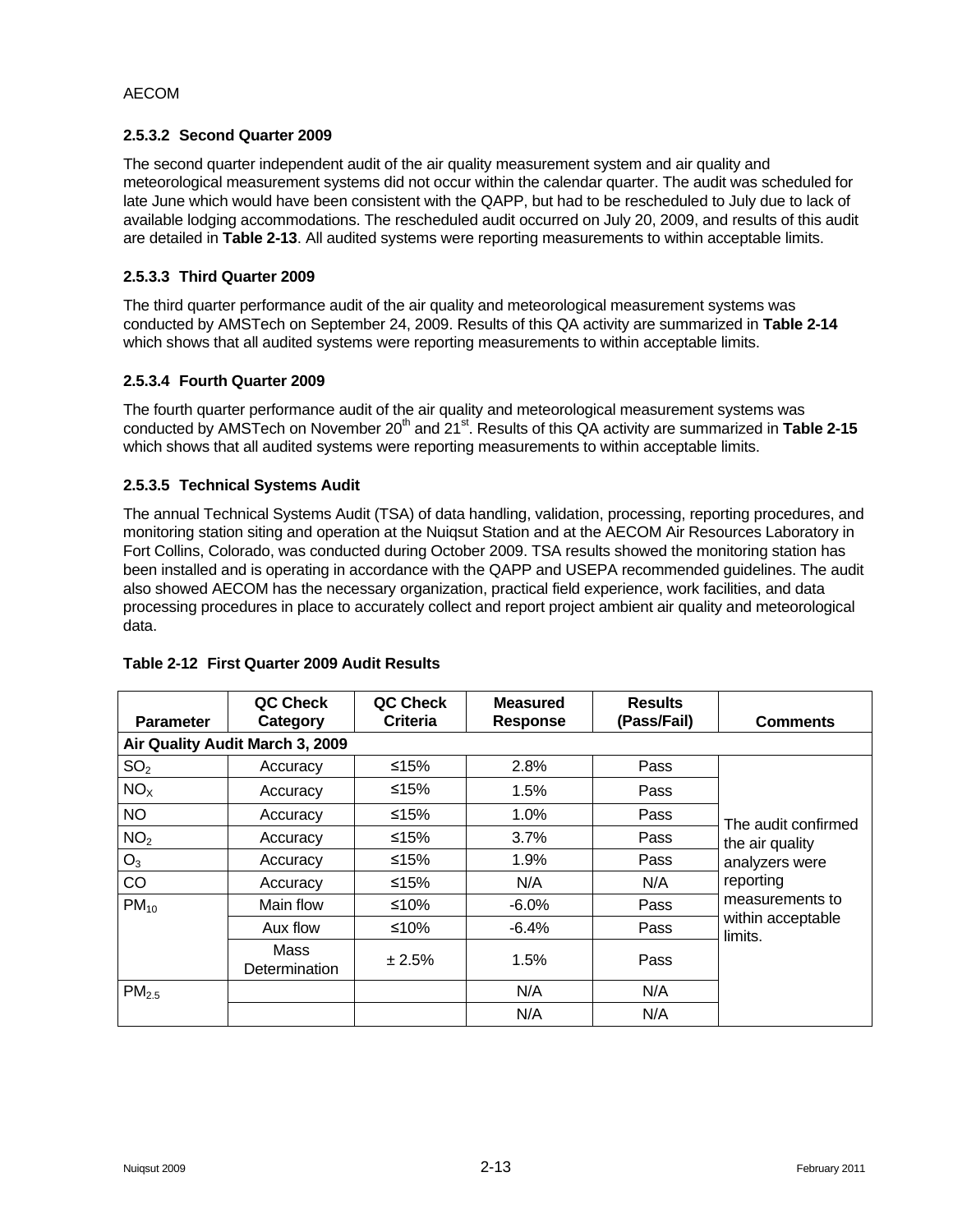AECOM

### 2.5.3.2 Second Quarter 2009

The second quarter independent audit of the air quality measurement system and air quality and meteorological measurement systems did not occur within the calendar quarter. The audit was scheduled for late June which would have been consistent with the QAPP, but had to be rescheduled to July due to lack of available lodging accommodations. The rescheduled audit occurred on July 20, 2009, and results of this audit are detailed in **Table 2-13**. All audited systems were reporting measurements to within acceptable limits.

### 2.5.3.3 Third Quarter 2009

The third quarter performance audit of the air quality and meteorological measurement systems was conducted by AMSTech on September 24, 2009. Results of this QA activity are summarized in **Table 2-14** which shows that all audited systems were reporting measurements to within acceptable limits.

### 2.5.3.4 Fourth Quarter 2009

The fourth quarter performance audit of the air quality and meteorological measurement systems was conducted by AMSTech on November 20th and 21st. Results of this QA activity are summarized in **Table 2-15** which shows that all audited systems were reporting measurements to within acceptable limits.

### 2.5.3.5 Technical Systems Audit

The annual Technical Systems Audit (TSA) of data handling, validation, processing, reporting procedures, and monitoring station siting and operation at the Nuiqsut Station and at the AECOM Air Resources Laboratory in Fort Collins, Colorado, was conducted during October 2009. TSA results showed the monitoring station has been installed and is operating in accordance with the QAPP and USEPA recommended guidelines. The audit also showed AECOM has the necessary organization, practical field experience, work facilities, and data processing procedures in place to accurately collect and report project ambient air quality and meteorological data.

**Table 2-12 First Quarter 2009 Audit Results**

| Parameter | QC Check Category | QC Check Criteria | Measured Response | Results (Pass/Fail) | Comments |
|---|---|---|---|---|---|
| **Air Quality Audit March 3, 2009** | | | | | |
| $SO_2$ | Accuracy | ≤15% | 2.8% | Pass | The audit confirmed the air quality analyzers were reporting measurements to within acceptable limits. |
| $NO_X$ | Accuracy | ≤15% | 1.5% | Pass | |
| NO | Accuracy | ≤15% | 1.0% | Pass | |
| $NO_2$ | Accuracy | ≤15% | 3.7% | Pass | |
| $O_3$ | Accuracy | ≤15% | 1.9% | Pass | |
| CO | Accuracy | ≤15% | N/A | N/A | |
| $PM_{10}$ | Main flow | ≤10% | -6.0% | Pass | |
| | Aux flow | ≤10% | -6.4% | Pass | |
| | Mass Determination | ± 2.5% | 1.5% | Pass | |
| $PM_{2.5}$ | | | N/A | N/A | |
| | | | N/A | N/A | |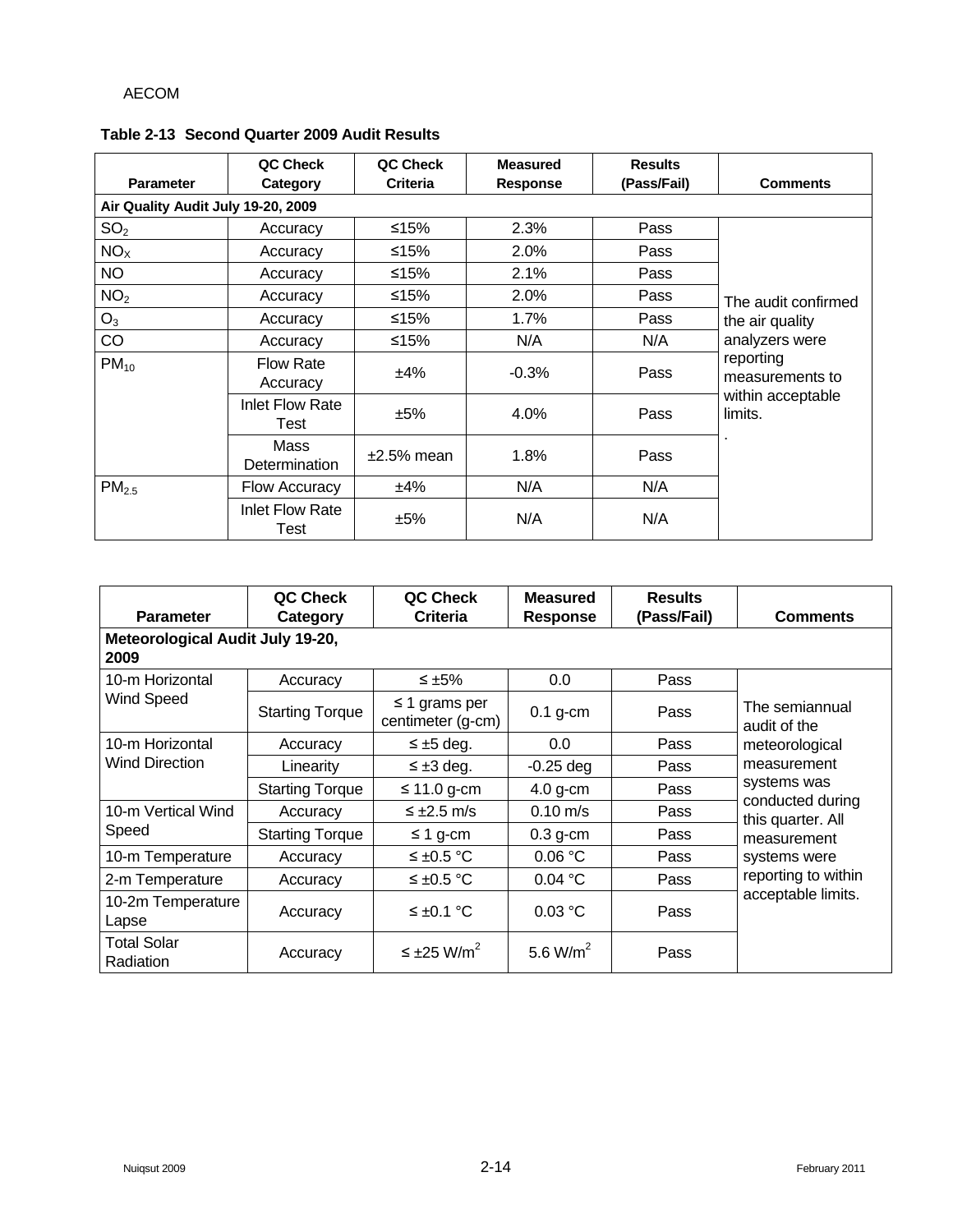**Table 2-13 Second Quarter 2009 Audit Results**

| Parameter | QC Check Category | QC Check Criteria | Measured Response | Results (Pass/Fail) | Comments |
|---|---|---|---|---|---|
| **Air Quality Audit July 19-20, 2009** | | | | | |
| $SO_2$ | Accuracy | ≤15% | 2.3% | Pass | The audit confirmed the air quality analyzers were reporting measurements to within acceptable limits. |
| $NO_X$ | Accuracy | ≤15% | 2.0% | Pass | |
| NO | Accuracy | ≤15% | 2.1% | Pass | |
| $NO_2$ | Accuracy | ≤15% | 2.0% | Pass | |
| $O_3$ | Accuracy | ≤15% | 1.7% | Pass | |
| CO | Accuracy | ≤15% | N/A | N/A | |
| $PM_{10}$ | Flow Rate Accuracy | ±4% | -0.3% | Pass | |
| | Inlet Flow Rate Test | ±5% | 4.0% | Pass | |
| | Mass Determination | ±2.5% mean | 1.8% | Pass | |
| $PM_{2.5}$ | Flow Accuracy | ±4% | N/A | N/A | |
| | Inlet Flow Rate Test | ±5% | N/A | N/A | |

| Parameter | QC Check Category | QC Check Criteria | Measured Response | Results (Pass/Fail) | Comments |
|---|---|---|---|---|---|
| **Meteorological Audit July 19-20, 2009** | | | | | |
| 10-m Horizontal Wind Speed | Accuracy | ≤ ±5% | 0.0 | Pass | The semiannual audit of the meteorological measurement systems was conducted during this quarter. All measurement systems were reporting to within acceptable limits. |
| | Starting Torque | ≤ 1 grams per centimeter (g-cm) | 0.1 g-cm | Pass | |
| 10-m Horizontal Wind Direction | Accuracy | ≤ ±5 deg. | 0.0 | Pass | |
| | Linearity | ≤ ±3 deg. | -0.25 deg | Pass | |
| | Starting Torque | ≤ 11.0 g-cm | 4.0 g-cm | Pass | |
| 10-m Vertical Wind Speed | Accuracy | ≤ ±2.5 m/s | 0.10 m/s | Pass | |
| | Starting Torque | ≤ 1 g-cm | 0.3 g-cm | Pass | |
| 10-m Temperature | Accuracy | ≤ ±0.5 °C | 0.06 °C | Pass | |
| 2-m Temperature | Accuracy | ≤ ±0.5 °C | 0.04 °C | Pass | |
| 10-2m Temperature Lapse | Accuracy | ≤ ±0.1 °C | 0.03 °C | Pass | |
| Total Solar Radiation | Accuracy | ≤ ±25 $W/m^2$ | 5.6 $W/m^2$ | Pass | |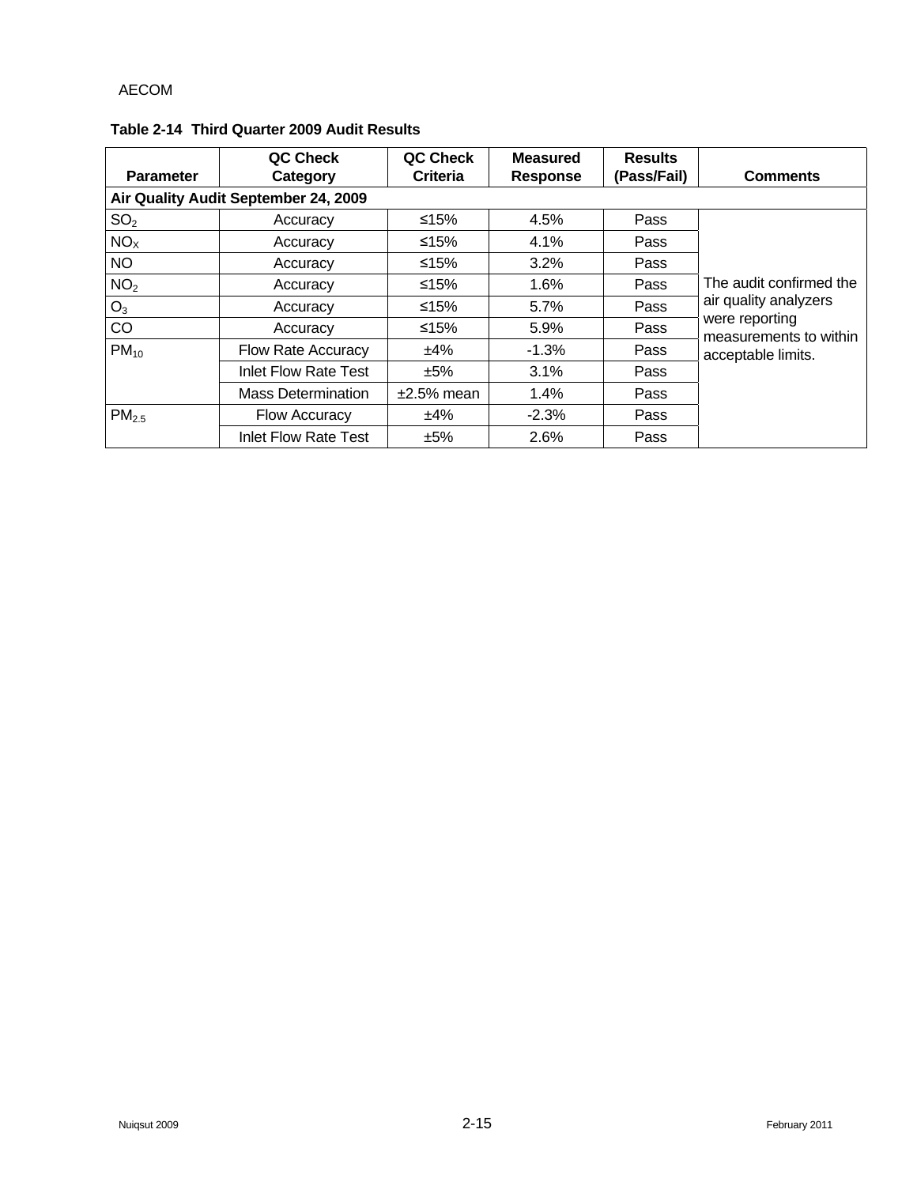**Table 2-14 Third Quarter 2009 Audit Results**

| Parameter | QC Check Category | QC Check Criteria | Measured Response | Results (Pass/Fail) | Comments |
|---|---|---|---|---|---|
| **Air Quality Audit September 24, 2009** | | | | | |
| $SO_2$ | Accuracy | ≤15% | 4.5% | Pass | The audit confirmed the air quality analyzers were reporting measurements to within acceptable limits. |
| $NO_X$ | Accuracy | ≤15% | 4.1% | Pass | |
| NO | Accuracy | ≤15% | 3.2% | Pass | |
| $NO_2$ | Accuracy | ≤15% | 1.6% | Pass | |
| $O_3$ | Accuracy | ≤15% | 5.7% | Pass | |
| CO | Accuracy | ≤15% | 5.9% | Pass | |
| $PM_{10}$ | Flow Rate Accuracy | ±4% | -1.3% | Pass | |
| | Inlet Flow Rate Test | ±5% | 3.1% | Pass | |
| | Mass Determination | ±2.5% mean | 1.4% | Pass | |
| $PM_{2.5}$ | Flow Accuracy | ±4% | -2.3% | Pass | |
| | Inlet Flow Rate Test | ±5% | 2.6% | Pass | |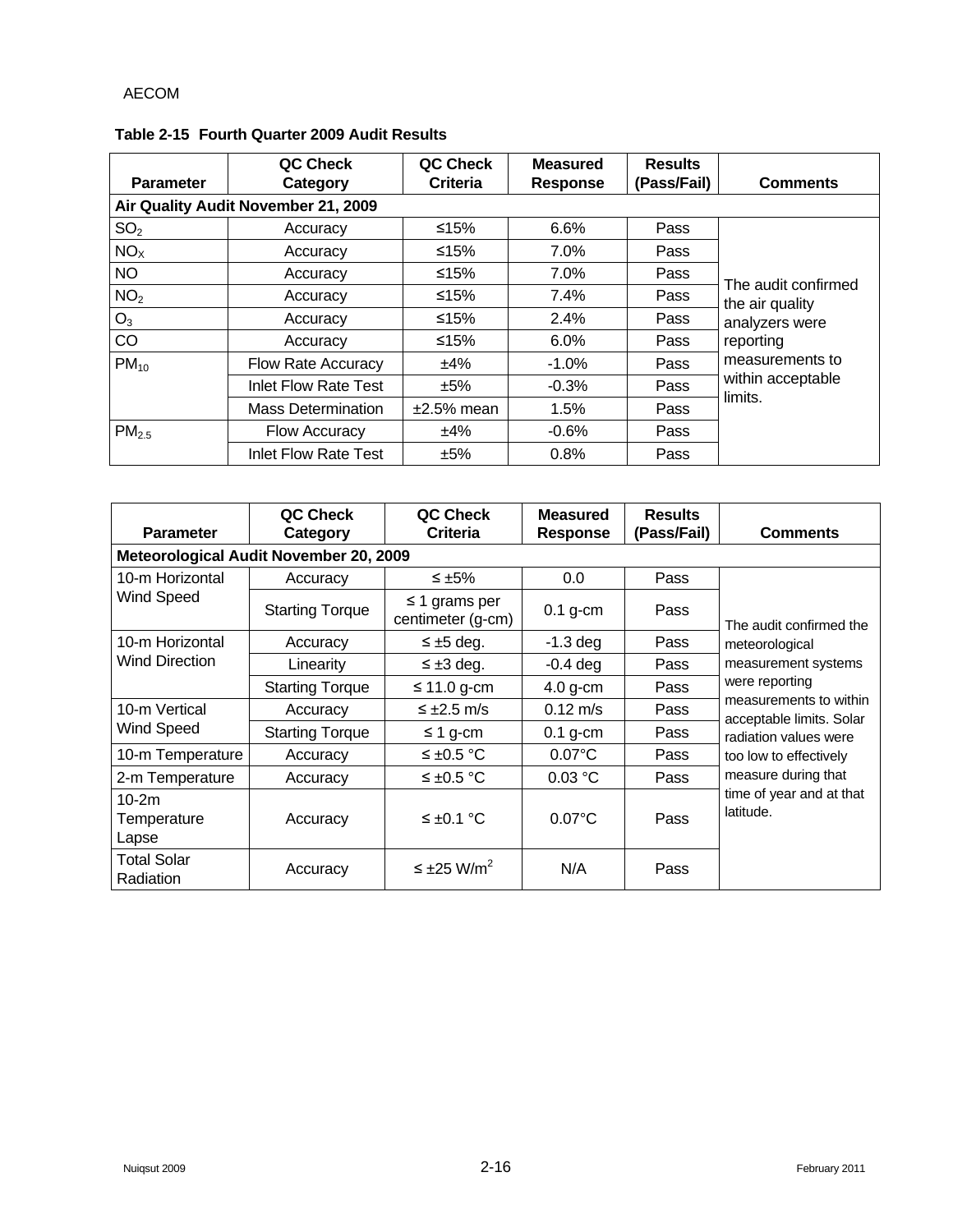**Table 2-15 Fourth Quarter 2009 Audit Results**

| Parameter | QC Check Category | QC Check Criteria | Measured Response | Results (Pass/Fail) | Comments |
|---|---|---|---|---|---|
| **Air Quality Audit November 21, 2009** | | | | | |
| $SO_2$ | Accuracy | ≤15% | 6.6% | Pass | The audit confirmed the air quality analyzers were reporting measurements to within acceptable limits. |
| $NO_X$ | Accuracy | ≤15% | 7.0% | Pass | |
| NO | Accuracy | ≤15% | 7.0% | Pass | |
| $NO_2$ | Accuracy | ≤15% | 7.4% | Pass | |
| $O_3$ | Accuracy | ≤15% | 2.4% | Pass | |
| CO | Accuracy | ≤15% | 6.0% | Pass | |
| $PM_{10}$ | Flow Rate Accuracy | ±4% | -1.0% | Pass | |
| | Inlet Flow Rate Test | ±5% | -0.3% | Pass | |
| | Mass Determination | ±2.5% mean | 1.5% | Pass | |
| $PM_{2.5}$ | Flow Accuracy | ±4% | -0.6% | Pass | |
| | Inlet Flow Rate Test | ±5% | 0.8% | Pass | |

| Parameter | QC Check Category | QC Check Criteria | Measured Response | Results (Pass/Fail) | Comments |
|---|---|---|---|---|---|
| **Meteorological Audit November 20, 2009** | | | | | |
| 10-m Horizontal Wind Speed | Accuracy | ≤ ±5% | 0.0 | Pass | The audit confirmed the meteorological measurement systems were reporting measurements to within acceptable limits. Solar radiation values were too low to effectively measure during that time of year and at that latitude. |
| | Starting Torque | ≤ 1 grams per centimeter (g-cm) | 0.1 g-cm | Pass | |
| 10-m Horizontal Wind Direction | Accuracy | ≤ ±5 deg. | -1.3 deg | Pass | |
| | Linearity | ≤ ±3 deg. | -0.4 deg | Pass | |
| | Starting Torque | ≤ 11.0 g-cm | 4.0 g-cm | Pass | |
| 10-m Vertical Wind Speed | Accuracy | ≤ ±2.5 m/s | 0.12 m/s | Pass | |
| | Starting Torque | ≤ 1 g-cm | 0.1 g-cm | Pass | |
| 10-m Temperature | Accuracy | ≤ ±0.5 °C | 0.07°C | Pass | |
| 2-m Temperature | Accuracy | ≤ ±0.5 °C | 0.03 °C | Pass | |
| 10-2m Temperature Lapse | Accuracy | ≤ ±0.1 °C | 0.07°C | Pass | |
| Total Solar Radiation | Accuracy | ≤ ±25 $W/m^2$ | N/A | Pass | |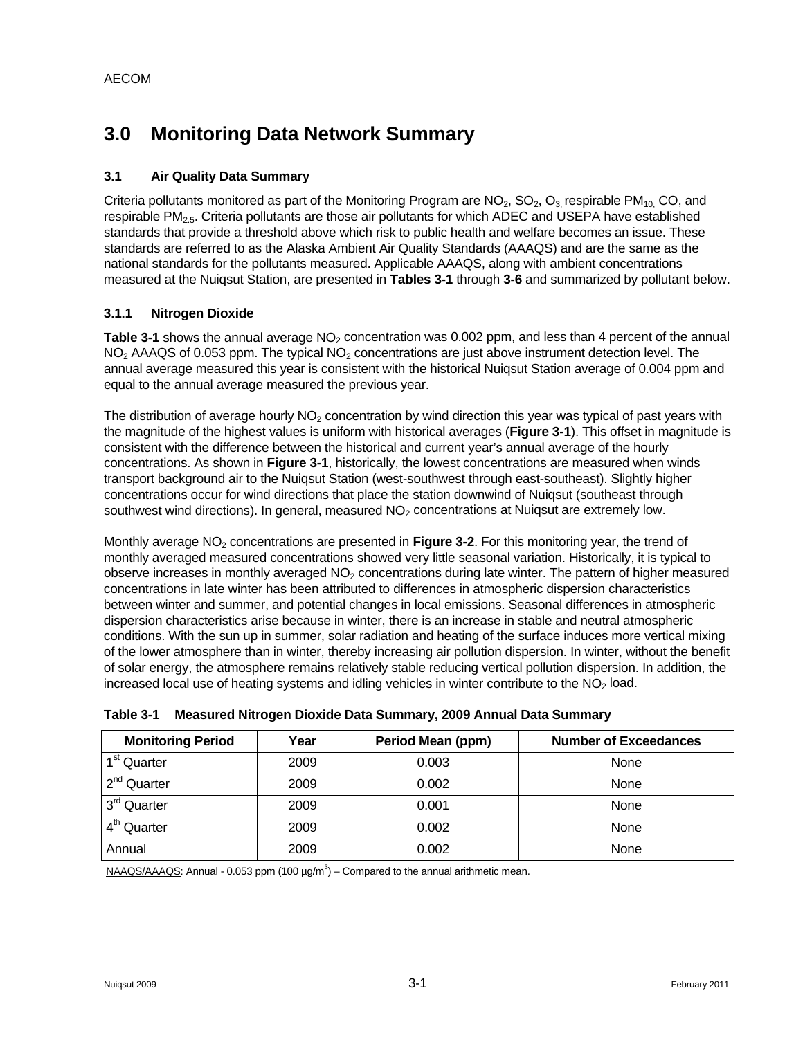# 3.0 Monitoring Data Network Summary

## 3.1 Air Quality Data Summary

Criteria pollutants monitored as part of the Monitoring Program are $NO_2$, $SO_2$, $O_3$, respirable $PM_{10}$, CO, and respirable $PM_{2.5}$. Criteria pollutants are those air pollutants for which ADEC and USEPA have established standards that provide a threshold above which risk to public health and welfare becomes an issue. These standards are referred to as the Alaska Ambient Air Quality Standards (AAAQS) and are the same as the national standards for the pollutants measured. Applicable AAAQS, along with ambient concentrations measured at the Nuiqsut Station, are presented in **Tables 3-1** through **3-6** and summarized by pollutant below.

### 3.1.1 Nitrogen Dioxide

**Table 3-1** shows the annual average $NO_2$ concentration was 0.002 ppm, and less than 4 percent of the annual $NO_2$ AAAQS of 0.053 ppm. The typical $NO_2$ concentrations are just above instrument detection level. The annual average measured this year is consistent with the historical Nuiqsut Station average of 0.004 ppm and equal to the annual average measured the previous year.

The distribution of average hourly $NO_2$ concentration by wind direction this year was typical of past years with the magnitude of the highest values is uniform with historical averages (**Figure 3-1**). This offset in magnitude is consistent with the difference between the historical and current year's annual average of the hourly concentrations. As shown in **Figure 3-1**, historically, the lowest concentrations are measured when winds transport background air to the Nuiqsut Station (west-southwest through east-southeast). Slightly higher concentrations occur for wind directions that place the station downwind of Nuiqsut (southeast through southwest wind directions). In general, measured $NO_2$ concentrations at Nuiqsut are extremely low.

Monthly average $NO_2$ concentrations are presented in **Figure 3-2**. For this monitoring year, the trend of monthly averaged measured concentrations showed very little seasonal variation. Historically, it is typical to observe increases in monthly averaged $NO_2$ concentrations during late winter. The pattern of higher measured concentrations in late winter has been attributed to differences in atmospheric dispersion characteristics between winter and summer, and potential changes in local emissions. Seasonal differences in atmospheric dispersion characteristics arise because in winter, there is an increase in stable and neutral atmospheric conditions. With the sun up in summer, solar radiation and heating of the surface induces more vertical mixing of the lower atmosphere than in winter, thereby increasing air pollution dispersion. In winter, without the benefit of solar energy, the atmosphere remains relatively stable reducing vertical pollution dispersion. In addition, the increased local use of heating systems and idling vehicles in winter contribute to the $NO_2$ load.

**Table 3-1 Measured Nitrogen Dioxide Data Summary, 2009 Annual Data Summary**

| Monitoring Period | Year | Period Mean (ppm) | Number of Exceedances |
|---|---|---|---|
| 1st Quarter | 2009 | 0.003 | None |
| 2nd Quarter | 2009 | 0.002 | None |
| 3rd Quarter | 2009 | 0.001 | None |
| 4th Quarter | 2009 | 0.002 | None |
| Annual | 2009 | 0.002 | None |

NAAQS/AAAQS: Annual - 0.053 ppm (100 µg/m$^3$) – Compared to the annual arithmetic mean.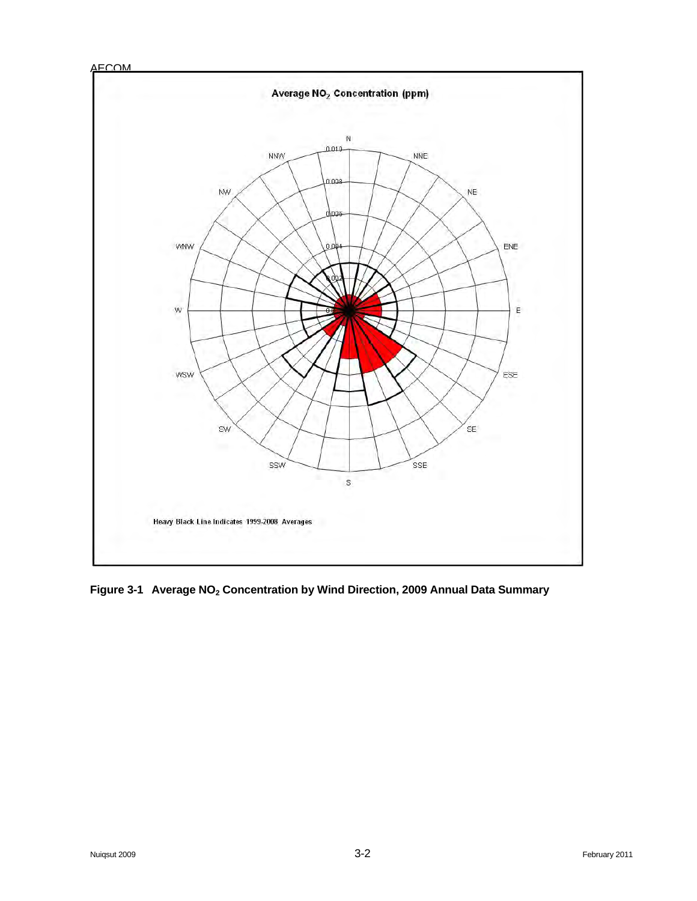**Average $NO_2$ Concentration (ppm)**

N, NNE, NE, ENE, E, ESE, SE, SSE, S, SSW, SW, WSW, W, WNW, NW, NNW

0.010, 0.008, 0.006, 0.004, 0.002, 0

Heavy Black Line Indicates 1999-2008 Averages

**Figure 3-1 Average $NO_2$ Concentration by Wind Direction, 2009 Annual Data Summary**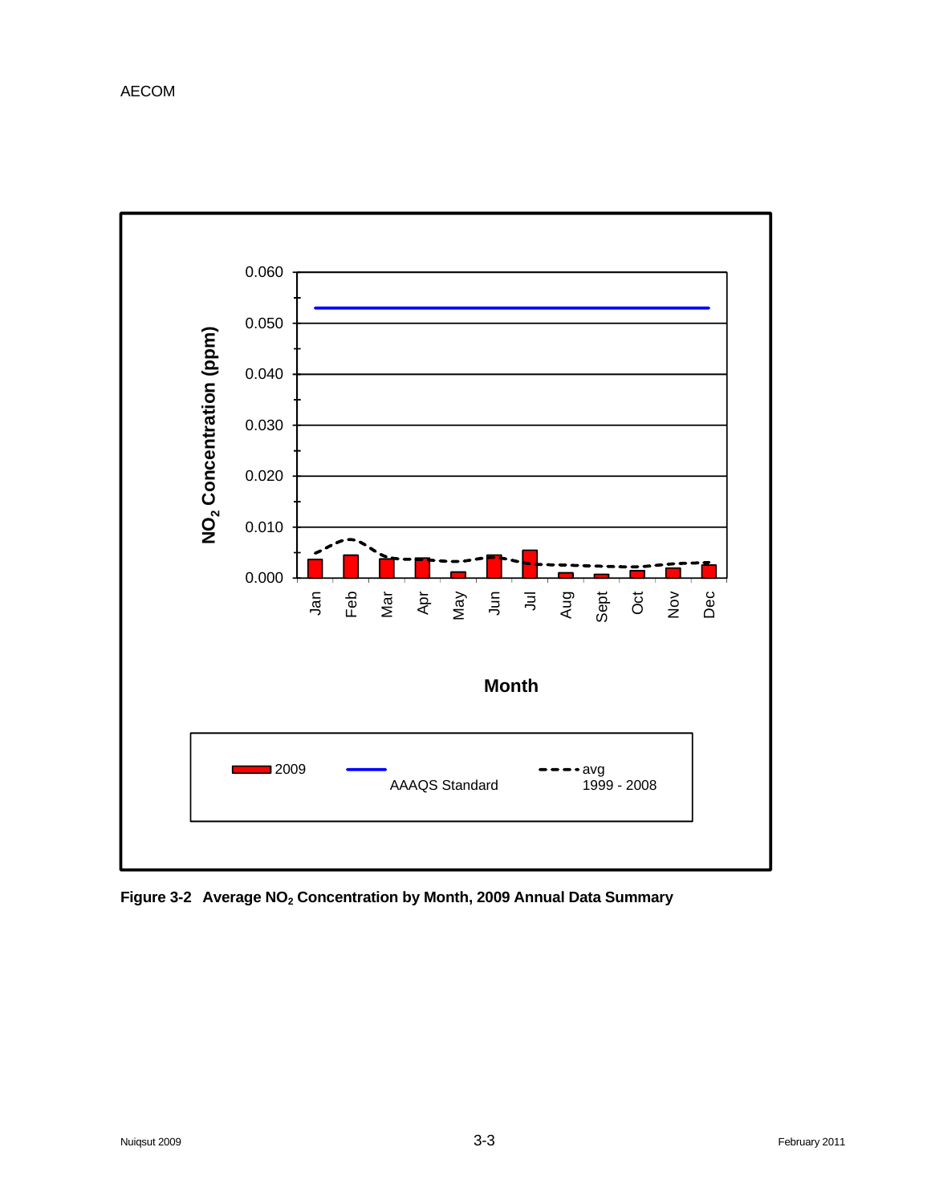Figure 3-2 Average $NO_2$ Concentration by Month, 2009 Annual Data Summary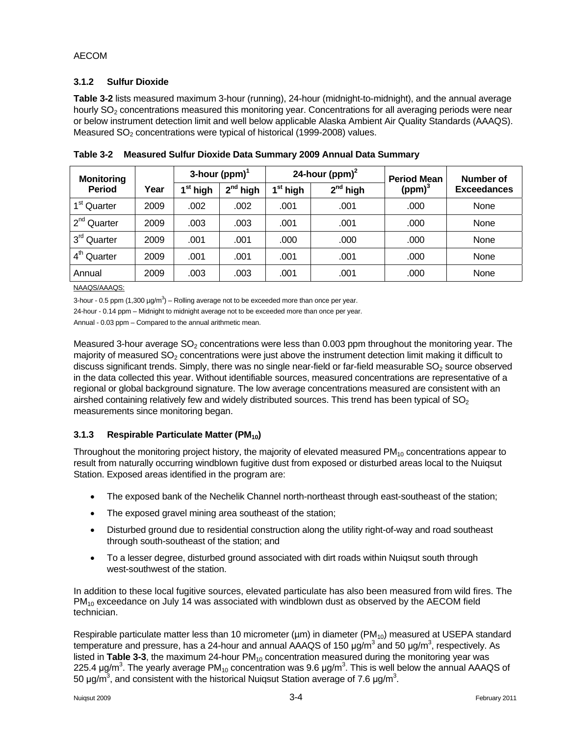### 3.1.2 Sulfur Dioxide

**Table 3-2** lists measured maximum 3-hour (running), 24-hour (midnight-to-midnight), and the annual average hourly $SO_2$ concentrations measured this monitoring year. Concentrations for all averaging periods were near or below instrument detection limit and well below applicable Alaska Ambient Air Quality Standards (AAAQS). Measured $SO_2$ concentrations were typical of historical (1999-2008) values.

**Table 3-2 Measured Sulfur Dioxide Data Summary 2009 Annual Data Summary**

| Monitoring Period | Year | 3-hour (ppm)[1] | | 24-hour (ppm)[2] | | Period Mean (ppm)[3] | Number of Exceedances |
|---|---|---|---|---|---|---|---|
| | | 1st high | 2nd high | 1st high | 2nd high | | |
| 1st Quarter | 2009 | .002 | .002 | .001 | .001 | .000 | None |
| 2nd Quarter | 2009 | .003 | .003 | .001 | .001 | .000 | None |
| 3rd Quarter | 2009 | .001 | .001 | .000 | .000 | .000 | None |
| 4th Quarter | 2009 | .001 | .001 | .001 | .001 | .000 | None |
| Annual | 2009 | .003 | .003 | .001 | .001 | .000 | None |

NAAQS/AAAQS:

3-hour - 0.5 ppm (1,300 µg/m$^3$) – Rolling average not to be exceeded more than once per year.

24-hour - 0.14 ppm – Midnight to midnight average not to be exceeded more than once per year.

Annual - 0.03 ppm – Compared to the annual arithmetic mean.

Measured 3-hour average $SO_2$ concentrations were less than 0.003 ppm throughout the monitoring year. The majority of measured $SO_2$ concentrations were just above the instrument detection limit making it difficult to discuss significant trends. Simply, there was no single near-field or far-field measurable $SO_2$ source observed in the data collected this year. Without identifiable sources, measured concentrations are representative of a regional or global background signature. The low average concentrations measured are consistent with an airshed containing relatively few and widely distributed sources. This trend has been typical of $SO_2$ measurements since monitoring began.

### 3.1.3 Respirable Particulate Matter ($PM_{10}$)

Throughout the monitoring project history, the majority of elevated measured $PM_{10}$ concentrations appear to result from naturally occurring windblown fugitive dust from exposed or disturbed areas local to the Nuiqsut Station. Exposed areas identified in the program are:

- The exposed bank of the Nechelik Channel north-northeast through east-southeast of the station;
- The exposed gravel mining area southeast of the station;
- Disturbed ground due to residential construction along the utility right-of-way and road southeast through south-southeast of the station; and
- To a lesser degree, disturbed ground associated with dirt roads within Nuiqsut south through west-southwest of the station.

In addition to these local fugitive sources, elevated particulate has also been measured from wild fires. The $PM_{10}$ exceedance on July 14 was associated with windblown dust as observed by the AECOM field technician.

Respirable particulate matter less than 10 micrometer (µm) in diameter ($PM_{10}$) measured at USEPA standard temperature and pressure, has a 24-hour and annual AAAQS of 150 µg/m$^3$ and 50 µg/m$^3$, respectively. As listed in **Table 3-3**, the maximum 24-hour $PM_{10}$ concentration measured during the monitoring year was 225.4 µg/m$^3$. The yearly average $PM_{10}$ concentration was 9.6 µg/m$^3$. This is well below the annual AAAQS of 50 µg/m$^3$, and consistent with the historical Nuiqsut Station average of 7.6 µg/m$^3$.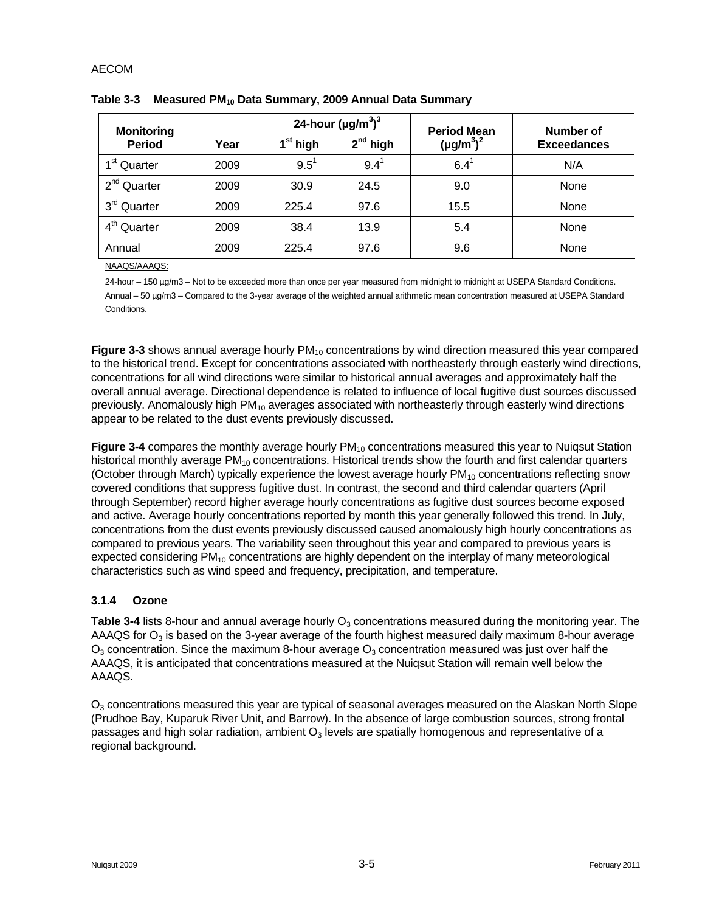**Table 3-3 Measured $PM_{10}$ Data Summary, 2009 Annual Data Summary**

| Monitoring Period | Year | 24-hour ($\mu g/m^3$)[3] | | Period Mean ($\mu g/m^3$)[2] | Number of Exceedances |
|---|---|---|---|---|---|
| | | 1st high | 2nd high | | |
| 1st Quarter | 2009 | 9.5[1] | 9.4[1] | 6.4[1] | N/A |
| 2nd Quarter | 2009 | 30.9 | 24.5 | 9.0 | None |
| 3rd Quarter | 2009 | 225.4 | 97.6 | 15.5 | None |
| 4th Quarter | 2009 | 38.4 | 13.9 | 5.4 | None |
| Annual | 2009 | 225.4 | 97.6 | 9.6 | None |

NAAQS/AAAQS:

24-hour – 150 µg/m3 – Not to be exceeded more than once per year measured from midnight to midnight at USEPA Standard Conditions.

Annual – 50 µg/m3 – Compared to the 3-year average of the weighted annual arithmetic mean concentration measured at USEPA Standard Conditions.

**Figure 3-3** shows annual average hourly $PM_{10}$ concentrations by wind direction measured this year compared to the historical trend. Except for concentrations associated with northeasterly through easterly wind directions, concentrations for all wind directions were similar to historical annual averages and approximately half the overall annual average. Directional dependence is related to influence of local fugitive dust sources discussed previously. Anomalously high $PM_{10}$ averages associated with northeasterly through easterly wind directions appear to be related to the dust events previously discussed.

**Figure 3-4** compares the monthly average hourly $PM_{10}$ concentrations measured this year to Nuiqsut Station historical monthly average $PM_{10}$ concentrations. Historical trends show the fourth and first calendar quarters (October through March) typically experience the lowest average hourly $PM_{10}$ concentrations reflecting snow covered conditions that suppress fugitive dust. In contrast, the second and third calendar quarters (April through September) record higher average hourly concentrations as fugitive dust sources become exposed and active. Average hourly concentrations reported by month this year generally followed this trend. In July, concentrations from the dust events previously discussed caused anomalously high hourly concentrations as compared to previous years. The variability seen throughout this year and compared to previous years is expected considering $PM_{10}$ concentrations are highly dependent on the interplay of many meteorological characteristics such as wind speed and frequency, precipitation, and temperature.

### 3.1.4 Ozone

**Table 3-4** lists 8-hour and annual average hourly $O_3$ concentrations measured during the monitoring year. The AAAQS for $O_3$ is based on the 3-year average of the fourth highest measured daily maximum 8-hour average $O_3$ concentration. Since the maximum 8-hour average $O_3$ concentration measured was just over half the AAAQS, it is anticipated that concentrations measured at the Nuiqsut Station will remain well below the AAAQS.

$O_3$ concentrations measured this year are typical of seasonal averages measured on the Alaskan North Slope (Prudhoe Bay, Kuparuk River Unit, and Barrow). In the absence of large combustion sources, strong frontal passages and high solar radiation, ambient $O_3$ levels are spatially homogenous and representative of a regional background.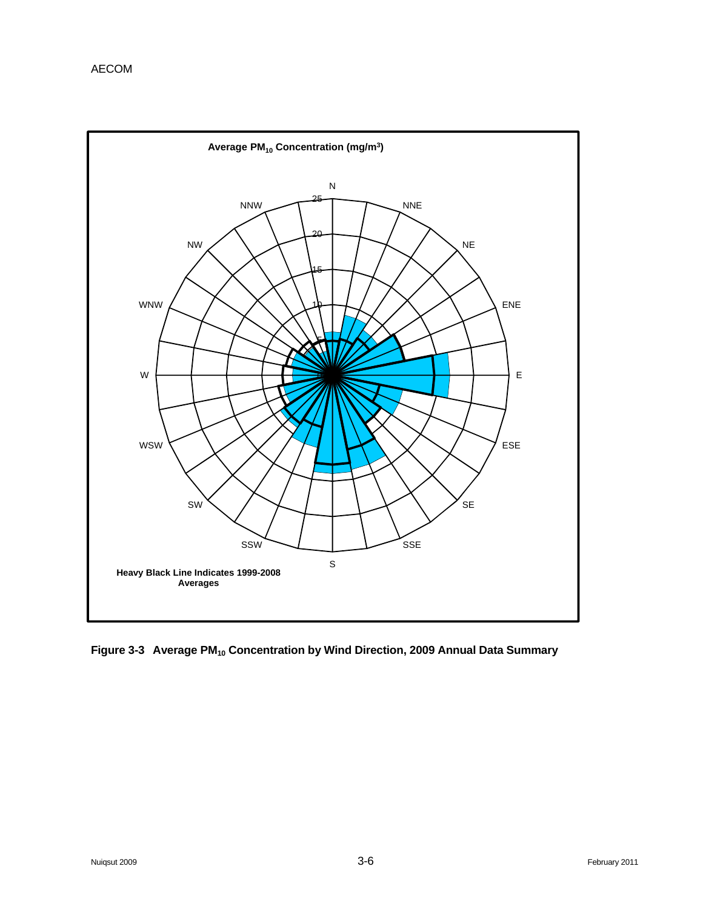**Average $PM_{10}$ Concentration (mg/m³)**

N, NNE, NE, ENE, E, ESE, SE, SSE, S, SSW, SW, WSW, W, WNW, NW, NNW

5, 10, 15, 20, 25

**Heavy Black Line Indicates 1999-2008 Averages**

**Figure 3-3 Average $PM_{10}$ Concentration by Wind Direction, 2009 Annual Data Summary**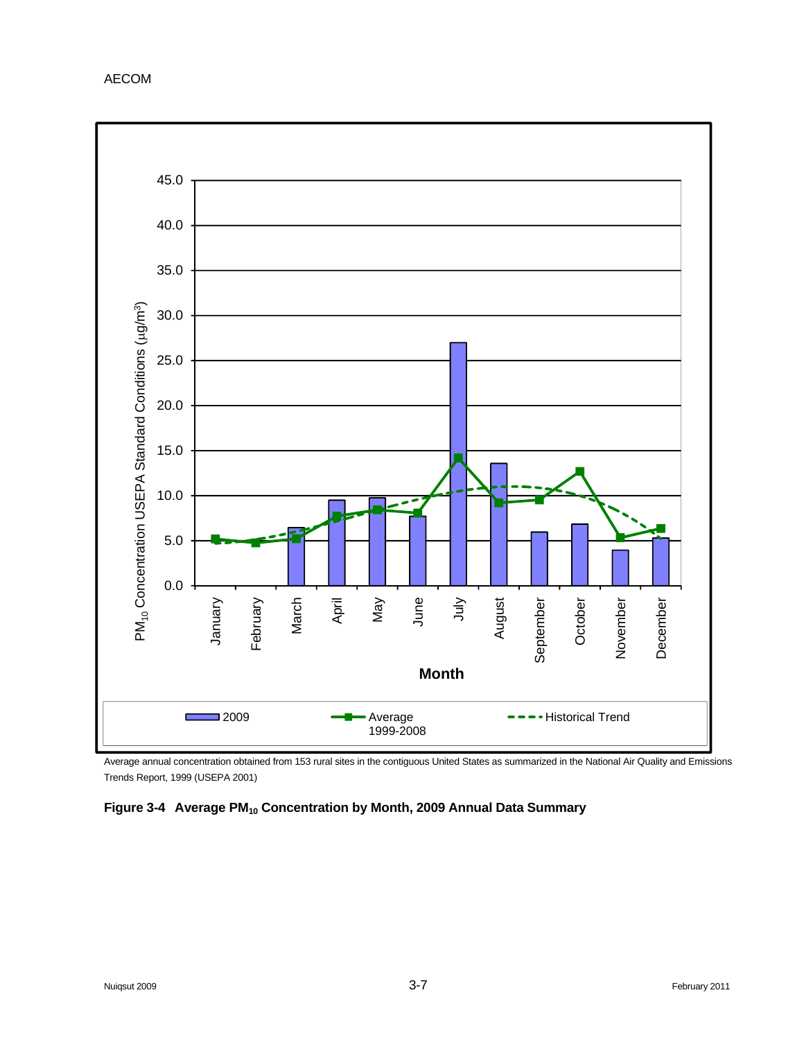Average annual concentration obtained from 153 rural sites in the contiguous United States as summarized in the National Air Quality and Emissions Trends Report, 1999 (USEPA 2001)

**Figure 3-4 Average $PM_{10}$ Concentration by Month, 2009 Annual Data Summary**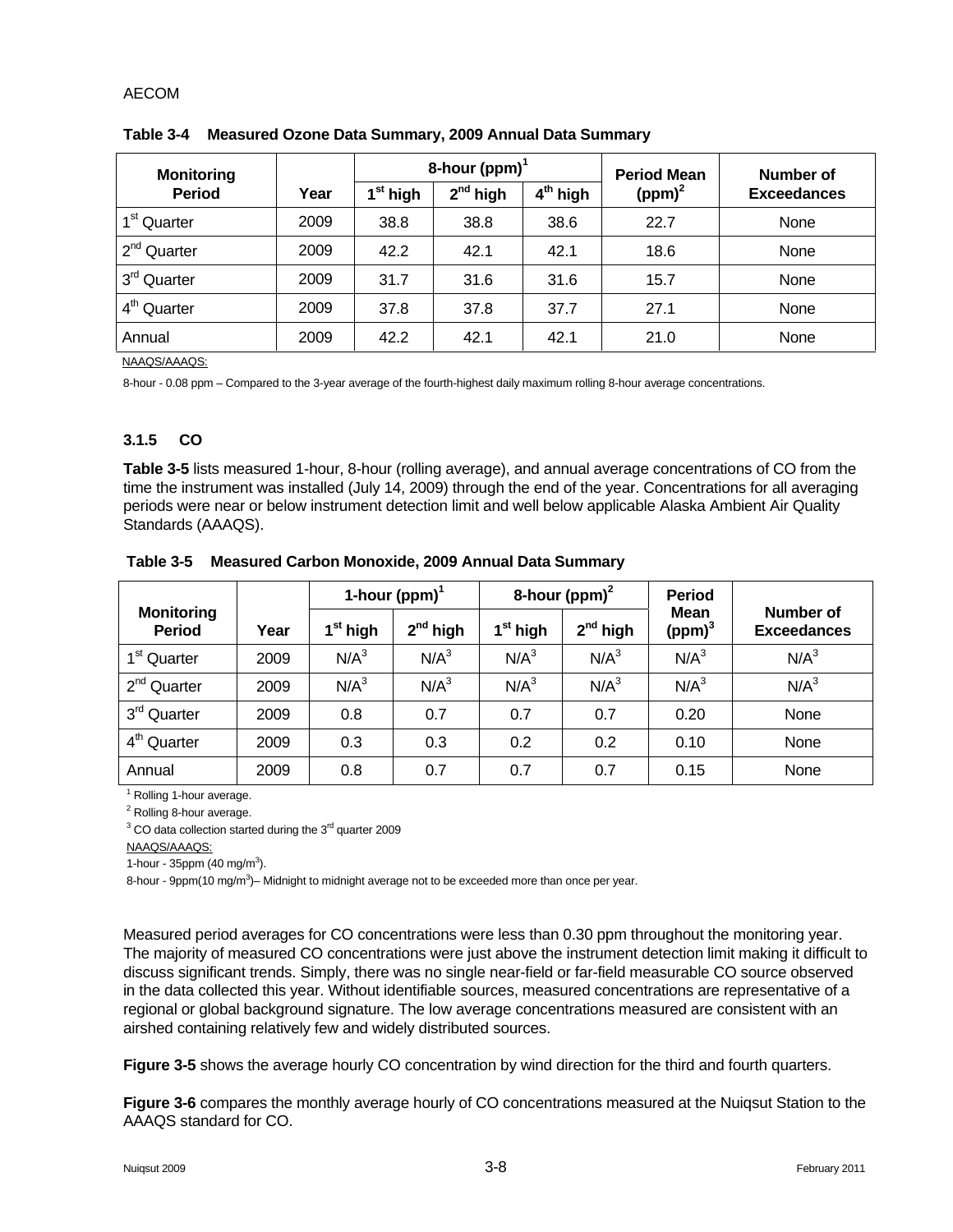**Table 3-4 Measured Ozone Data Summary, 2009 Annual Data Summary**

| Monitoring Period | Year | 8-hour (ppm)[1] | | | Period Mean (ppm)[2] | Number of Exceedances |
|---|---|---|---|---|---|---|
| | | 1st high | 2nd high | 4th high | | |
| 1st Quarter | 2009 | 38.8 | 38.8 | 38.6 | 22.7 | None |
| 2nd Quarter | 2009 | 42.2 | 42.1 | 42.1 | 18.6 | None |
| 3rd Quarter | 2009 | 31.7 | 31.6 | 31.6 | 15.7 | None |
| 4th Quarter | 2009 | 37.8 | 37.8 | 37.7 | 27.1 | None |
| Annual | 2009 | 42.2 | 42.1 | 42.1 | 21.0 | None |

NAAQS/AAAQS:

8-hour - 0.08 ppm – Compared to the 3-year average of the fourth-highest daily maximum rolling 8-hour average concentrations.

### 3.1.5 CO

**Table 3-5** lists measured 1-hour, 8-hour (rolling average), and annual average concentrations of CO from the time the instrument was installed (July 14, 2009) through the end of the year. Concentrations for all averaging periods were near or below instrument detection limit and well below applicable Alaska Ambient Air Quality Standards (AAAQS).

**Table 3-5 Measured Carbon Monoxide, 2009 Annual Data Summary**

| Monitoring Period | Year | 1-hour (ppm)[1] | | 8-hour (ppm)[2] | | Period Mean (ppm)[3] | Number of Exceedances |
|---|---|---|---|---|---|---|---|
| | | 1st high | 2nd high | 1st high | 2nd high | | |
| 1st Quarter | 2009 | N/A[3] | N/A[3] | N/A[3] | N/A[3] | N/A[3] | N/A[3] |
| 2nd Quarter | 2009 | N/A[3] | N/A[3] | N/A[3] | N/A[3] | N/A[3] | N/A[3] |
| 3rd Quarter | 2009 | 0.8 | 0.7 | 0.7 | 0.7 | 0.20 | None |
| 4th Quarter | 2009 | 0.3 | 0.3 | 0.2 | 0.2 | 0.10 | None |
| Annual | 2009 | 0.8 | 0.7 | 0.7 | 0.7 | 0.15 | None |

[1] Rolling 1-hour average.

[2] Rolling 8-hour average.

[3] CO data collection started during the 3rd quarter 2009

NAAQS/AAAQS:

1-hour - 35ppm (40 mg/m$^3$).

8-hour - 9ppm(10 mg/m$^3$)– Midnight to midnight average not to be exceeded more than once per year.

Measured period averages for CO concentrations were less than 0.30 ppm throughout the monitoring year. The majority of measured CO concentrations were just above the instrument detection limit making it difficult to discuss significant trends. Simply, there was no single near-field or far-field measurable CO source observed in the data collected this year. Without identifiable sources, measured concentrations are representative of a regional or global background signature. The low average concentrations measured are consistent with an airshed containing relatively few and widely distributed sources.

**Figure 3-5** shows the average hourly CO concentration by wind direction for the third and fourth quarters.

**Figure 3-6** compares the monthly average hourly of CO concentrations measured at the Nuiqsut Station to the AAAQS standard for CO.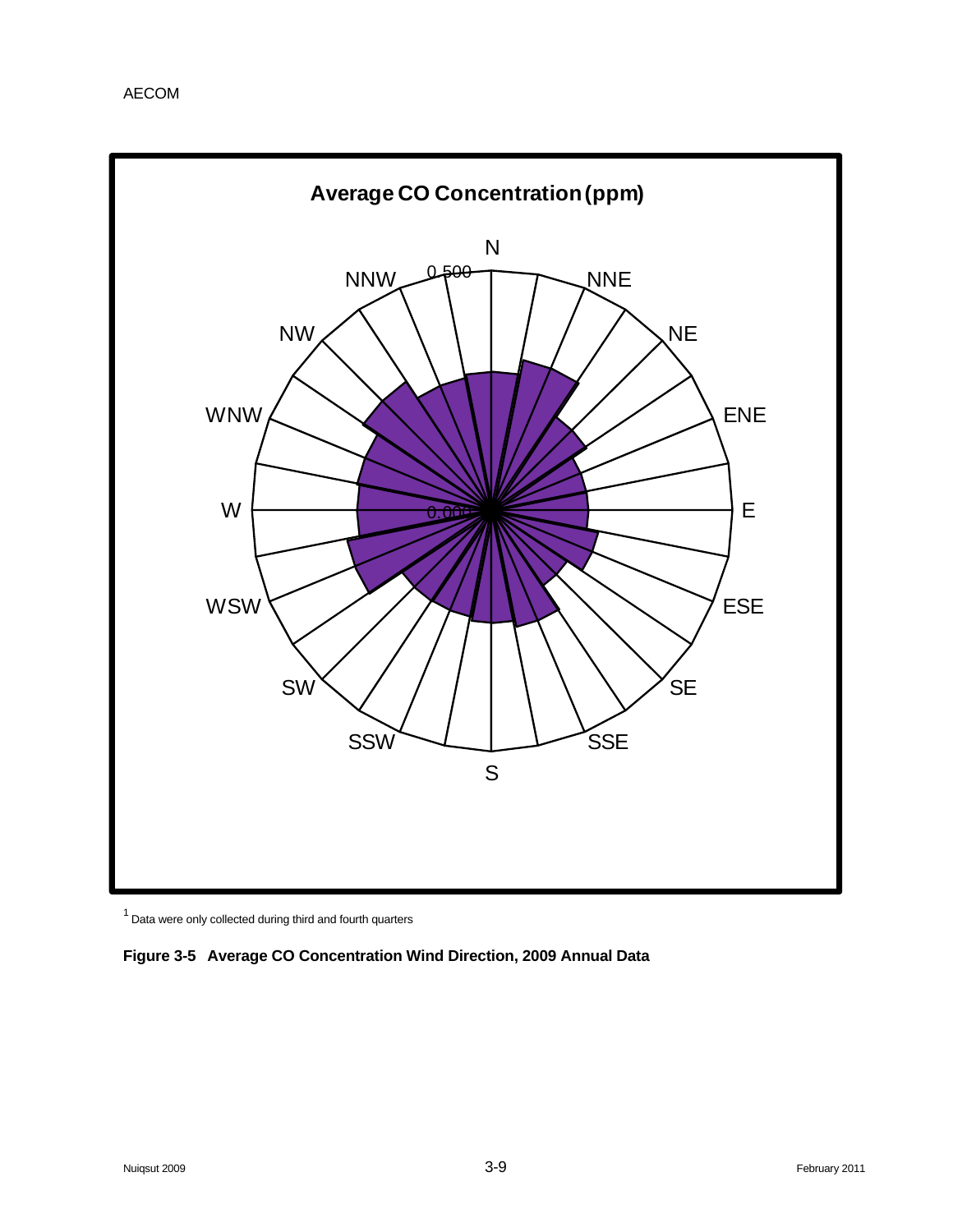**Average CO Concentration (ppm)**

N, NNE, NE, ENE, E, ESE, SE, SSE, S, SSW, SW, WSW, W, WNW, NW, NNW

0.500

0.000

[1] Data were only collected during third and fourth quarters

**Figure 3-5 Average CO Concentration Wind Direction, 2009 Annual Data**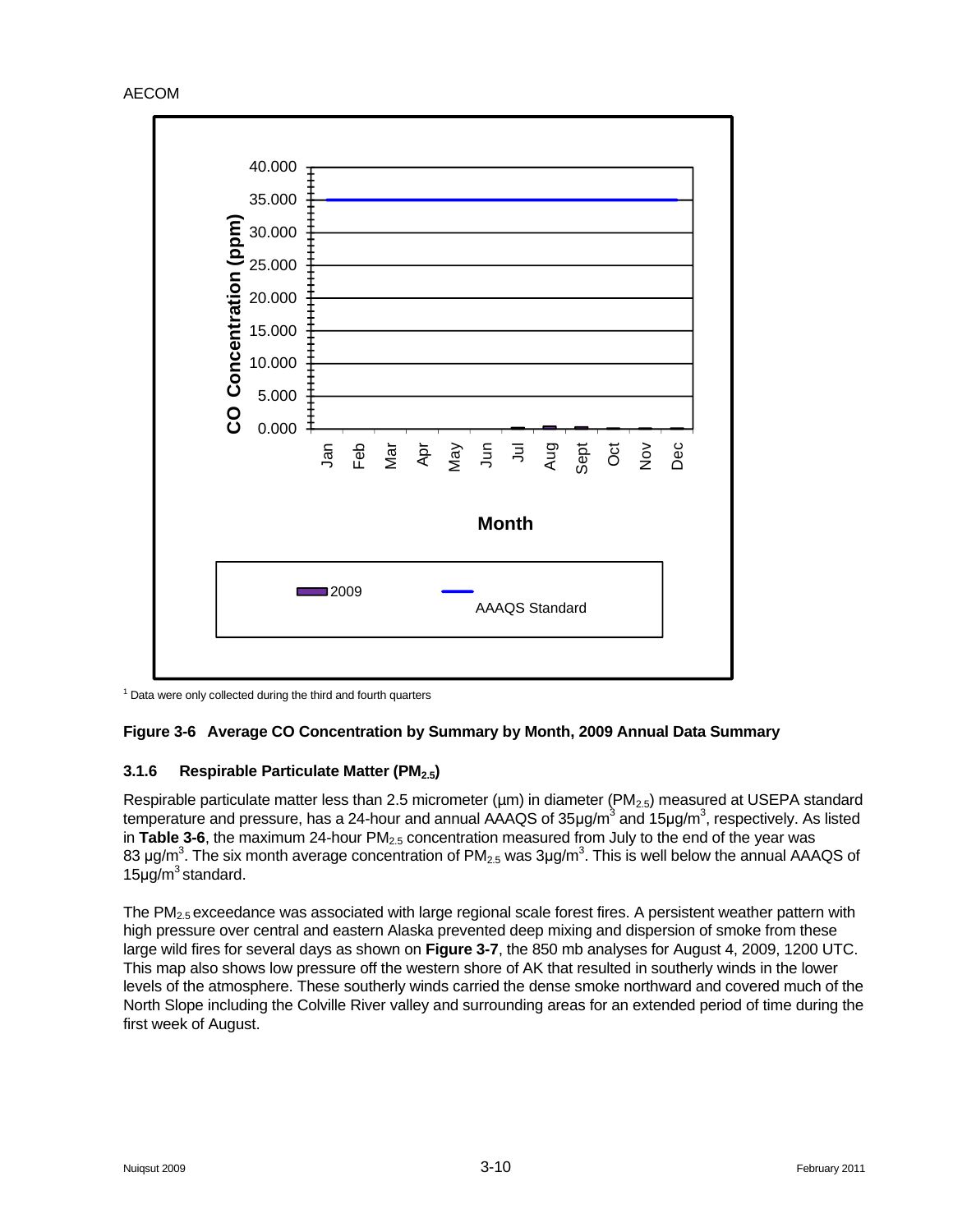[1] Data were only collected during the third and fourth quarters

**Figure 3-6 Average CO Concentration by Summary by Month, 2009 Annual Data Summary**

### 3.1.6 Respirable Particulate Matter ($PM_{2.5}$)

Respirable particulate matter less than 2.5 micrometer (µm) in diameter ($PM_{2.5}$) measured at USEPA standard temperature and pressure, has a 24-hour and annual AAAQS of 35µg/m$^3$ and 15µg/m$^3$, respectively. As listed in **Table 3-6**, the maximum 24-hour $PM_{2.5}$ concentration measured from July to the end of the year was 83 µg/m$^3$. The six month average concentration of $PM_{2.5}$ was 3µg/m$^3$. This is well below the annual AAAQS of 15µg/m$^3$ standard.

The $PM_{2.5}$ exceedance was associated with large regional scale forest fires. A persistent weather pattern with high pressure over central and eastern Alaska prevented deep mixing and dispersion of smoke from these large wild fires for several days as shown on **Figure 3-7**, the 850 mb analyses for August 4, 2009, 1200 UTC. This map also shows low pressure off the western shore of AK that resulted in southerly winds in the lower levels of the atmosphere. These southerly winds carried the dense smoke northward and covered much of the North Slope including the Colville River valley and surrounding areas for an extended period of time during the first week of August.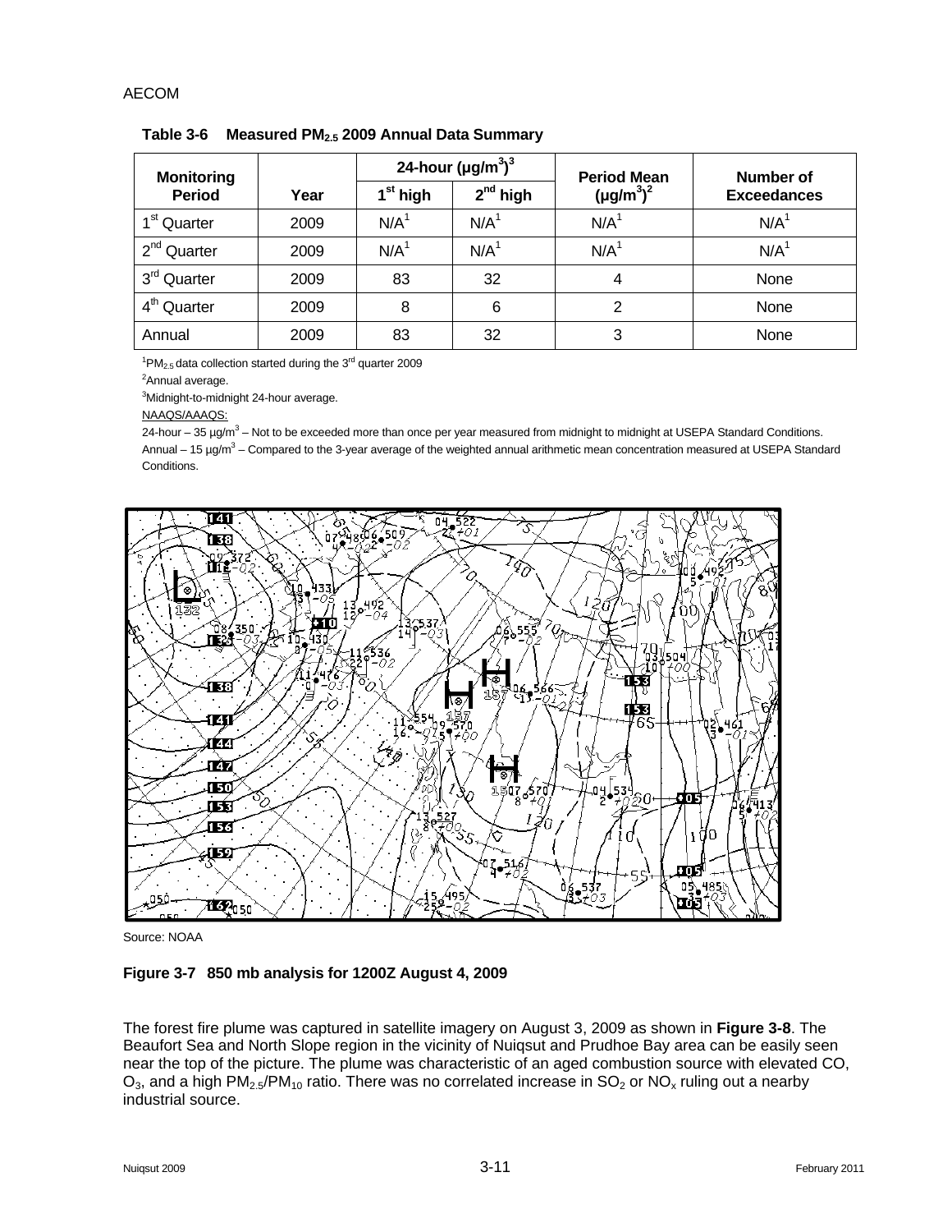**Table 3-6 Measured $PM_{2.5}$ 2009 Annual Data Summary**

| Monitoring Period | Year | 24-hour (µg/m³)[3] | | Period Mean (µg/m³)[2] | Number of Exceedances |
|---|---|---|---|---|---|
| | | 1st high | 2nd high | | |
| 1st Quarter | 2009 | N/A[1] | N/A[1] | N/A[1] | N/A[1] |
| 2nd Quarter | 2009 | N/A[1] | N/A[1] | N/A[1] | N/A[1] |
| 3rd Quarter | 2009 | 83 | 32 | 4 | None |
| 4th Quarter | 2009 | 8 | 6 | 2 | None |
| Annual | 2009 | 83 | 32 | 3 | None |

[1] $PM_{2.5}$ data collection started during the 3rd quarter 2009

[2] Annual average.

[3] Midnight-to-midnight 24-hour average.

NAAQS/AAAQS:

24-hour – 35 µg/m³ – Not to be exceeded more than once per year measured from midnight to midnight at USEPA Standard Conditions.

Annual – 15 µg/m³ – Compared to the 3-year average of the weighted annual arithmetic mean concentration measured at USEPA Standard Conditions.

Source: NOAA

**Figure 3-7 850 mb analysis for 1200Z August 4, 2009**

The forest fire plume was captured in satellite imagery on August 3, 2009 as shown in **Figure 3-8**. The Beaufort Sea and North Slope region in the vicinity of Nuiqsut and Prudhoe Bay area can be easily seen near the top of the picture. The plume was characteristic of an aged combustion source with elevated CO, $O_3$, and a high $PM_{2.5}/PM_{10}$ ratio. There was no correlated increase in $SO_2$ or $NO_x$ ruling out a nearby industrial source.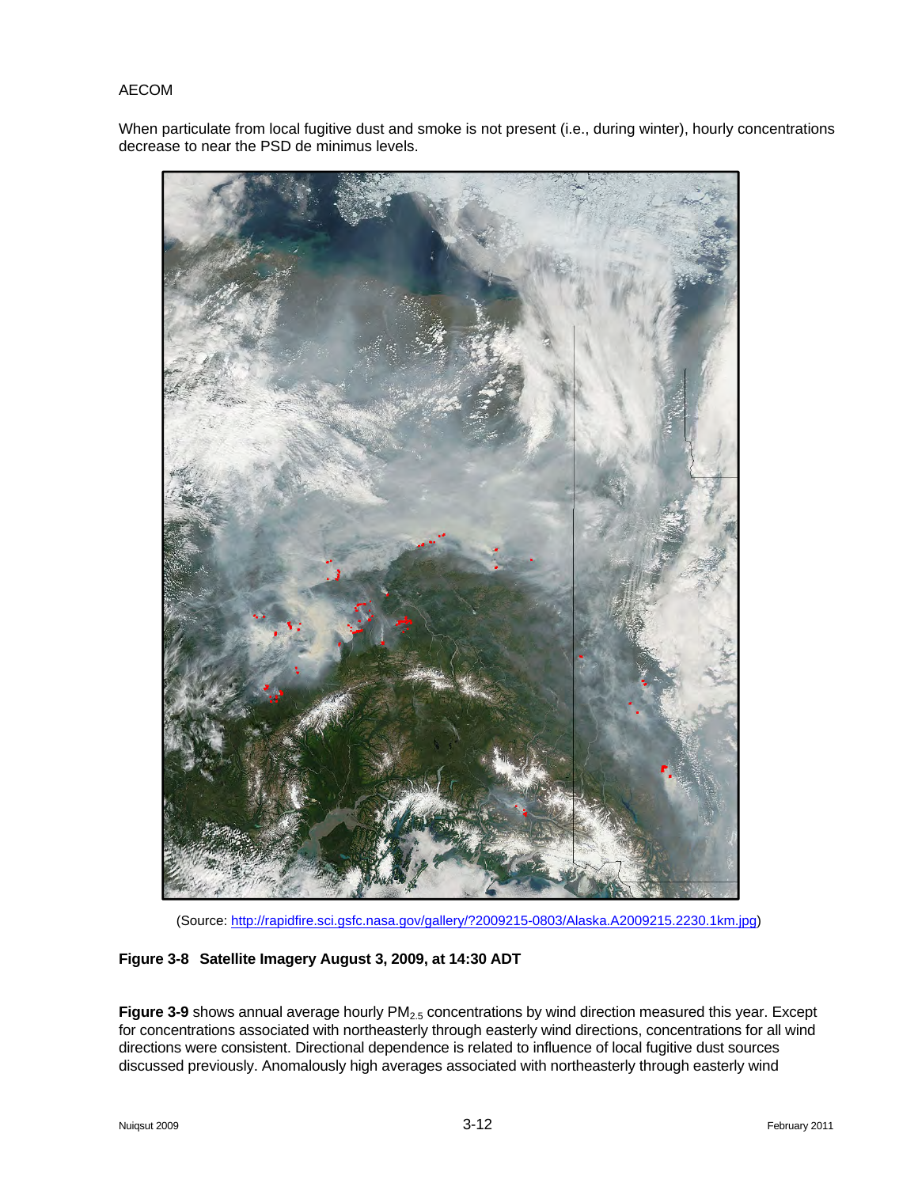When particulate from local fugitive dust and smoke is not present (i.e., during winter), hourly concentrations decrease to near the PSD de minimus levels.

(Source: http://rapidfire.sci.gsfc.nasa.gov/gallery/?2009215-0803/Alaska.A2009215.2230.1km.jpg)

**Figure 3-8 Satellite Imagery August 3, 2009, at 14:30 ADT**

**Figure 3-9** shows annual average hourly $PM_{2.5}$ concentrations by wind direction measured this year. Except for concentrations associated with northeasterly through easterly wind directions, concentrations for all wind directions were consistent. Directional dependence is related to influence of local fugitive dust sources discussed previously. Anomalously high averages associated with northeasterly through easterly wind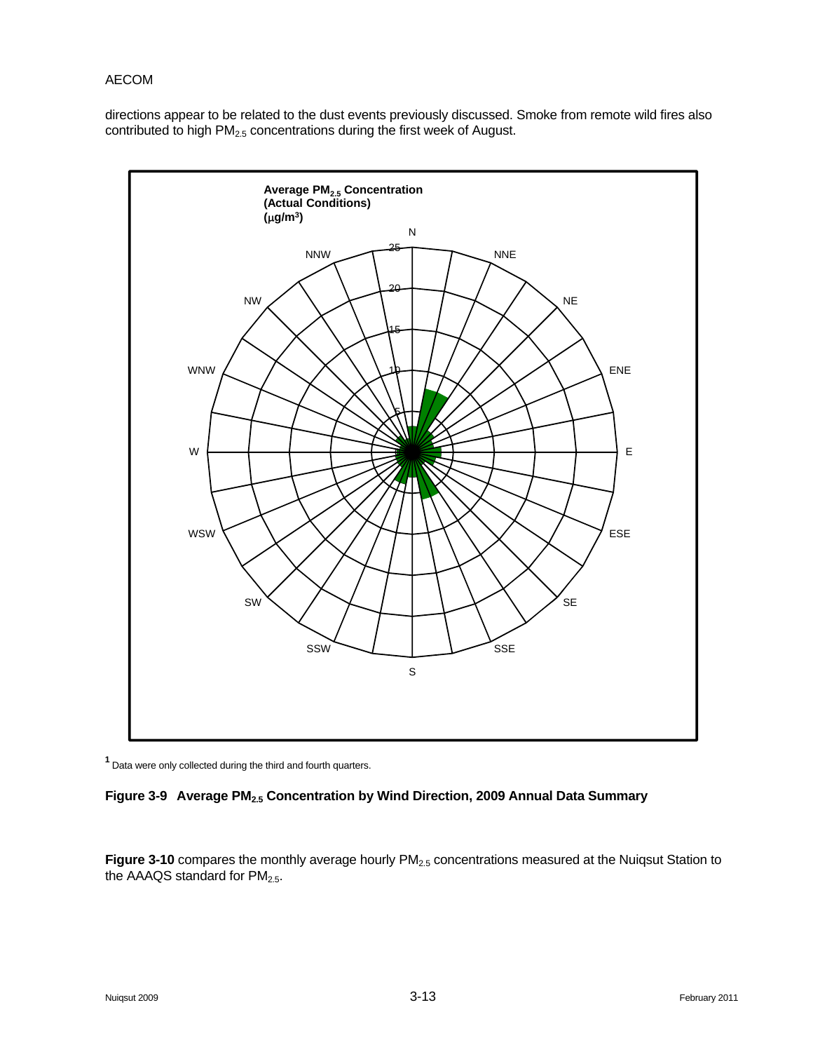directions appear to be related to the dust events previously discussed. Smoke from remote wild fires also contributed to high $PM_{2.5}$ concentrations during the first week of August.

[1] Data were only collected during the third and fourth quarters.

**Figure 3-9 Average $PM_{2.5}$ Concentration by Wind Direction, 2009 Annual Data Summary**

**Figure 3-10** compares the monthly average hourly $PM_{2.5}$ concentrations measured at the Nuiqsut Station to the AAAQS standard for $PM_{2.5}$.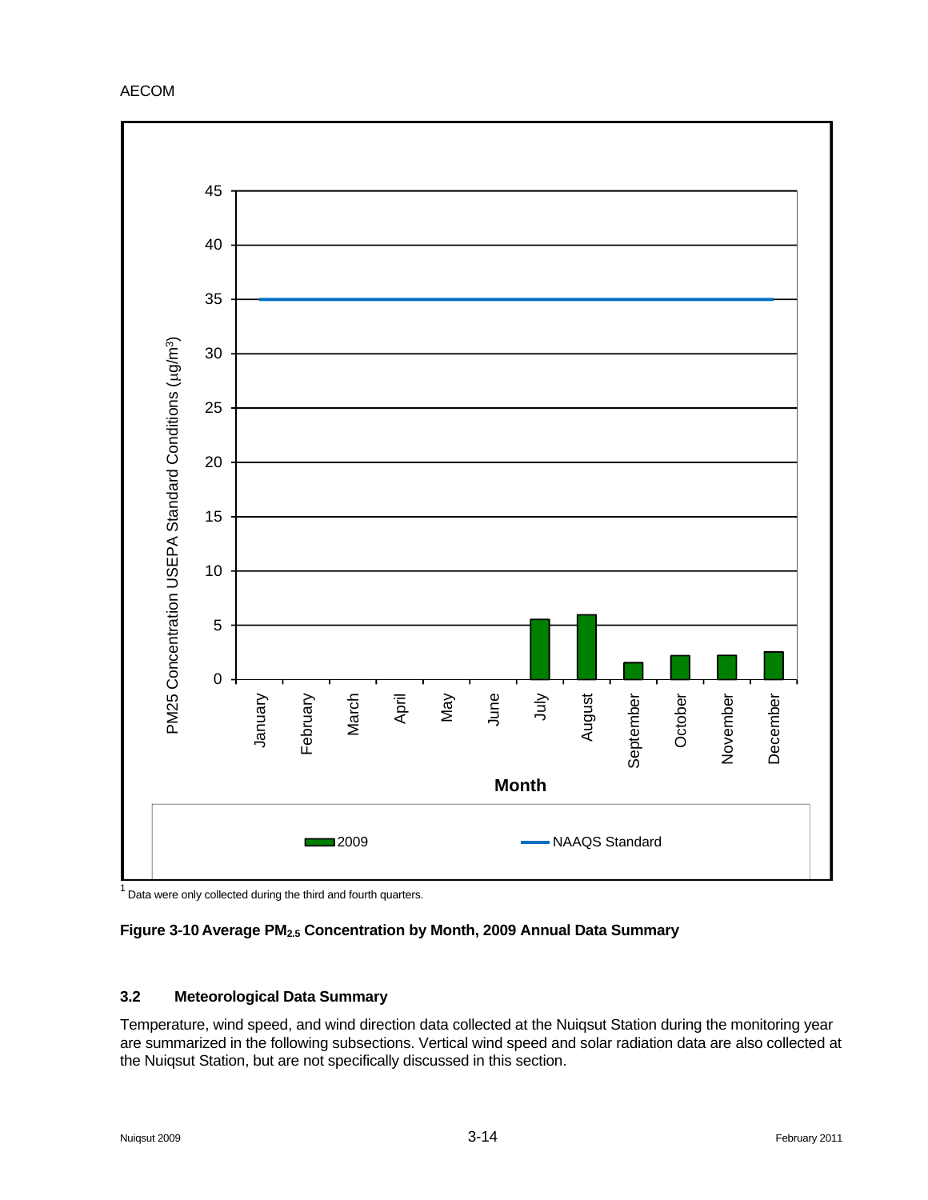[1] Data were only collected during the third and fourth quarters.

**Figure 3-10 Average $PM_{2.5}$ Concentration by Month, 2009 Annual Data Summary**

### 3.2 Meteorological Data Summary

Temperature, wind speed, and wind direction data collected at the Nuiqsut Station during the monitoring year are summarized in the following subsections. Vertical wind speed and solar radiation data are also collected at the Nuiqsut Station, but are not specifically discussed in this section.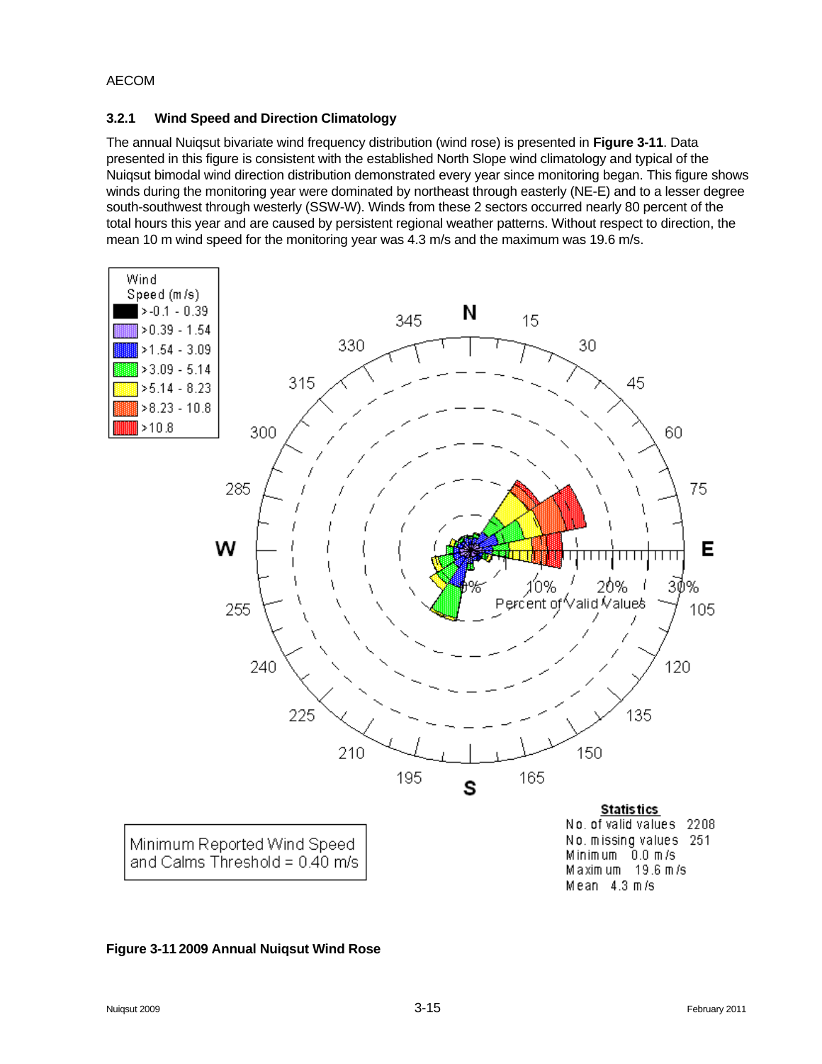### 3.2.1 Wind Speed and Direction Climatology

The annual Nuiqsut bivariate wind frequency distribution (wind rose) is presented in **Figure 3-11**. Data presented in this figure is consistent with the established North Slope wind climatology and typical of the Nuiqsut bimodal wind direction distribution demonstrated every year since monitoring began. This figure shows winds during the monitoring year were dominated by northeast through easterly (NE-E) and to a lesser degree south-southwest through westerly (SSW-W). Winds from these 2 sectors occurred nearly 80 percent of the total hours this year and are caused by persistent regional weather patterns. Without respect to direction, the mean 10 m wind speed for the monitoring year was 4.3 m/s and the maximum was 19.6 m/s.

**Figure 3-11 2009 Annual Nuiqsut Wind Rose**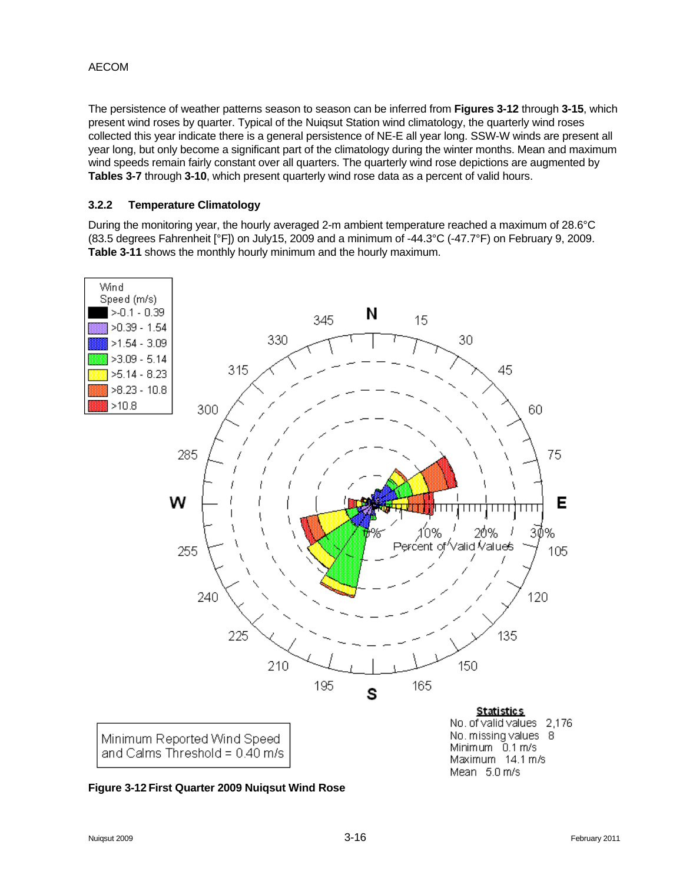The persistence of weather patterns season to season can be inferred from **Figures 3-12** through **3-15**, which present wind roses by quarter. Typical of the Nuiqsut Station wind climatology, the quarterly wind roses collected this year indicate there is a general persistence of NE-E all year long. SSW-W winds are present all year long, but only become a significant part of the climatology during the winter months. Mean and maximum wind speeds remain fairly constant over all quarters. The quarterly wind rose depictions are augmented by **Tables 3-7** through **3-10**, which present quarterly wind rose data as a percent of valid hours.

### 3.2.2 Temperature Climatology

During the monitoring year, the hourly averaged 2-m ambient temperature reached a maximum of 28.6°C (83.5 degrees Fahrenheit [°F]) on July15, 2009 and a minimum of -44.3°C (-47.7°F) on February 9, 2009. **Table 3-11** shows the monthly hourly minimum and the hourly maximum.

Wind Speed (m/s)
- >-0.1 - 0.39
- >0.39 - 1.54
- >1.54 - 3.09
- >3.09 - 5.14
- >5.14 - 8.23
- >8.23 - 10.8
- >10.8

Minimum Reported Wind Speed and Calms Threshold = 0.40 m/s

**Statistics**
No. of valid values 2,176
No. missing values 8
Minimum 0.1 m/s
Maximum 14.1 m/s
Mean 5.0 m/s

**Figure 3-12 First Quarter 2009 Nuiqsut Wind Rose**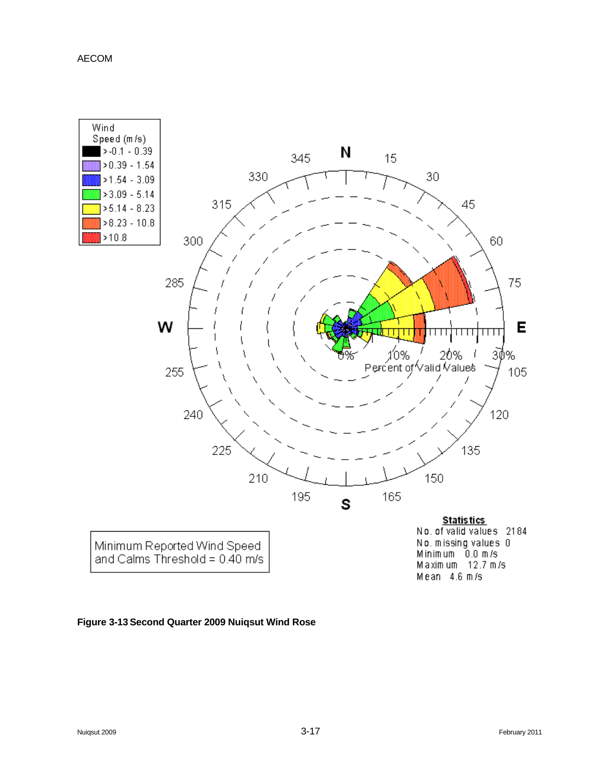Wind Speed (m/s)

- >-0.1 - 0.39
- >0.39 - 1.54
- >1.54 - 3.09
- >3.09 - 5.14
- >5.14 - 8.23
- >8.23 - 10.8
- >10.8

Minimum Reported Wind Speed and Calms Threshold = 0.40 m/s

**Statistics**

No. of valid values 2184
No. missing values 0
Minimum 0.0 m/s
Maximum 12.7 m/s
Mean 4.6 m/s

**Figure 3-13 Second Quarter 2009 Nuiqsut Wind Rose**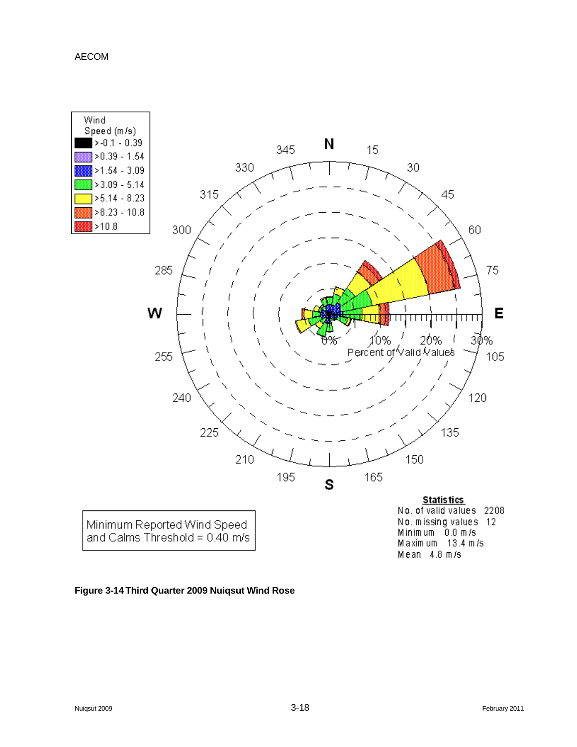Wind Speed (m/s)
- >-0.1 - 0.39
- >0.39 - 1.54
- >1.54 - 3.09
- >3.09 - 5.14
- >5.14 - 8.23
- >8.23 - 10.8
- >10.8

Minimum Reported Wind Speed and Calms Threshold = 0.40 m/s

**Statistics**

No. of valid values 2208
No. missing values 12
Minimum 0.0 m/s
Maximum 13.4 m/s
Mean 4.8 m/s

**Figure 3-14 Third Quarter 2009 Nuiqsut Wind Rose**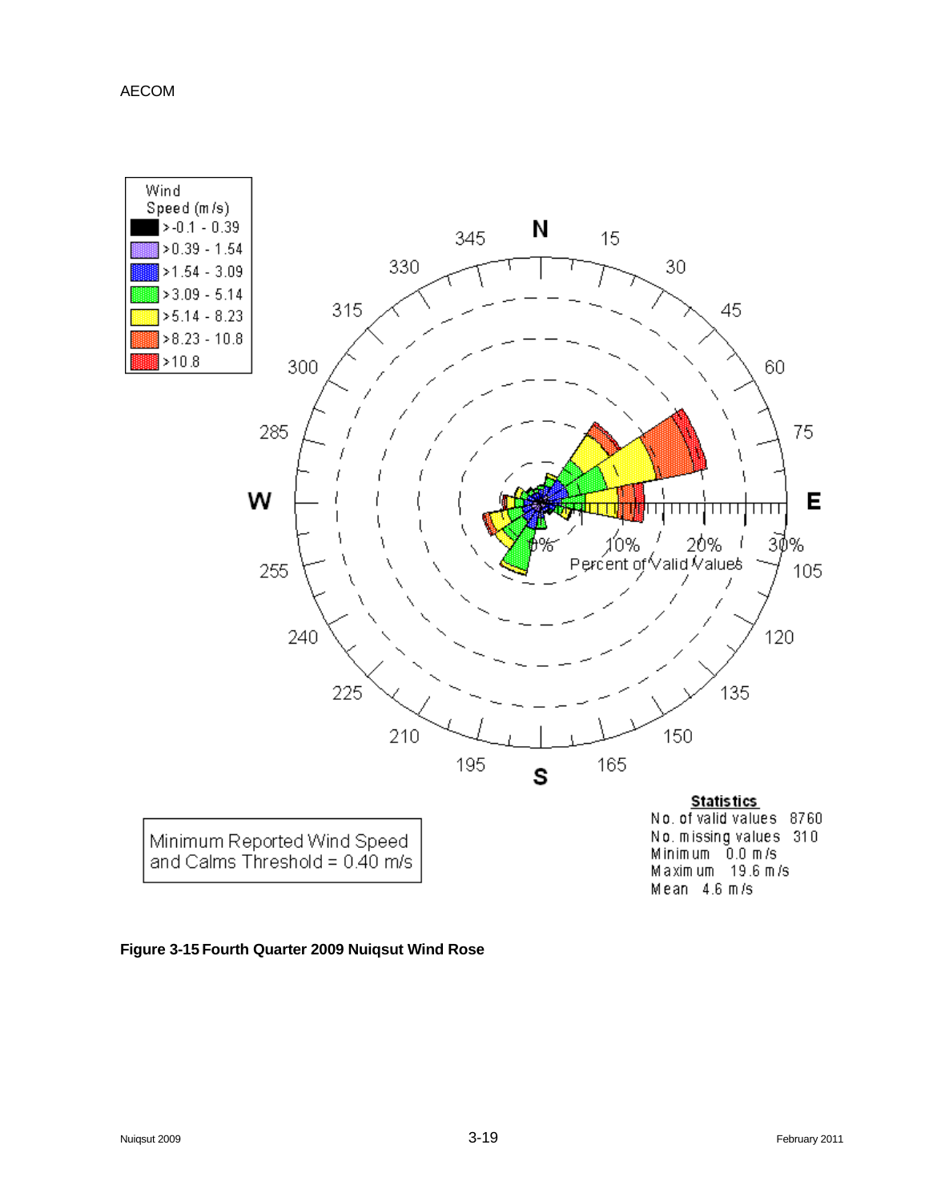Wind Speed (m/s)

- >-0.1 - 0.39
- >0.39 - 1.54
- >1.54 - 3.09
- >3.09 - 5.14
- >5.14 - 8.23
- >8.23 - 10.8
- >10.8

Percent of Valid Values

Minimum Reported Wind Speed and Calms Threshold = 0.40 m/s

**Statistics**

No. of valid values 8760
No. missing values 310
Minimum 0.0 m/s
Maximum 19.6 m/s
Mean 4.6 m/s

**Figure 3-15 Fourth Quarter 2009 Nuiqsut Wind Rose**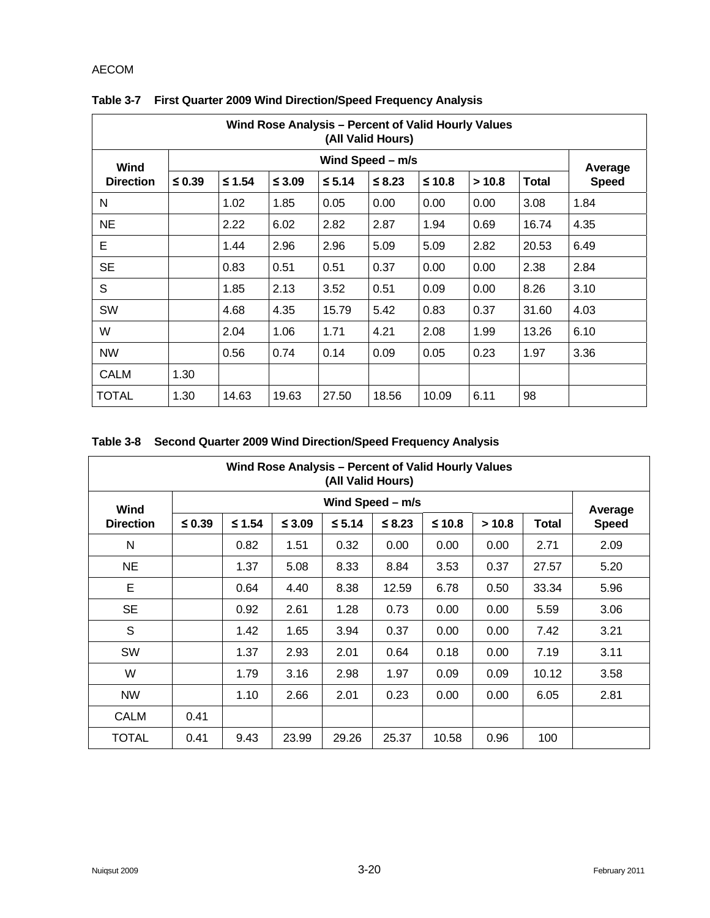AECOM

**Table 3-7 First Quarter 2009 Wind Direction/Speed Frequency Analysis**

| Wind Rose Analysis – Percent of Valid Hourly Values (All Valid Hours) | | | | | | | | | |
|---|---|---|---|---|---|---|---|---|---|
| **Wind Direction** | **Wind Speed – m/s** | | | | | | | | **Average Speed** |
| | **≤ 0.39** | **≤ 1.54** | **≤ 3.09** | **≤ 5.14** | **≤ 8.23** | **≤ 10.8** | **> 10.8** | **Total** | |
| N | | 1.02 | 1.85 | 0.05 | 0.00 | 0.00 | 0.00 | 3.08 | 1.84 |
| NE | | 2.22 | 6.02 | 2.82 | 2.87 | 1.94 | 0.69 | 16.74 | 4.35 |
| E | | 1.44 | 2.96 | 2.96 | 5.09 | 5.09 | 2.82 | 20.53 | 6.49 |
| SE | | 0.83 | 0.51 | 0.51 | 0.37 | 0.00 | 0.00 | 2.38 | 2.84 |
| S | | 1.85 | 2.13 | 3.52 | 0.51 | 0.09 | 0.00 | 8.26 | 3.10 |
| SW | | 4.68 | 4.35 | 15.79 | 5.42 | 0.83 | 0.37 | 31.60 | 4.03 |
| W | | 2.04 | 1.06 | 1.71 | 4.21 | 2.08 | 1.99 | 13.26 | 6.10 |
| NW | | 0.56 | 0.74 | 0.14 | 0.09 | 0.05 | 0.23 | 1.97 | 3.36 |
| CALM | 1.30 | | | | | | | | |
| TOTAL | 1.30 | 14.63 | 19.63 | 27.50 | 18.56 | 10.09 | 6.11 | 98 | |

**Table 3-8 Second Quarter 2009 Wind Direction/Speed Frequency Analysis**

| Wind Rose Analysis – Percent of Valid Hourly Values (All Valid Hours) | | | | | | | | | |
|---|---|---|---|---|---|---|---|---|---|
| **Wind Direction** | **Wind Speed – m/s** | | | | | | | | **Average Speed** |
| | **≤ 0.39** | **≤ 1.54** | **≤ 3.09** | **≤ 5.14** | **≤ 8.23** | **≤ 10.8** | **> 10.8** | **Total** | |
| N | | 0.82 | 1.51 | 0.32 | 0.00 | 0.00 | 0.00 | 2.71 | 2.09 |
| NE | | 1.37 | 5.08 | 8.33 | 8.84 | 3.53 | 0.37 | 27.57 | 5.20 |
| E | | 0.64 | 4.40 | 8.38 | 12.59 | 6.78 | 0.50 | 33.34 | 5.96 |
| SE | | 0.92 | 2.61 | 1.28 | 0.73 | 0.00 | 0.00 | 5.59 | 3.06 |
| S | | 1.42 | 1.65 | 3.94 | 0.37 | 0.00 | 0.00 | 7.42 | 3.21 |
| SW | | 1.37 | 2.93 | 2.01 | 0.64 | 0.18 | 0.00 | 7.19 | 3.11 |
| W | | 1.79 | 3.16 | 2.98 | 1.97 | 0.09 | 0.09 | 10.12 | 3.58 |
| NW | | 1.10 | 2.66 | 2.01 | 0.23 | 0.00 | 0.00 | 6.05 | 2.81 |
| CALM | 0.41 | | | | | | | | |
| TOTAL | 0.41 | 9.43 | 23.99 | 29.26 | 25.37 | 10.58 | 0.96 | 100 | |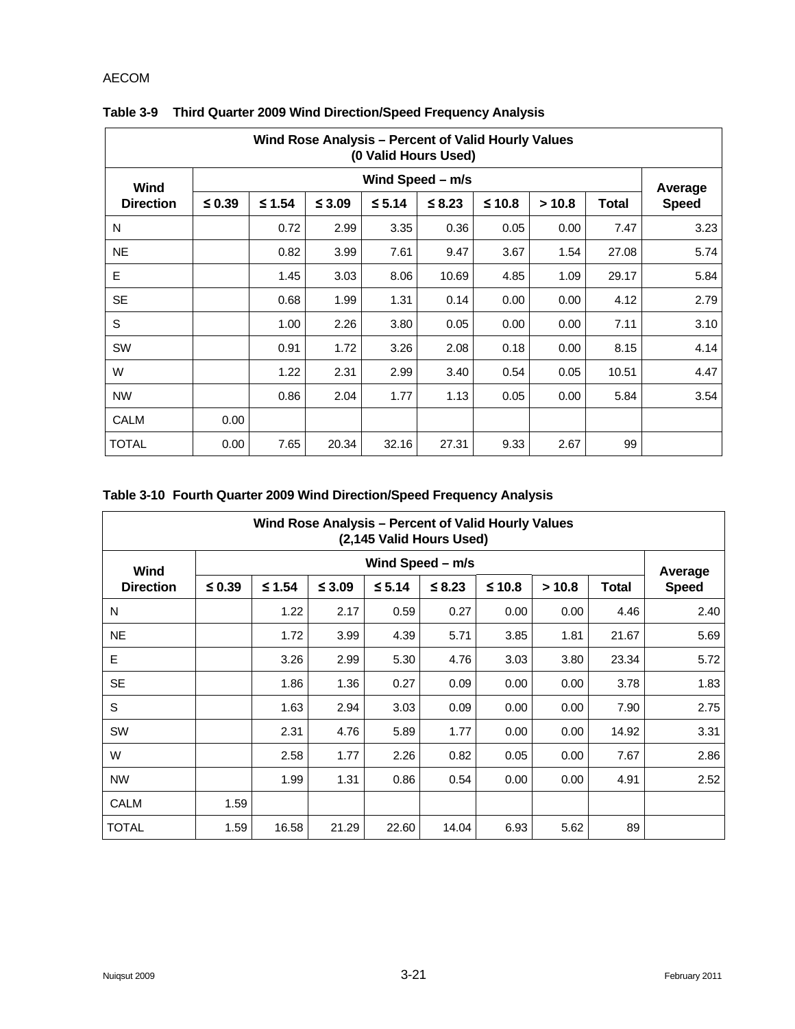**Table 3-9 Third Quarter 2009 Wind Direction/Speed Frequency Analysis**

| Wind Rose Analysis – Percent of Valid Hourly Values (0 Valid Hours Used) | | | | | | | | | |
|---|---|---|---|---|---|---|---|---|---|
| Wind Direction | Wind Speed – m/s | | | | | | | | Average Speed |
| | ≤ 0.39 | ≤ 1.54 | ≤ 3.09 | ≤ 5.14 | ≤ 8.23 | ≤ 10.8 | > 10.8 | Total | |
| N | | 0.72 | 2.99 | 3.35 | 0.36 | 0.05 | 0.00 | 7.47 | 3.23 |
| NE | | 0.82 | 3.99 | 7.61 | 9.47 | 3.67 | 1.54 | 27.08 | 5.74 |
| E | | 1.45 | 3.03 | 8.06 | 10.69 | 4.85 | 1.09 | 29.17 | 5.84 |
| SE | | 0.68 | 1.99 | 1.31 | 0.14 | 0.00 | 0.00 | 4.12 | 2.79 |
| S | | 1.00 | 2.26 | 3.80 | 0.05 | 0.00 | 0.00 | 7.11 | 3.10 |
| SW | | 0.91 | 1.72 | 3.26 | 2.08 | 0.18 | 0.00 | 8.15 | 4.14 |
| W | | 1.22 | 2.31 | 2.99 | 3.40 | 0.54 | 0.05 | 10.51 | 4.47 |
| NW | | 0.86 | 2.04 | 1.77 | 1.13 | 0.05 | 0.00 | 5.84 | 3.54 |
| CALM | 0.00 | | | | | | | | |
| TOTAL | 0.00 | 7.65 | 20.34 | 32.16 | 27.31 | 9.33 | 2.67 | 99 | |

**Table 3-10 Fourth Quarter 2009 Wind Direction/Speed Frequency Analysis**

| Wind Rose Analysis – Percent of Valid Hourly Values (2,145 Valid Hours Used) | | | | | | | | | |
|---|---|---|---|---|---|---|---|---|---|
| Wind Direction | Wind Speed – m/s | | | | | | | | Average Speed |
| | ≤ 0.39 | ≤ 1.54 | ≤ 3.09 | ≤ 5.14 | ≤ 8.23 | ≤ 10.8 | > 10.8 | Total | |
| N | | 1.22 | 2.17 | 0.59 | 0.27 | 0.00 | 0.00 | 4.46 | 2.40 |
| NE | | 1.72 | 3.99 | 4.39 | 5.71 | 3.85 | 1.81 | 21.67 | 5.69 |
| E | | 3.26 | 2.99 | 5.30 | 4.76 | 3.03 | 3.80 | 23.34 | 5.72 |
| SE | | 1.86 | 1.36 | 0.27 | 0.09 | 0.00 | 0.00 | 3.78 | 1.83 |
| S | | 1.63 | 2.94 | 3.03 | 0.09 | 0.00 | 0.00 | 7.90 | 2.75 |
| SW | | 2.31 | 4.76 | 5.89 | 1.77 | 0.00 | 0.00 | 14.92 | 3.31 |
| W | | 2.58 | 1.77 | 2.26 | 0.82 | 0.05 | 0.00 | 7.67 | 2.86 |
| NW | | 1.99 | 1.31 | 0.86 | 0.54 | 0.00 | 0.00 | 4.91 | 2.52 |
| CALM | 1.59 | | | | | | | | |
| TOTAL | 1.59 | 16.58 | 21.29 | 22.60 | 14.04 | 6.93 | 5.62 | 89 | |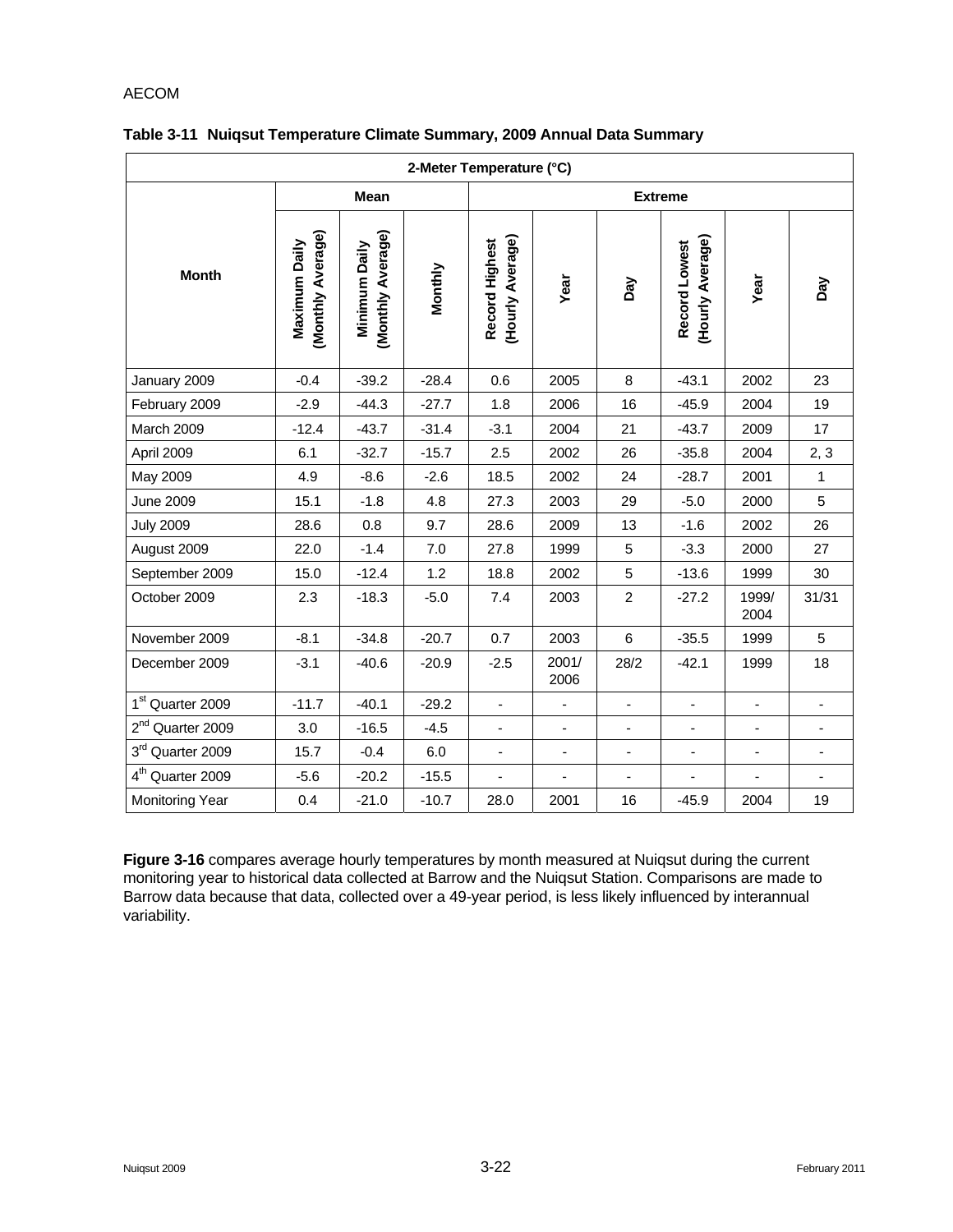**Table 3-11 Nuiqsut Temperature Climate Summary, 2009 Annual Data Summary**

| Month | 2-Meter Temperature (°C) | | | | | | | | |
|---|---|---|---|---|---|---|---|---|---|
| | Mean | | | Extreme | | | | | |
| | Maximum Daily (Monthly Average) | Minimum Daily (Monthly Average) | Monthly | Record Highest (Hourly Average) | Year | Day | Record Lowest (Hourly Average) | Year | Day |
| January 2009 | -0.4 | -39.2 | -28.4 | 0.6 | 2005 | 8 | -43.1 | 2002 | 23 |
| February 2009 | -2.9 | -44.3 | -27.7 | 1.8 | 2006 | 16 | -45.9 | 2004 | 19 |
| March 2009 | -12.4 | -43.7 | -31.4 | -3.1 | 2004 | 21 | -43.7 | 2009 | 17 |
| April 2009 | 6.1 | -32.7 | -15.7 | 2.5 | 2002 | 26 | -35.8 | 2004 | 2, 3 |
| May 2009 | 4.9 | -8.6 | -2.6 | 18.5 | 2002 | 24 | -28.7 | 2001 | 1 |
| June 2009 | 15.1 | -1.8 | 4.8 | 27.3 | 2003 | 29 | -5.0 | 2000 | 5 |
| July 2009 | 28.6 | 0.8 | 9.7 | 28.6 | 2009 | 13 | -1.6 | 2002 | 26 |
| August 2009 | 22.0 | -1.4 | 7.0 | 27.8 | 1999 | 5 | -3.3 | 2000 | 27 |
| September 2009 | 15.0 | -12.4 | 1.2 | 18.8 | 2002 | 5 | -13.6 | 1999 | 30 |
| October 2009 | 2.3 | -18.3 | -5.0 | 7.4 | 2003 | 2 | -27.2 | 1999/ 2004 | 31/31 |
| November 2009 | -8.1 | -34.8 | -20.7 | 0.7 | 2003 | 6 | -35.5 | 1999 | 5 |
| December 2009 | -3.1 | -40.6 | -20.9 | -2.5 | 2001/ 2006 | 28/2 | -42.1 | 1999 | 18 |
| 1st Quarter 2009 | -11.7 | -40.1 | -29.2 | - | - | - | - | - | - |
| 2nd Quarter 2009 | 3.0 | -16.5 | -4.5 | - | - | - | - | - | - |
| 3rd Quarter 2009 | 15.7 | -0.4 | 6.0 | - | - | - | - | - | - |
| 4th Quarter 2009 | -5.6 | -20.2 | -15.5 | - | - | - | - | - | - |
| Monitoring Year | 0.4 | -21.0 | -10.7 | 28.0 | 2001 | 16 | -45.9 | 2004 | 19 |

**Figure 3-16** compares average hourly temperatures by month measured at Nuiqsut during the current monitoring year to historical data collected at Barrow and the Nuiqsut Station. Comparisons are made to Barrow data because that data, collected over a 49-year period, is less likely influenced by interannual variability.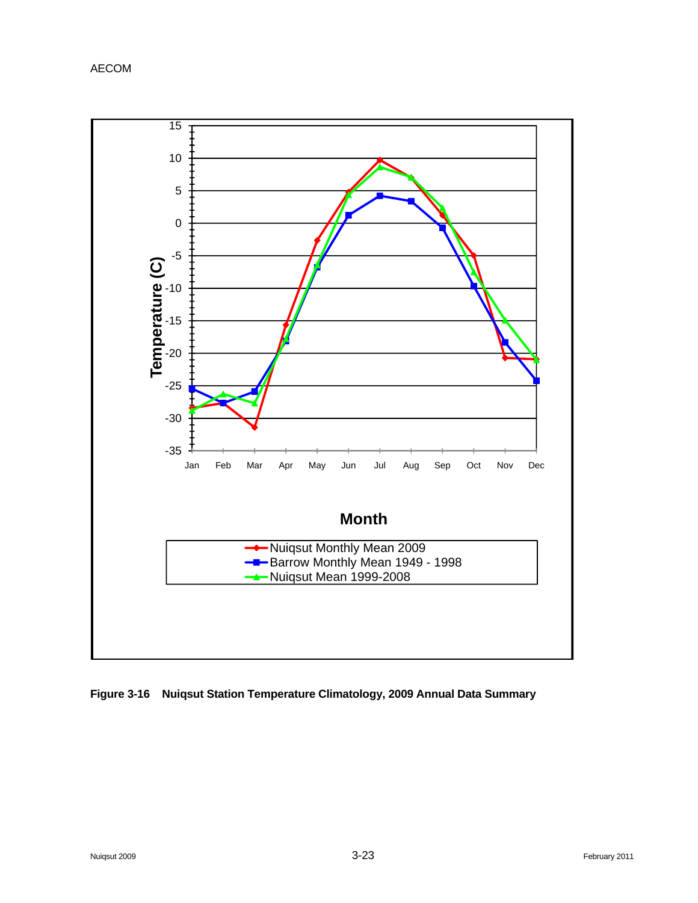**Figure 3-16 Nuiqsut Station Temperature Climatology, 2009 Annual Data Summary**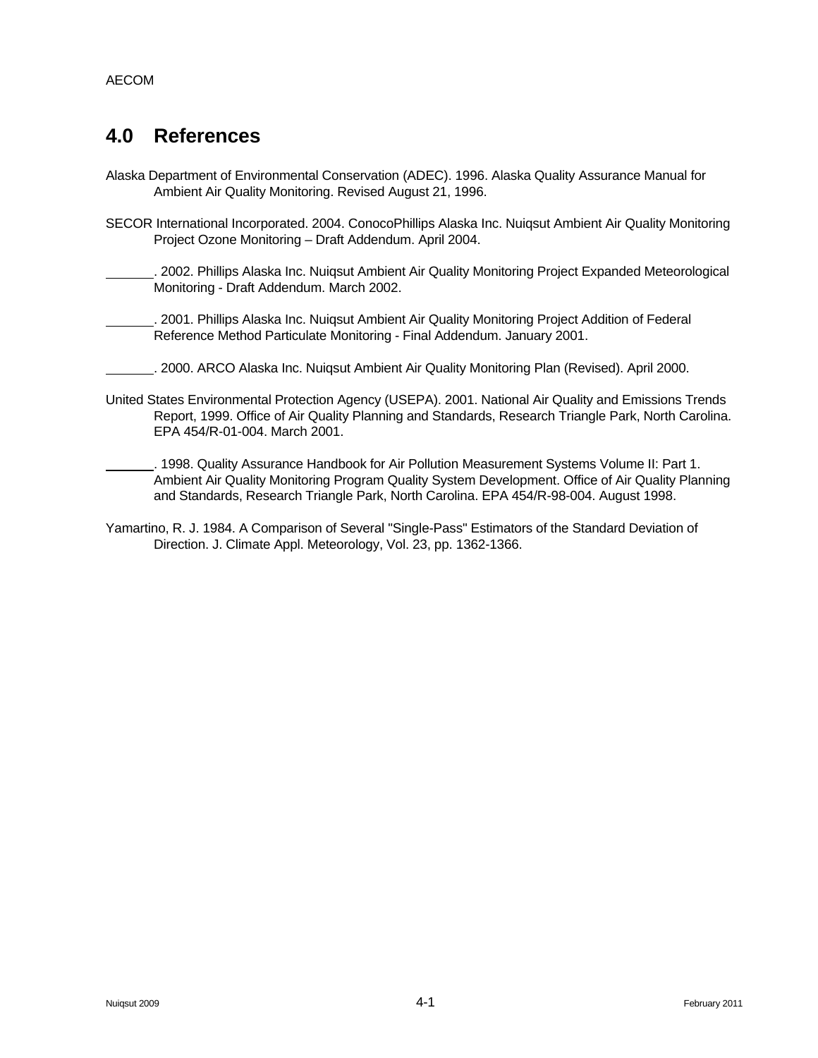## 4.0 References

Alaska Department of Environmental Conservation (ADEC). 1996. Alaska Quality Assurance Manual for Ambient Air Quality Monitoring. Revised August 21, 1996.

SECOR International Incorporated. 2004. ConocoPhillips Alaska Inc. Nuiqsut Ambient Air Quality Monitoring Project Ozone Monitoring – Draft Addendum. April 2004.

\_\_\_\_\_\_\_. 2002. Phillips Alaska Inc. Nuiqsut Ambient Air Quality Monitoring Project Expanded Meteorological Monitoring - Draft Addendum. March 2002.

\_\_\_\_\_\_\_. 2001. Phillips Alaska Inc. Nuiqsut Ambient Air Quality Monitoring Project Addition of Federal Reference Method Particulate Monitoring - Final Addendum. January 2001.

\_\_\_\_\_\_\_. 2000. ARCO Alaska Inc. Nuiqsut Ambient Air Quality Monitoring Plan (Revised). April 2000.

United States Environmental Protection Agency (USEPA). 2001. National Air Quality and Emissions Trends Report, 1999. Office of Air Quality Planning and Standards, Research Triangle Park, North Carolina. EPA 454/R-01-004. March 2001.

\_\_\_\_\_\_\_. 1998. Quality Assurance Handbook for Air Pollution Measurement Systems Volume II: Part 1. Ambient Air Quality Monitoring Program Quality System Development. Office of Air Quality Planning and Standards, Research Triangle Park, North Carolina. EPA 454/R-98-004. August 1998.

Yamartino, R. J. 1984. A Comparison of Several "Single-Pass" Estimators of the Standard Deviation of Direction. J. Climate Appl. Meteorology, Vol. 23, pp. 1362-1366.